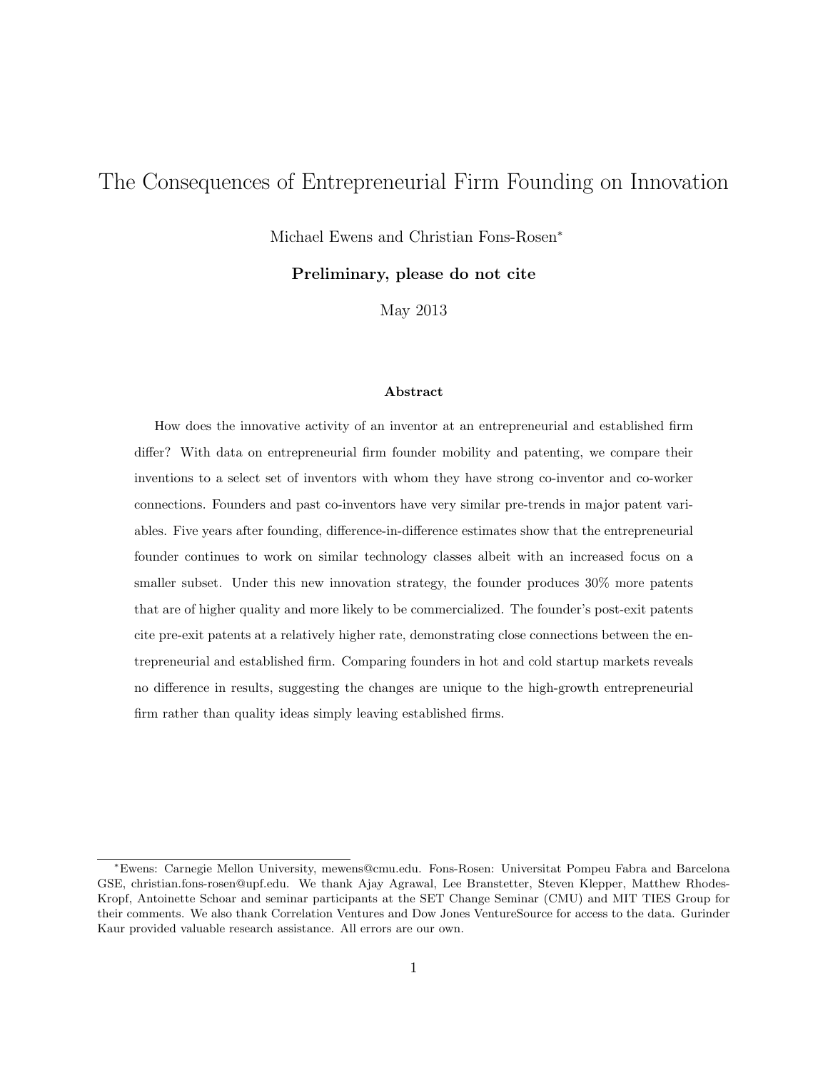# The Consequences of Entrepreneurial Firm Founding on Innovation

Michael Ewens and Christian Fons-Rosen*

**Preliminary, please do not cite**

May 2013

### Abstract

How does the innovative activity of an inventor at an entrepreneurial and established firm differ? With data on entrepreneurial firm founder mobility and patenting, we compare their inventions to a select set of inventors with whom they have strong co-inventor and co-worker connections. Founders and past co-inventors have very similar pre-trends in major patent variables. Five years after founding, difference-in-difference estimates show that the entrepreneurial founder continues to work on similar technology classes albeit with an increased focus on a smaller subset. Under this new innovation strategy, the founder produces 30% more patents that are of higher quality and more likely to be commercialized. The founder's post-exit patents cite pre-exit patents at a relatively higher rate, demonstrating close connections between the entrepreneurial and established firm. Comparing founders in hot and cold startup markets reveals no difference in results, suggesting the changes are unique to the high-growth entrepreneurial firm rather than quality ideas simply leaving established firms.

---

*Ewens: Carnegie Mellon University, mewens@cmu.edu. Fons-Rosen: Universitat Pompeu Fabra and Barcelona GSE, christian.fons-rosen@upf.edu. We thank Ajay Agrawal, Lee Branstetter, Steven Klepper, Matthew Rhodes-Kropf, Antoinette Schoar and seminar participants at the SET Change Seminar (CMU) and MIT TIES Group for their comments. We also thank Correlation Ventures and Dow Jones VentureSource for access to the data. Gurinder Kaur provided valuable research assistance. All errors are our own.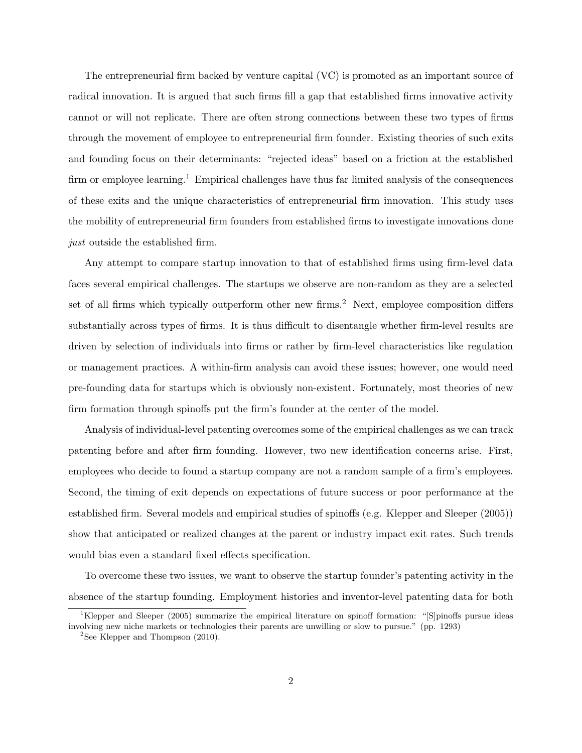The entrepreneurial firm backed by venture capital (VC) is promoted as an important source of radical innovation. It is argued that such firms fill a gap that established firms innovative activity cannot or will not replicate. There are often strong connections between these two types of firms through the movement of employee to entrepreneurial firm founder. Existing theories of such exits and founding focus on their determinants: "rejected ideas" based on a friction at the established firm or employee learning.[1] Empirical challenges have thus far limited analysis of the consequences of these exits and the unique characteristics of entrepreneurial firm innovation. This study uses the mobility of entrepreneurial firm founders from established firms to investigate innovations done *just* outside the established firm.

Any attempt to compare startup innovation to that of established firms using firm-level data faces several empirical challenges. The startups we observe are non-random as they are a selected set of all firms which typically outperform other new firms.[2] Next, employee composition differs substantially across types of firms. It is thus difficult to disentangle whether firm-level results are driven by selection of individuals into firms or rather by firm-level characteristics like regulation or management practices. A within-firm analysis can avoid these issues; however, one would need pre-founding data for startups which is obviously non-existent. Fortunately, most theories of new firm formation through spinoffs put the firm's founder at the center of the model.

Analysis of individual-level patenting overcomes some of the empirical challenges as we can track patenting before and after firm founding. However, two new identification concerns arise. First, employees who decide to found a startup company are not a random sample of a firm's employees. Second, the timing of exit depends on expectations of future success or poor performance at the established firm. Several models and empirical studies of spinoffs (e.g. Klepper and Sleeper (2005)) show that anticipated or realized changes at the parent or industry impact exit rates. Such trends would bias even a standard fixed effects specification.

To overcome these two issues, we want to observe the startup founder's patenting activity in the absence of the startup founding. Employment histories and inventor-level patenting data for both

[1] Klepper and Sleeper (2005) summarize the empirical literature on spinoff formation: "[S]pinoffs pursue ideas involving new niche markets or technologies their parents are unwilling or slow to pursue." (pp. 1293)

[2] See Klepper and Thompson (2010).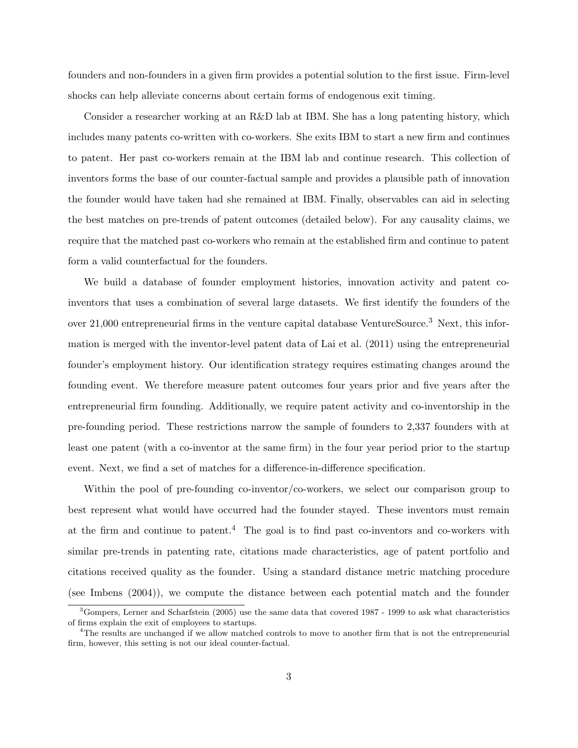founders and non-founders in a given firm provides a potential solution to the first issue. Firm-level shocks can help alleviate concerns about certain forms of endogenous exit timing.

Consider a researcher working at an R&D lab at IBM. She has a long patenting history, which includes many patents co-written with co-workers. She exits IBM to start a new firm and continues to patent. Her past co-workers remain at the IBM lab and continue research. This collection of inventors forms the base of our counter-factual sample and provides a plausible path of innovation the founder would have taken had she remained at IBM. Finally, observables can aid in selecting the best matches on pre-trends of patent outcomes (detailed below). For any causality claims, we require that the matched past co-workers who remain at the established firm and continue to patent form a valid counterfactual for the founders.

We build a database of founder employment histories, innovation activity and patent co-inventors that uses a combination of several large datasets. We first identify the founders of the over 21,000 entrepreneurial firms in the venture capital database VentureSource.[3] Next, this information is merged with the inventor-level patent data of Lai et al. (2011) using the entrepreneurial founder's employment history. Our identification strategy requires estimating changes around the founding event. We therefore measure patent outcomes four years prior and five years after the entrepreneurial firm founding. Additionally, we require patent activity and co-inventorship in the pre-founding period. These restrictions narrow the sample of founders to 2,337 founders with at least one patent (with a co-inventor at the same firm) in the four year period prior to the startup event. Next, we find a set of matches for a difference-in-difference specification.

Within the pool of pre-founding co-inventor/co-workers, we select our comparison group to best represent what would have occurred had the founder stayed. These inventors must remain at the firm and continue to patent.[4] The goal is to find past co-inventors and co-workers with similar pre-trends in patenting rate, citations made characteristics, age of patent portfolio and citations received quality as the founder. Using a standard distance metric matching procedure (see Imbens (2004)), we compute the distance between each potential match and the founder

[3] Gompers, Lerner and Scharfstein (2005) use the same data that covered 1987 - 1999 to ask what characteristics of firms explain the exit of employees to startups.

[4] The results are unchanged if we allow matched controls to move to another firm that is not the entrepreneurial firm, however, this setting is not our ideal counter-factual.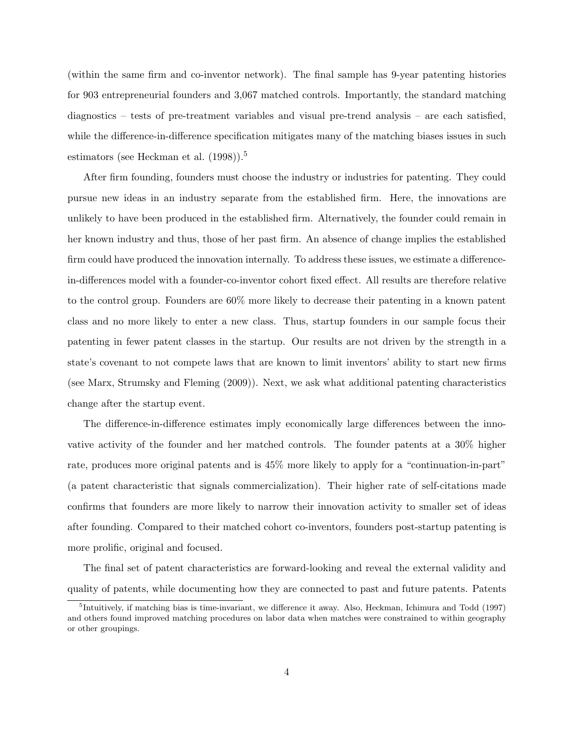(within the same firm and co-inventor network). The final sample has 9-year patenting histories for 903 entrepreneurial founders and 3,067 matched controls. Importantly, the standard matching diagnostics – tests of pre-treatment variables and visual pre-trend analysis – are each satisfied, while the difference-in-difference specification mitigates many of the matching biases issues in such estimators (see Heckman et al. (1998)).[5]

After firm founding, founders must choose the industry or industries for patenting. They could pursue new ideas in an industry separate from the established firm. Here, the innovations are unlikely to have been produced in the established firm. Alternatively, the founder could remain in her known industry and thus, those of her past firm. An absence of change implies the established firm could have produced the innovation internally. To address these issues, we estimate a difference-in-differences model with a founder-co-inventor cohort fixed effect. All results are therefore relative to the control group. Founders are 60% more likely to decrease their patenting in a known patent class and no more likely to enter a new class. Thus, startup founders in our sample focus their patenting in fewer patent classes in the startup. Our results are not driven by the strength in a state's covenant to not compete laws that are known to limit inventors' ability to start new firms (see Marx, Strumsky and Fleming (2009)). Next, we ask what additional patenting characteristics change after the startup event.

The difference-in-difference estimates imply economically large differences between the innovative activity of the founder and her matched controls. The founder patents at a 30% higher rate, produces more original patents and is 45% more likely to apply for a "continuation-in-part" (a patent characteristic that signals commercialization). Their higher rate of self-citations made confirms that founders are more likely to narrow their innovation activity to smaller set of ideas after founding. Compared to their matched cohort co-inventors, founders post-startup patenting is more prolific, original and focused.

The final set of patent characteristics are forward-looking and reveal the external validity and quality of patents, while documenting how they are connected to past and future patents. Patents

[5] Intuitively, if matching bias is time-invariant, we difference it away. Also, Heckman, Ichimura and Todd (1997) and others found improved matching procedures on labor data when matches were constrained to within geography or other groupings.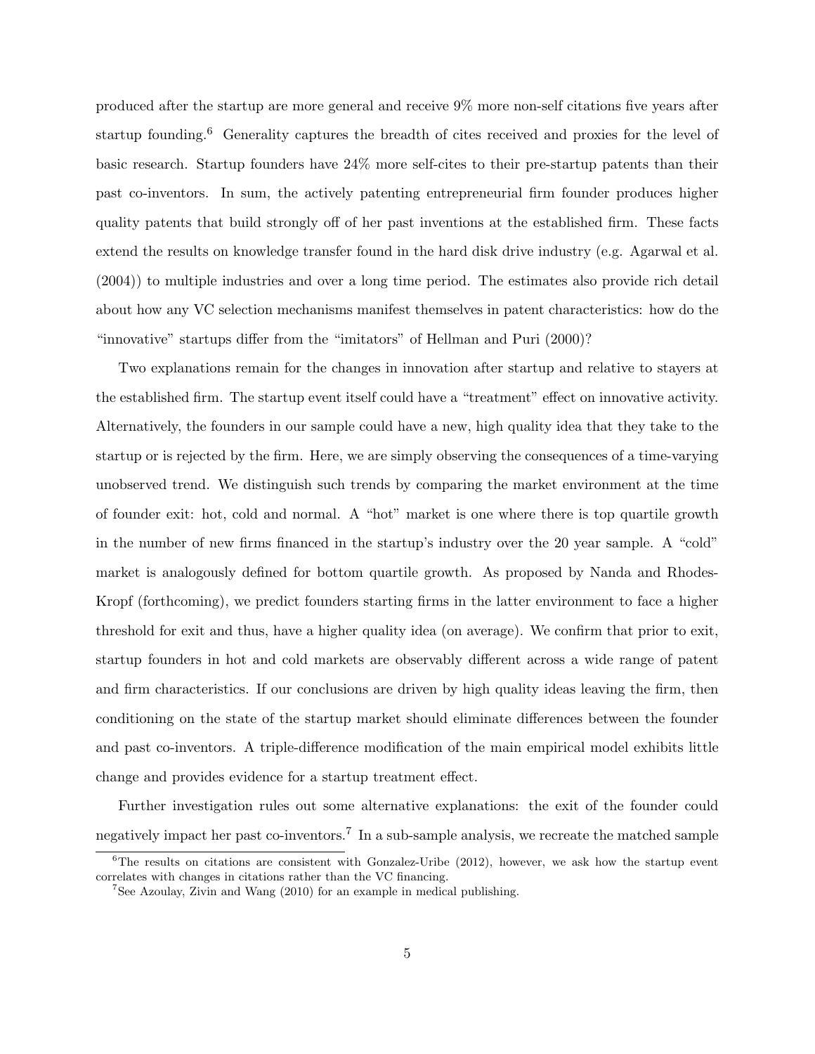produced after the startup are more general and receive 9% more non-self citations five years after startup founding.[6] Generality captures the breadth of cites received and proxies for the level of basic research. Startup founders have 24% more self-cites to their pre-startup patents than their past co-inventors. In sum, the actively patenting entrepreneurial firm founder produces higher quality patents that build strongly off of her past inventions at the established firm. These facts extend the results on knowledge transfer found in the hard disk drive industry (e.g. Agarwal et al. (2004)) to multiple industries and over a long time period. The estimates also provide rich detail about how any VC selection mechanisms manifest themselves in patent characteristics: how do the "innovative" startups differ from the "imitators" of Hellman and Puri (2000)?

Two explanations remain for the changes in innovation after startup and relative to stayers at the established firm. The startup event itself could have a "treatment" effect on innovative activity. Alternatively, the founders in our sample could have a new, high quality idea that they take to the startup or is rejected by the firm. Here, we are simply observing the consequences of a time-varying unobserved trend. We distinguish such trends by comparing the market environment at the time of founder exit: hot, cold and normal. A "hot" market is one where there is top quartile growth in the number of new firms financed in the startup's industry over the 20 year sample. A "cold" market is analogously defined for bottom quartile growth. As proposed by Nanda and Rhodes-Kropf (forthcoming), we predict founders starting firms in the latter environment to face a higher threshold for exit and thus, have a higher quality idea (on average). We confirm that prior to exit, startup founders in hot and cold markets are observably different across a wide range of patent and firm characteristics. If our conclusions are driven by high quality ideas leaving the firm, then conditioning on the state of the startup market should eliminate differences between the founder and past co-inventors. A triple-difference modification of the main empirical model exhibits little change and provides evidence for a startup treatment effect.

Further investigation rules out some alternative explanations: the exit of the founder could negatively impact her past co-inventors.[7] In a sub-sample analysis, we recreate the matched sample

[6] The results on citations are consistent with Gonzalez-Uribe (2012), however, we ask how the startup event correlates with changes in citations rather than the VC financing.

[7] See Azoulay, Zivin and Wang (2010) for an example in medical publishing.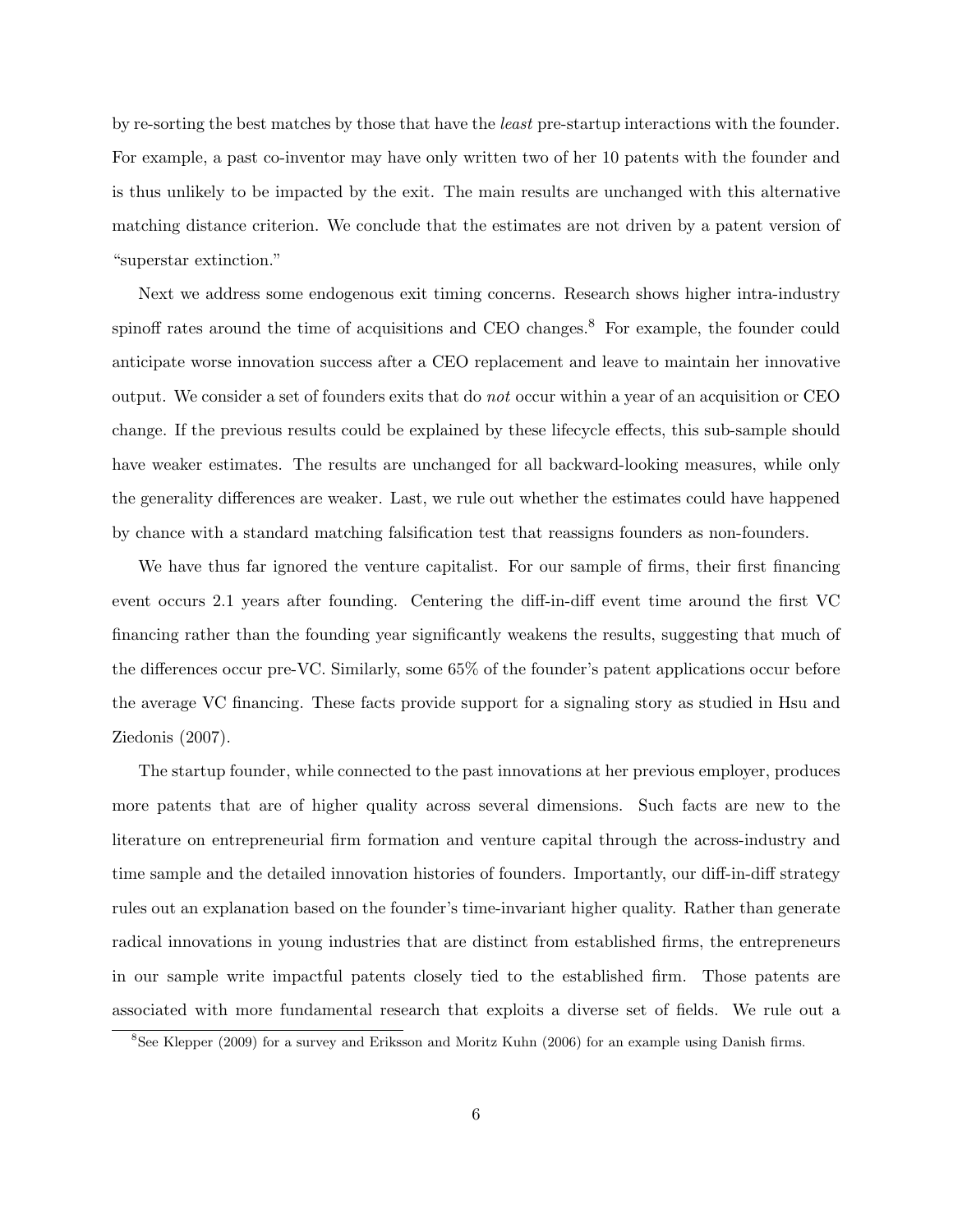by re-sorting the best matches by those that have the *least* pre-startup interactions with the founder. For example, a past co-inventor may have only written two of her 10 patents with the founder and is thus unlikely to be impacted by the exit. The main results are unchanged with this alternative matching distance criterion. We conclude that the estimates are not driven by a patent version of "superstar extinction."

Next we address some endogenous exit timing concerns. Research shows higher intra-industry spinoff rates around the time of acquisitions and CEO changes.[8] For example, the founder could anticipate worse innovation success after a CEO replacement and leave to maintain her innovative output. We consider a set of founders exits that do *not* occur within a year of an acquisition or CEO change. If the previous results could be explained by these lifecycle effects, this sub-sample should have weaker estimates. The results are unchanged for all backward-looking measures, while only the generality differences are weaker. Last, we rule out whether the estimates could have happened by chance with a standard matching falsification test that reassigns founders as non-founders.

We have thus far ignored the venture capitalist. For our sample of firms, their first financing event occurs 2.1 years after founding. Centering the diff-in-diff event time around the first VC financing rather than the founding year significantly weakens the results, suggesting that much of the differences occur pre-VC. Similarly, some 65% of the founder's patent applications occur before the average VC financing. These facts provide support for a signaling story as studied in Hsu and Ziedonis (2007).

The startup founder, while connected to the past innovations at her previous employer, produces more patents that are of higher quality across several dimensions. Such facts are new to the literature on entrepreneurial firm formation and venture capital through the across-industry and time sample and the detailed innovation histories of founders. Importantly, our diff-in-diff strategy rules out an explanation based on the founder's time-invariant higher quality. Rather than generate radical innovations in young industries that are distinct from established firms, the entrepreneurs in our sample write impactful patents closely tied to the established firm. Those patents are associated with more fundamental research that exploits a diverse set of fields. We rule out a

[8] See Klepper (2009) for a survey and Eriksson and Moritz Kuhn (2006) for an example using Danish firms.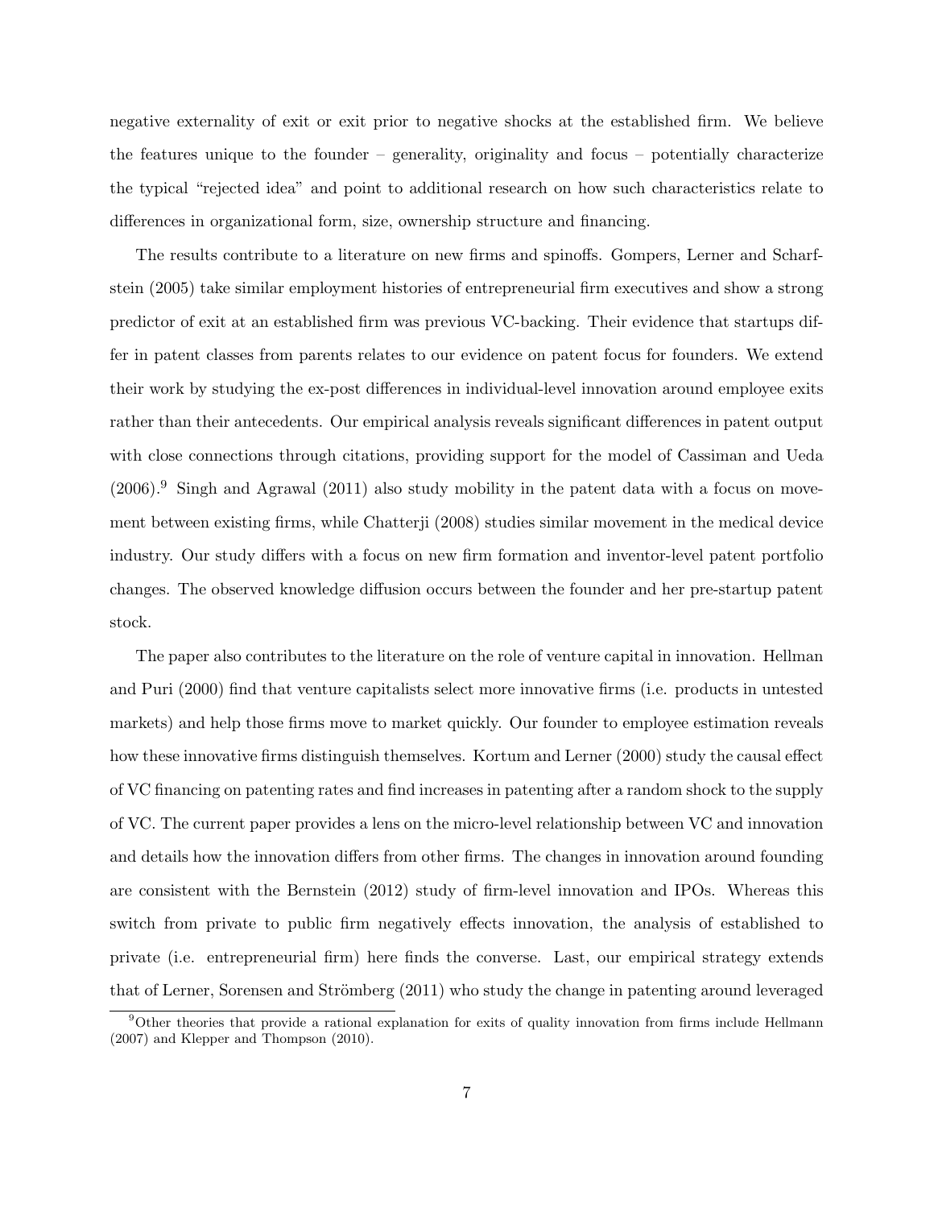negative externality of exit or exit prior to negative shocks at the established firm. We believe the features unique to the founder – generality, originality and focus – potentially characterize the typical "rejected idea" and point to additional research on how such characteristics relate to differences in organizational form, size, ownership structure and financing.

The results contribute to a literature on new firms and spinoffs. Gompers, Lerner and Scharfstein (2005) take similar employment histories of entrepreneurial firm executives and show a strong predictor of exit at an established firm was previous VC-backing. Their evidence that startups differ in patent classes from parents relates to our evidence on patent focus for founders. We extend their work by studying the ex-post differences in individual-level innovation around employee exits rather than their antecedents. Our empirical analysis reveals significant differences in patent output with close connections through citations, providing support for the model of Cassiman and Ueda (2006).[9] Singh and Agrawal (2011) also study mobility in the patent data with a focus on movement between existing firms, while Chatterji (2008) studies similar movement in the medical device industry. Our study differs with a focus on new firm formation and inventor-level patent portfolio changes. The observed knowledge diffusion occurs between the founder and her pre-startup patent stock.

The paper also contributes to the literature on the role of venture capital in innovation. Hellman and Puri (2000) find that venture capitalists select more innovative firms (i.e. products in untested markets) and help those firms move to market quickly. Our founder to employee estimation reveals how these innovative firms distinguish themselves. Kortum and Lerner (2000) study the causal effect of VC financing on patenting rates and find increases in patenting after a random shock to the supply of VC. The current paper provides a lens on the micro-level relationship between VC and innovation and details how the innovation differs from other firms. The changes in innovation around founding are consistent with the Bernstein (2012) study of firm-level innovation and IPOs. Whereas this switch from private to public firm negatively effects innovation, the analysis of established to private (i.e. entrepreneurial firm) here finds the converse. Last, our empirical strategy extends that of Lerner, Sorensen and Strömberg (2011) who study the change in patenting around leveraged

[9] Other theories that provide a rational explanation for exits of quality innovation from firms include Hellmann (2007) and Klepper and Thompson (2010).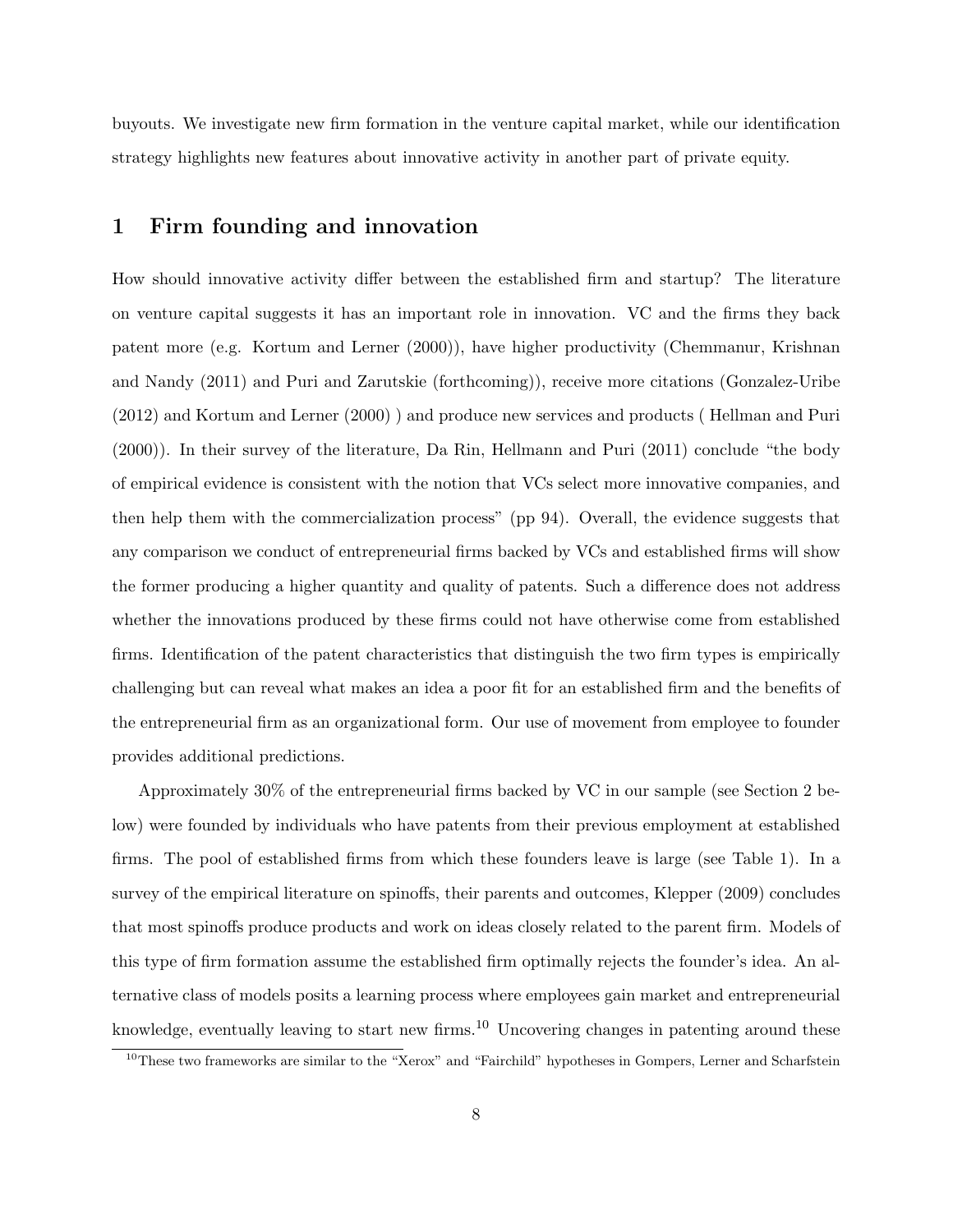buyouts. We investigate new firm formation in the venture capital market, while our identification strategy highlights new features about innovative activity in another part of private equity.

# 1 Firm founding and innovation

How should innovative activity differ between the established firm and startup? The literature on venture capital suggests it has an important role in innovation. VC and the firms they back patent more (e.g. Kortum and Lerner (2000)), have higher productivity (Chemmanur, Krishnan and Nandy (2011) and Puri and Zarutskie (forthcoming)), receive more citations (Gonzalez-Uribe (2012) and Kortum and Lerner (2000) ) and produce new services and products ( Hellman and Puri (2000)). In their survey of the literature, Da Rin, Hellmann and Puri (2011) conclude "the body of empirical evidence is consistent with the notion that VCs select more innovative companies, and then help them with the commercialization process" (pp 94). Overall, the evidence suggests that any comparison we conduct of entrepreneurial firms backed by VCs and established firms will show the former producing a higher quantity and quality of patents. Such a difference does not address whether the innovations produced by these firms could not have otherwise come from established firms. Identification of the patent characteristics that distinguish the two firm types is empirically challenging but can reveal what makes an idea a poor fit for an established firm and the benefits of the entrepreneurial firm as an organizational form. Our use of movement from employee to founder provides additional predictions.

Approximately 30% of the entrepreneurial firms backed by VC in our sample (see Section 2 below) were founded by individuals who have patents from their previous employment at established firms. The pool of established firms from which these founders leave is large (see Table 1). In a survey of the empirical literature on spinoffs, their parents and outcomes, Klepper (2009) concludes that most spinoffs produce products and work on ideas closely related to the parent firm. Models of this type of firm formation assume the established firm optimally rejects the founder's idea. An alternative class of models posits a learning process where employees gain market and entrepreneurial knowledge, eventually leaving to start new firms.[10] Uncovering changes in patenting around these

[10] These two frameworks are similar to the "Xerox" and "Fairchild" hypotheses in Gompers, Lerner and Scharfstein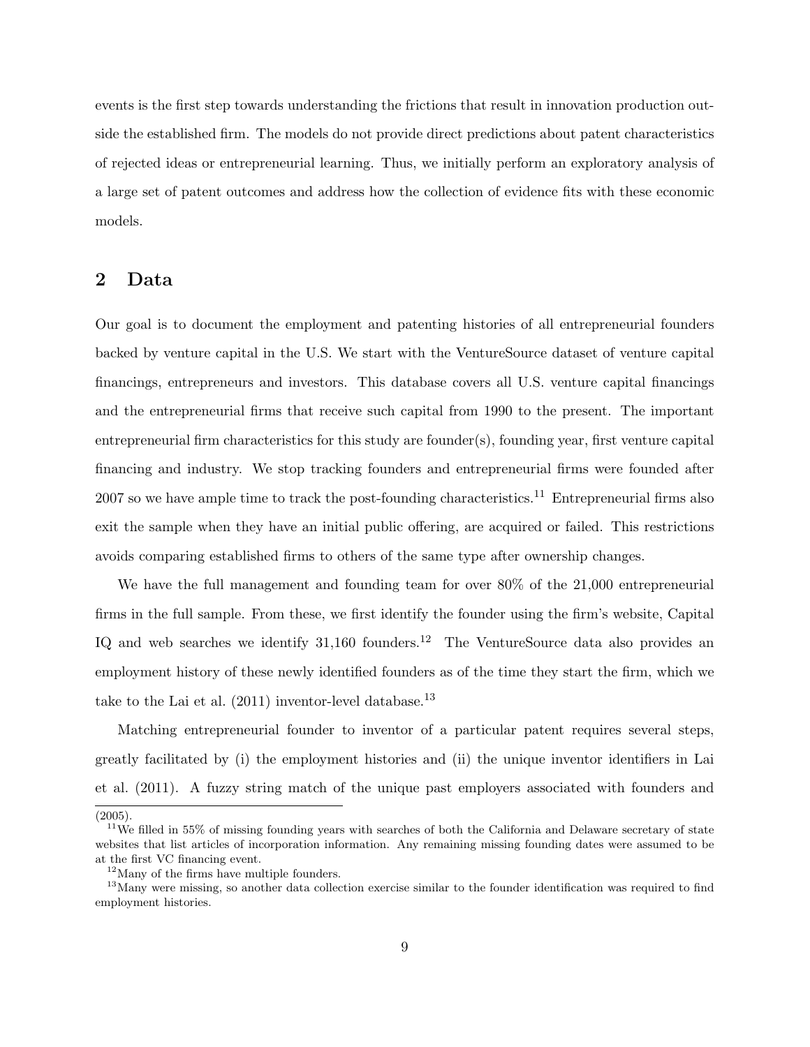events is the first step towards understanding the frictions that result in innovation production outside the established firm. The models do not provide direct predictions about patent characteristics of rejected ideas or entrepreneurial learning. Thus, we initially perform an exploratory analysis of a large set of patent outcomes and address how the collection of evidence fits with these economic models.

## 2 Data

Our goal is to document the employment and patenting histories of all entrepreneurial founders backed by venture capital in the U.S. We start with the VentureSource dataset of venture capital financings, entrepreneurs and investors. This database covers all U.S. venture capital financings and the entrepreneurial firms that receive such capital from 1990 to the present. The important entrepreneurial firm characteristics for this study are founder(s), founding year, first venture capital financing and industry. We stop tracking founders and entrepreneurial firms were founded after 2007 so we have ample time to track the post-founding characteristics.[11] Entrepreneurial firms also exit the sample when they have an initial public offering, are acquired or failed. This restrictions avoids comparing established firms to others of the same type after ownership changes.

We have the full management and founding team for over 80% of the 21,000 entrepreneurial firms in the full sample. From these, we first identify the founder using the firm's website, Capital IQ and web searches we identify 31,160 founders.[12] The VentureSource data also provides an employment history of these newly identified founders as of the time they start the firm, which we take to the Lai et al. (2011) inventor-level database.[13]

Matching entrepreneurial founder to inventor of a particular patent requires several steps, greatly facilitated by (i) the employment histories and (ii) the unique inventor identifiers in Lai et al. (2011). A fuzzy string match of the unique past employers associated with founders and

(2005).

[11] We filled in 55% of missing founding years with searches of both the California and Delaware secretary of state websites that list articles of incorporation information. Any remaining missing founding dates were assumed to be at the first VC financing event.

[12] Many of the firms have multiple founders.

[13] Many were missing, so another data collection exercise similar to the founder identification was required to find employment histories.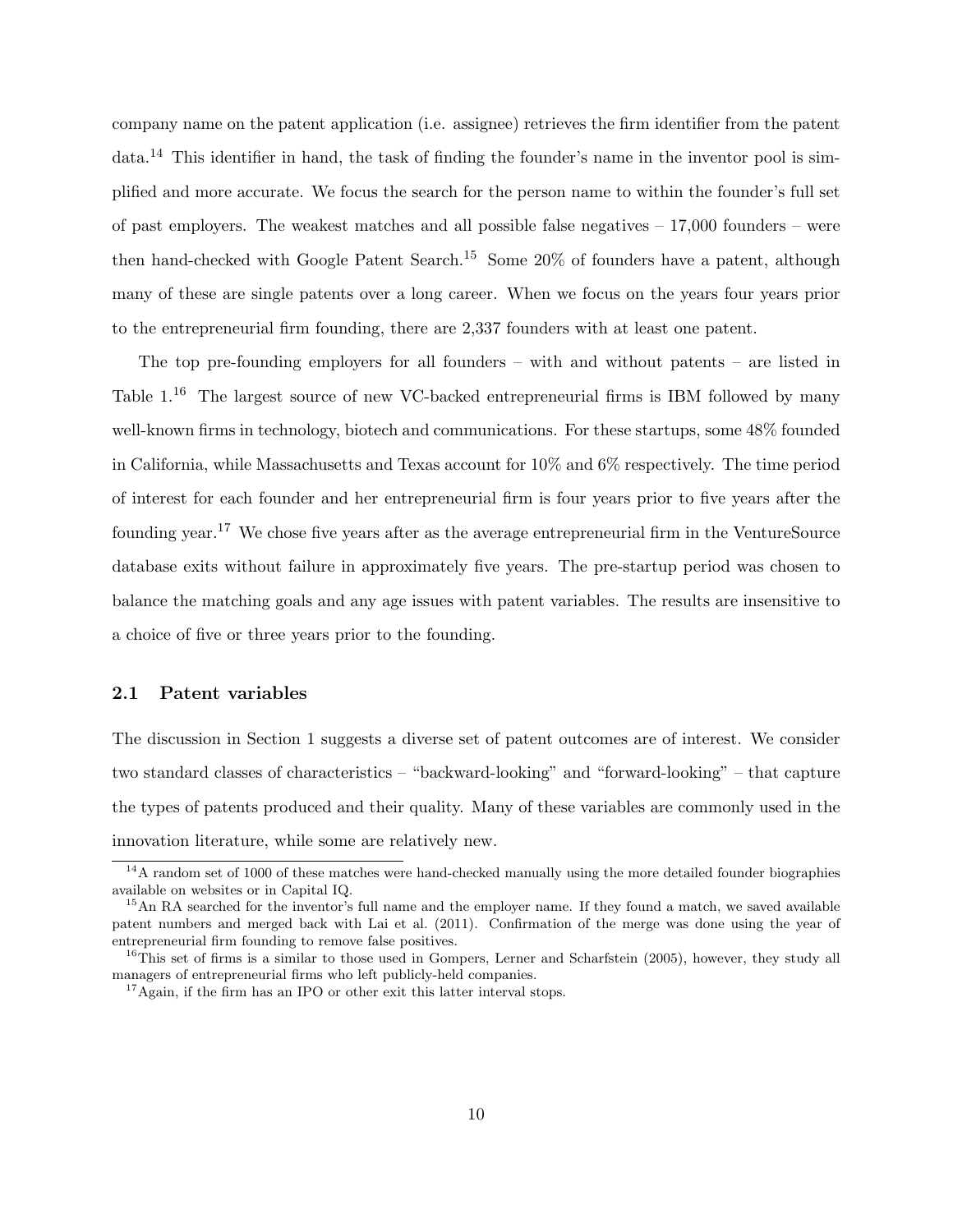company name on the patent application (i.e. assignee) retrieves the firm identifier from the patent data.[14] This identifier in hand, the task of finding the founder's name in the inventor pool is simplified and more accurate. We focus the search for the person name to within the founder's full set of past employers. The weakest matches and all possible false negatives – 17,000 founders – were then hand-checked with Google Patent Search.[15] Some 20% of founders have a patent, although many of these are single patents over a long career. When we focus on the years four years prior to the entrepreneurial firm founding, there are 2,337 founders with at least one patent.

The top pre-founding employers for all founders – with and without patents – are listed in Table 1.[16] The largest source of new VC-backed entrepreneurial firms is IBM followed by many well-known firms in technology, biotech and communications. For these startups, some 48% founded in California, while Massachusetts and Texas account for 10% and 6% respectively. The time period of interest for each founder and her entrepreneurial firm is four years prior to five years after the founding year.[17] We chose five years after as the average entrepreneurial firm in the VentureSource database exits without failure in approximately five years. The pre-startup period was chosen to balance the matching goals and any age issues with patent variables. The results are insensitive to a choice of five or three years prior to the founding.

## 2.1 Patent variables

The discussion in Section 1 suggests a diverse set of patent outcomes are of interest. We consider two standard classes of characteristics – "backward-looking" and "forward-looking" – that capture the types of patents produced and their quality. Many of these variables are commonly used in the innovation literature, while some are relatively new.

---

[14] A random set of 1000 of these matches were hand-checked manually using the more detailed founder biographies available on websites or in Capital IQ.

[15] An RA searched for the inventor's full name and the employer name. If they found a match, we saved available patent numbers and merged back with Lai et al. (2011). Confirmation of the merge was done using the year of entrepreneurial firm founding to remove false positives.

[16] This set of firms is a similar to those used in Gompers, Lerner and Scharfstein (2005), however, they study all managers of entrepreneurial firms who left publicly-held companies.

[17] Again, if the firm has an IPO or other exit this latter interval stops.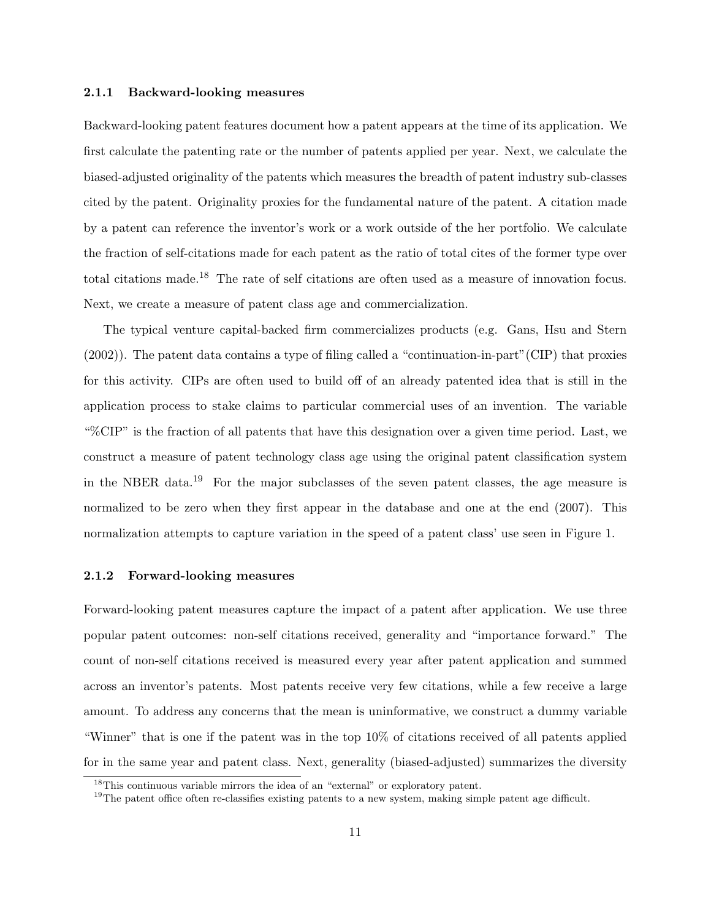### 2.1.1 Backward-looking measures

Backward-looking patent features document how a patent appears at the time of its application. We first calculate the patenting rate or the number of patents applied per year. Next, we calculate the biased-adjusted originality of the patents which measures the breadth of patent industry sub-classes cited by the patent. Originality proxies for the fundamental nature of the patent. A citation made by a patent can reference the inventor's work or a work outside of the her portfolio. We calculate the fraction of self-citations made for each patent as the ratio of total cites of the former type over total citations made.[18] The rate of self citations are often used as a measure of innovation focus. Next, we create a measure of patent class age and commercialization.

The typical venture capital-backed firm commercializes products (e.g. Gans, Hsu and Stern (2002)). The patent data contains a type of filing called a "continuation-in-part"(CIP) that proxies for this activity. CIPs are often used to build off of an already patented idea that is still in the application process to stake claims to particular commercial uses of an invention. The variable "%CIP" is the fraction of all patents that have this designation over a given time period. Last, we construct a measure of patent technology class age using the original patent classification system in the NBER data.[19] For the major subclasses of the seven patent classes, the age measure is normalized to be zero when they first appear in the database and one at the end (2007). This normalization attempts to capture variation in the speed of a patent class' use seen in Figure 1.

### 2.1.2 Forward-looking measures

Forward-looking patent measures capture the impact of a patent after application. We use three popular patent outcomes: non-self citations received, generality and "importance forward." The count of non-self citations received is measured every year after patent application and summed across an inventor's patents. Most patents receive very few citations, while a few receive a large amount. To address any concerns that the mean is uninformative, we construct a dummy variable "Winner" that is one if the patent was in the top 10% of citations received of all patents applied for in the same year and patent class. Next, generality (biased-adjusted) summarizes the diversity

[18] This continuous variable mirrors the idea of an "external" or exploratory patent.

[19] The patent office often re-classifies existing patents to a new system, making simple patent age difficult.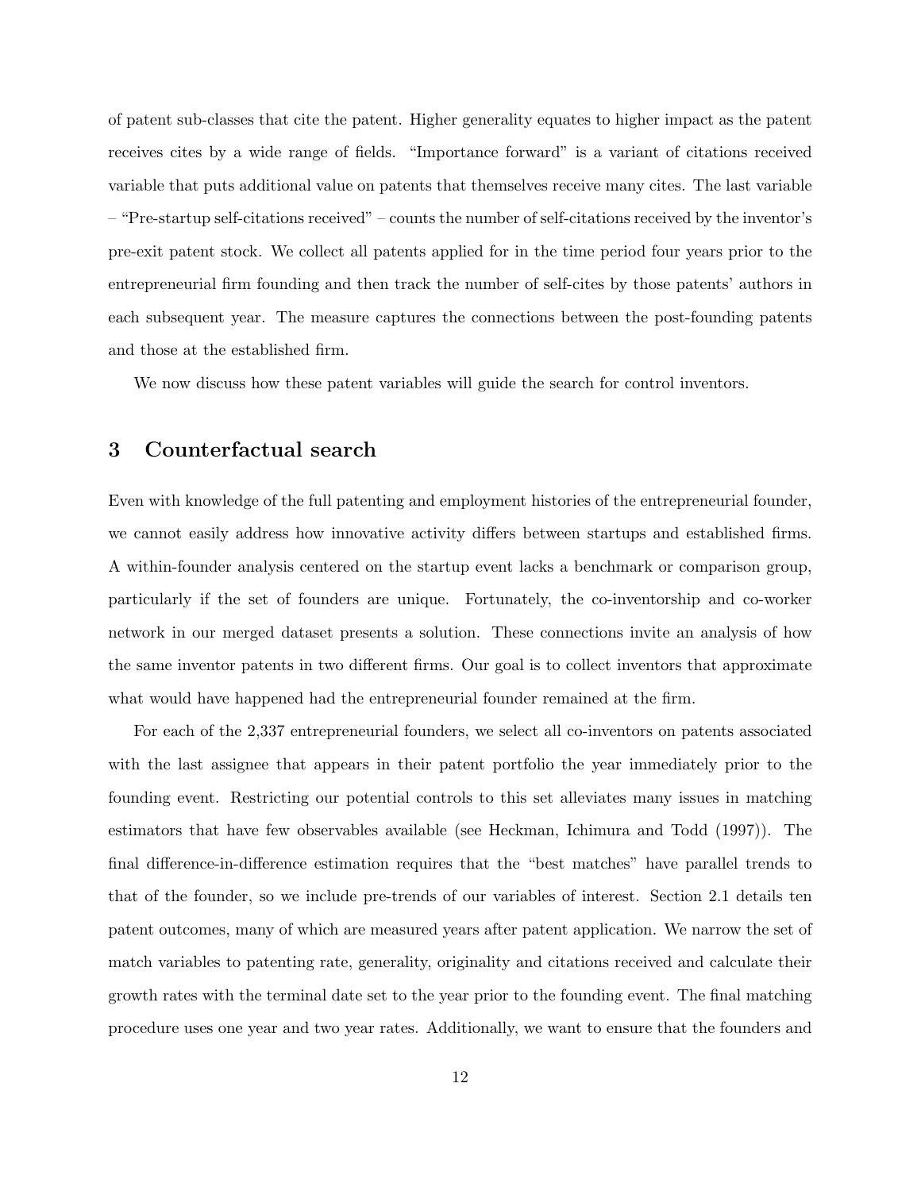of patent sub-classes that cite the patent. Higher generality equates to higher impact as the patent receives cites by a wide range of fields. "Importance forward" is a variant of citations received variable that puts additional value on patents that themselves receive many cites. The last variable – "Pre-startup self-citations received" – counts the number of self-citations received by the inventor's pre-exit patent stock. We collect all patents applied for in the time period four years prior to the entrepreneurial firm founding and then track the number of self-cites by those patents' authors in each subsequent year. The measure captures the connections between the post-founding patents and those at the established firm.

We now discuss how these patent variables will guide the search for control inventors.

# 3 Counterfactual search

Even with knowledge of the full patenting and employment histories of the entrepreneurial founder, we cannot easily address how innovative activity differs between startups and established firms. A within-founder analysis centered on the startup event lacks a benchmark or comparison group, particularly if the set of founders are unique. Fortunately, the co-inventorship and co-worker network in our merged dataset presents a solution. These connections invite an analysis of how the same inventor patents in two different firms. Our goal is to collect inventors that approximate what would have happened had the entrepreneurial founder remained at the firm.

For each of the 2,337 entrepreneurial founders, we select all co-inventors on patents associated with the last assignee that appears in their patent portfolio the year immediately prior to the founding event. Restricting our potential controls to this set alleviates many issues in matching estimators that have few observables available (see Heckman, Ichimura and Todd (1997)). The final difference-in-difference estimation requires that the "best matches" have parallel trends to that of the founder, so we include pre-trends of our variables of interest. Section 2.1 details ten patent outcomes, many of which are measured years after patent application. We narrow the set of match variables to patenting rate, generality, originality and citations received and calculate their growth rates with the terminal date set to the year prior to the founding event. The final matching procedure uses one year and two year rates. Additionally, we want to ensure that the founders and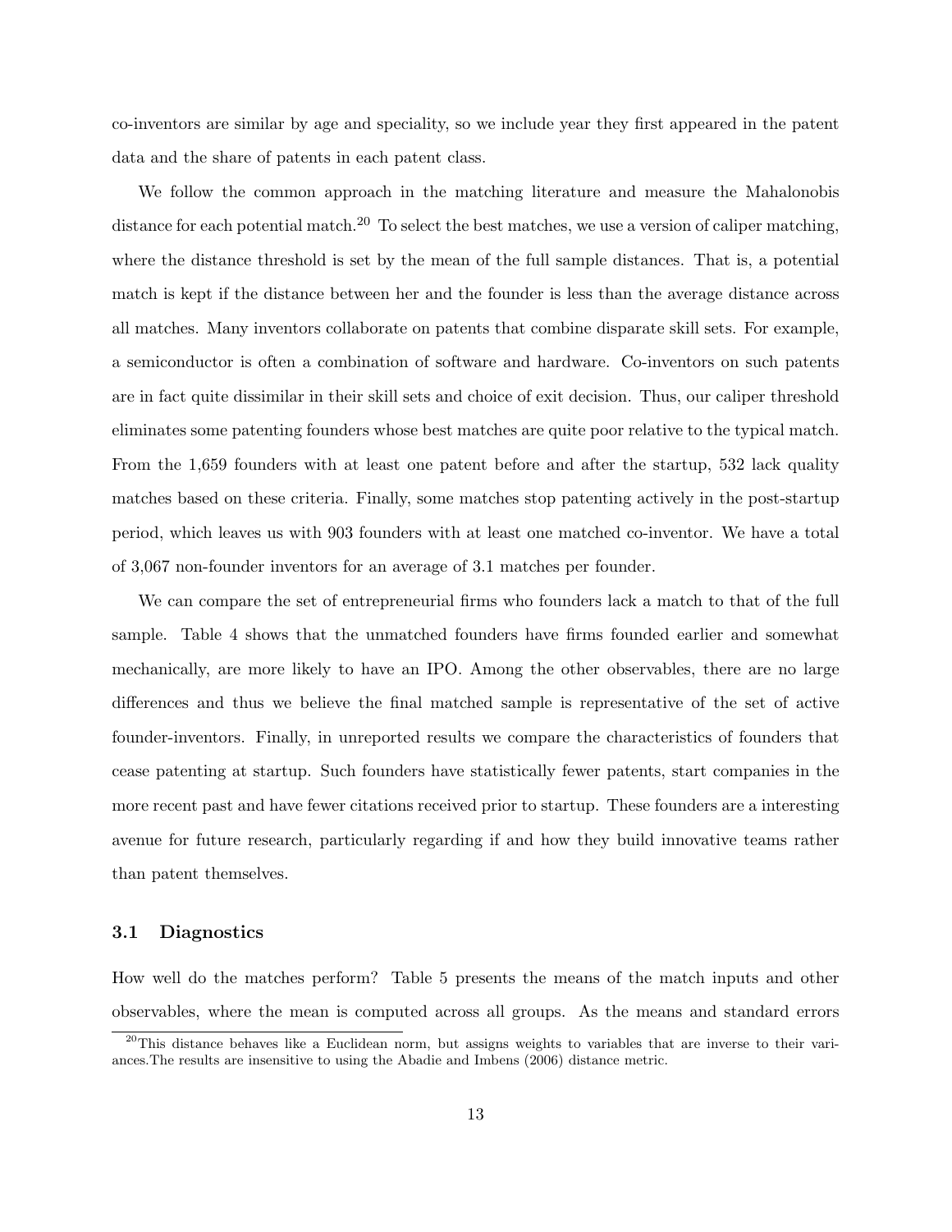co-inventors are similar by age and speciality, so we include year they first appeared in the patent data and the share of patents in each patent class.

We follow the common approach in the matching literature and measure the Mahalonobis distance for each potential match.[20] To select the best matches, we use a version of caliper matching, where the distance threshold is set by the mean of the full sample distances. That is, a potential match is kept if the distance between her and the founder is less than the average distance across all matches. Many inventors collaborate on patents that combine disparate skill sets. For example, a semiconductor is often a combination of software and hardware. Co-inventors on such patents are in fact quite dissimilar in their skill sets and choice of exit decision. Thus, our caliper threshold eliminates some patenting founders whose best matches are quite poor relative to the typical match. From the 1,659 founders with at least one patent before and after the startup, 532 lack quality matches based on these criteria. Finally, some matches stop patenting actively in the post-startup period, which leaves us with 903 founders with at least one matched co-inventor. We have a total of 3,067 non-founder inventors for an average of 3.1 matches per founder.

We can compare the set of entrepreneurial firms who founders lack a match to that of the full sample. Table 4 shows that the unmatched founders have firms founded earlier and somewhat mechanically, are more likely to have an IPO. Among the other observables, there are no large differences and thus we believe the final matched sample is representative of the set of active founder-inventors. Finally, in unreported results we compare the characteristics of founders that cease patenting at startup. Such founders have statistically fewer patents, start companies in the more recent past and have fewer citations received prior to startup. These founders are a interesting avenue for future research, particularly regarding if and how they build innovative teams rather than patent themselves.

### 3.1 Diagnostics

How well do the matches perform? Table 5 presents the means of the match inputs and other observables, where the mean is computed across all groups. As the means and standard errors

[20] This distance behaves like a Euclidean norm, but assigns weights to variables that are inverse to their variances.The results are insensitive to using the Abadie and Imbens (2006) distance metric.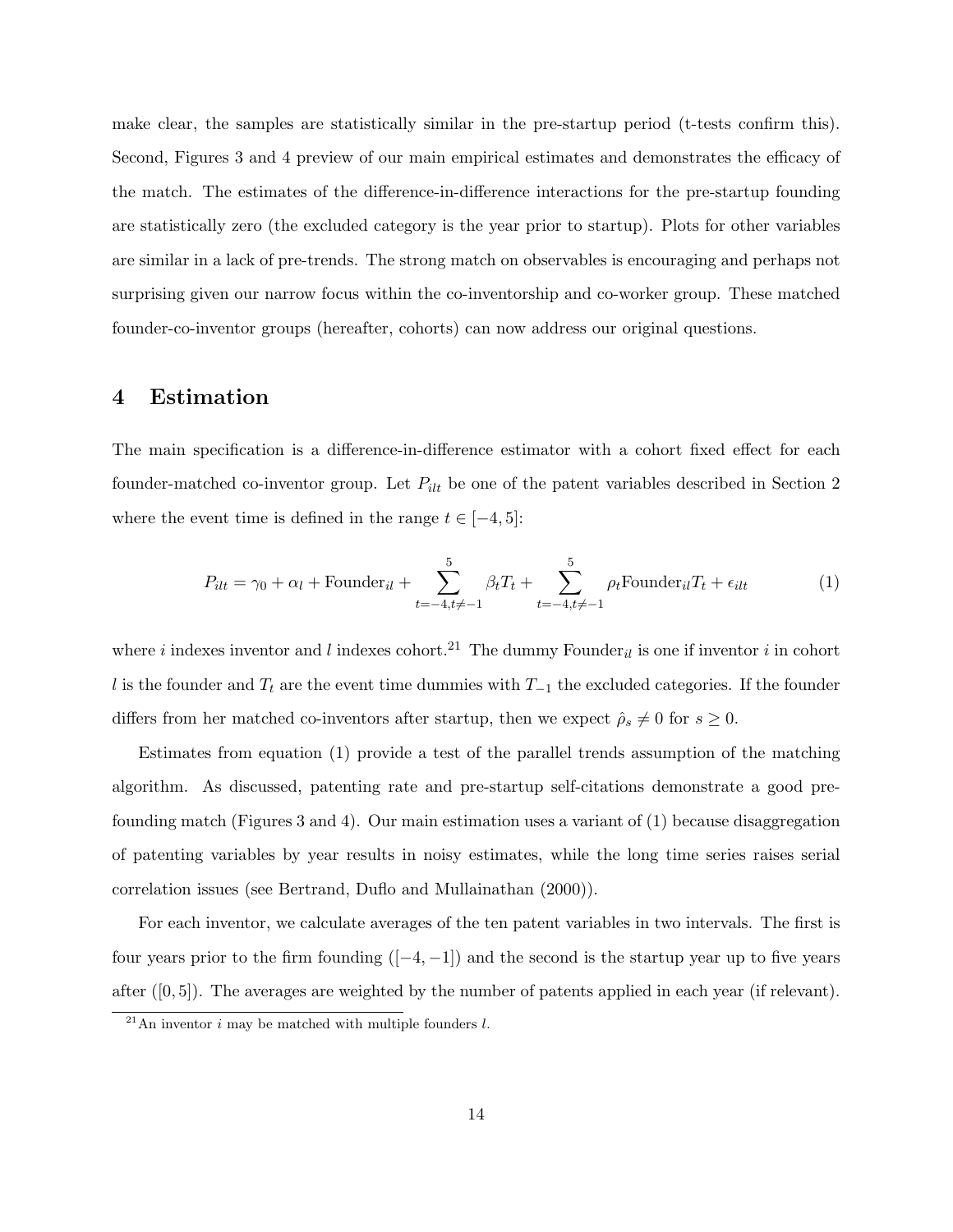make clear, the samples are statistically similar in the pre-startup period (t-tests confirm this). Second, Figures 3 and 4 preview of our main empirical estimates and demonstrates the efficacy of the match. The estimates of the difference-in-difference interactions for the pre-startup founding are statistically zero (the excluded category is the year prior to startup). Plots for other variables are similar in a lack of pre-trends. The strong match on observables is encouraging and perhaps not surprising given our narrow focus within the co-inventorship and co-worker group. These matched founder-co-inventor groups (hereafter, cohorts) can now address our original questions.

# 4 Estimation

The main specification is a difference-in-difference estimator with a cohort fixed effect for each founder-matched co-inventor group. Let $P_{ilt}$ be one of the patent variables described in Section 2 where the event time is defined in the range $t \in [-4, 5]$:

$$P_{ilt} = \gamma_0 + \alpha_l + \text{Founder}_{il} + \sum_{t=-4, t\neq -1}^{5} \beta_t T_t + \sum_{t=-4, t\neq -1}^{5} \rho_t \text{Founder}_{il} T_t + \epsilon_{ilt} \tag{1}$$

where $i$ indexes inventor and $l$ indexes cohort.[21] The dummy $\text{Founder}_{il}$ is one if inventor $i$ in cohort $l$ is the founder and $T_t$ are the event time dummies with $T_{-1}$ the excluded categories. If the founder differs from her matched co-inventors after startup, then we expect $\hat{\rho}_s \neq 0$ for $s \geq 0$.

Estimates from equation (1) provide a test of the parallel trends assumption of the matching algorithm. As discussed, patenting rate and pre-startup self-citations demonstrate a good pre-founding match (Figures 3 and 4). Our main estimation uses a variant of (1) because disaggregation of patenting variables by year results in noisy estimates, while the long time series raises serial correlation issues (see Bertrand, Duflo and Mullainathan (2000)).

For each inventor, we calculate averages of the ten patent variables in two intervals. The first is four years prior to the firm founding ($[-4, -1]$) and the second is the startup year up to five years after ($[0, 5]$). The averages are weighted by the number of patents applied in each year (if relevant).

[21] An inventor $i$ may be matched with multiple founders $l$.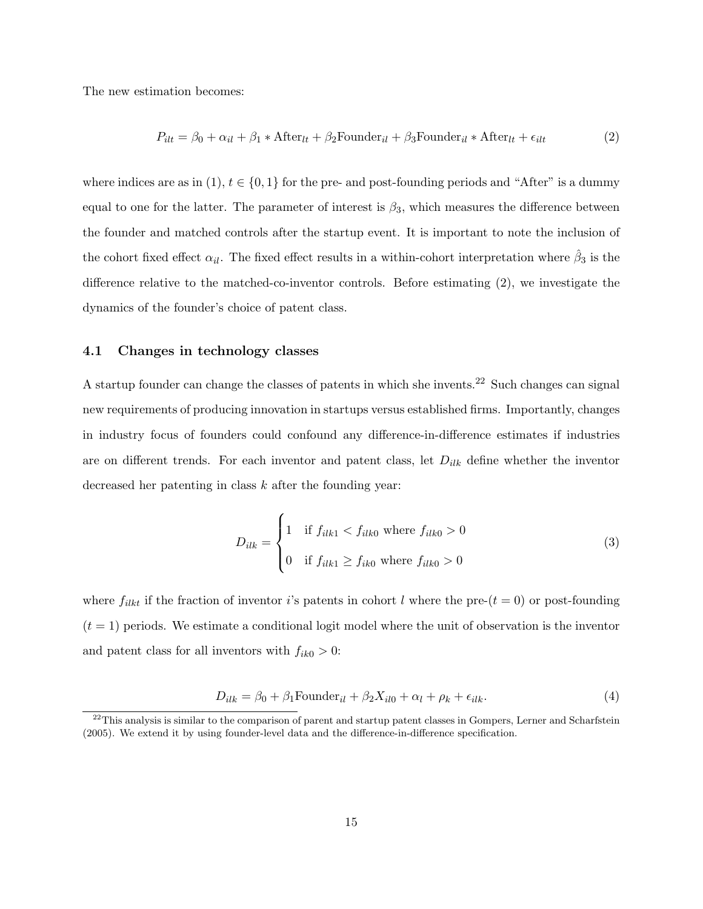The new estimation becomes:

$$P_{ilt} = \beta_0 + \alpha_{il} + \beta_1 * \text{After}_{lt} + \beta_2 \text{Founder}_{il} + \beta_3 \text{Founder}_{il} * \text{After}_{lt} + \epsilon_{ilt} \tag{2}$$

where indices are as in (1), $t \in \{0, 1\}$ for the pre- and post-founding periods and "After" is a dummy equal to one for the latter. The parameter of interest is $\beta_3$, which measures the difference between the founder and matched controls after the startup event. It is important to note the inclusion of the cohort fixed effect $\alpha_{il}$. The fixed effect results in a within-cohort interpretation where $\hat{\beta}_3$ is the difference relative to the matched-co-inventor controls. Before estimating (2), we investigate the dynamics of the founder's choice of patent class.

### 4.1 Changes in technology classes

A startup founder can change the classes of patents in which she invents.[22] Such changes can signal new requirements of producing innovation in startups versus established firms. Importantly, changes in industry focus of founders could confound any difference-in-difference estimates if industries are on different trends. For each inventor and patent class, let $D_{ilk}$ define whether the inventor decreased her patenting in class $k$ after the founding year:

$$D_{ilk} = \begin{cases} 1 & \text{if } f_{ilk1} < f_{ilk0} \text{ where } f_{ilk0} > 0 \\ 0 & \text{if } f_{ilk1} \geq f_{ik0} \text{ where } f_{ilk0} > 0 \end{cases} \tag{3}$$

where $f_{ilkt}$ if the fraction of inventor $i$'s patents in cohort $l$ where the pre-($t = 0$) or post-founding ($t = 1$) periods. We estimate a conditional logit model where the unit of observation is the inventor and patent class for all inventors with $f_{ik0} > 0$:

$$D_{ilk} = \beta_0 + \beta_1 \text{Founder}_{il} + \beta_2 X_{il0} + \alpha_l + \rho_k + \epsilon_{ilk}. \tag{4}$$

[22] This analysis is similar to the comparison of parent and startup patent classes in Gompers, Lerner and Scharfstein (2005). We extend it by using founder-level data and the difference-in-difference specification.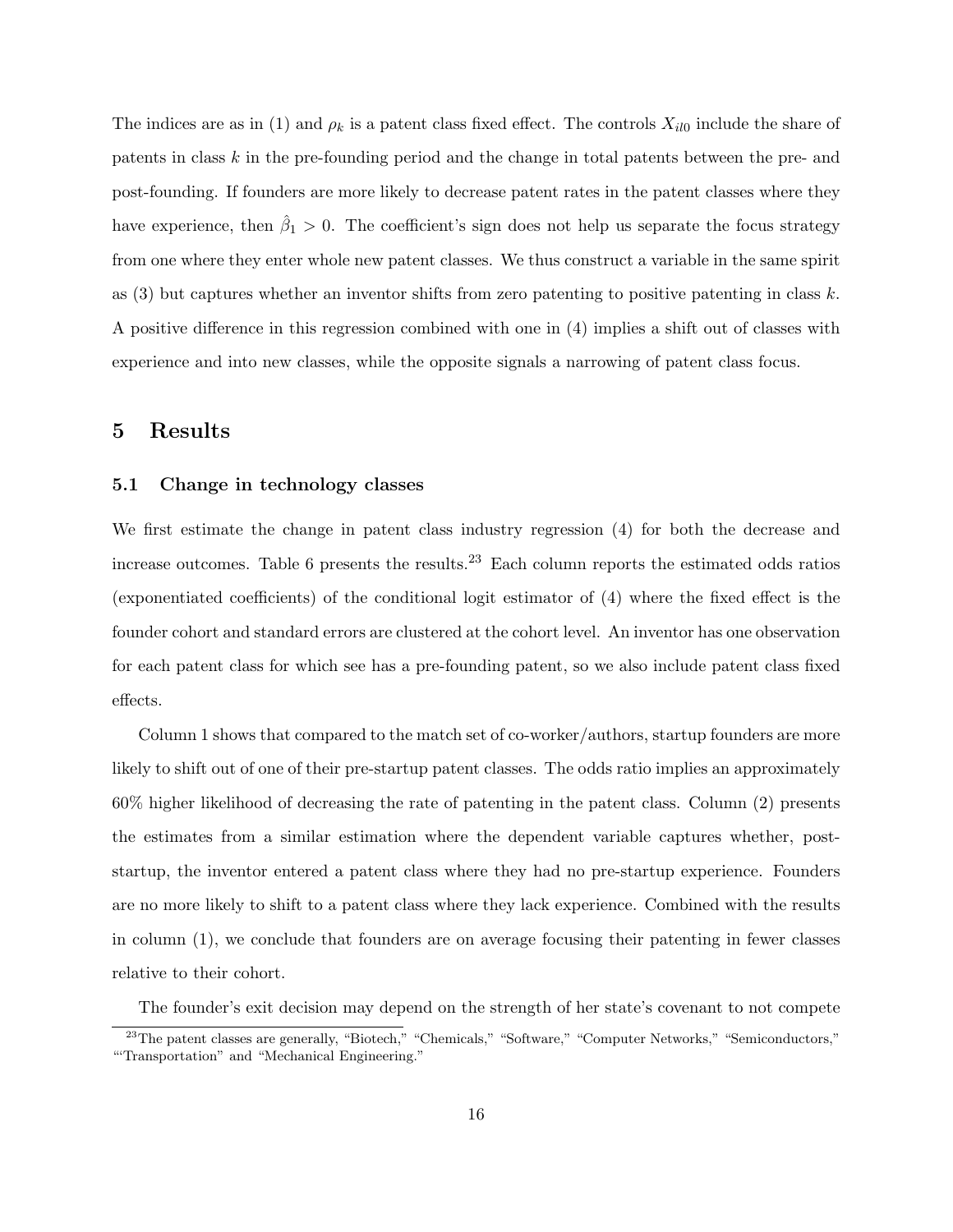The indices are as in (1) and $\rho_k$ is a patent class fixed effect. The controls $X_{il0}$ include the share of patents in class $k$ in the pre-founding period and the change in total patents between the pre- and post-founding. If founders are more likely to decrease patent rates in the patent classes where they have experience, then $\hat{\beta}_1 > 0$. The coefficient's sign does not help us separate the focus strategy from one where they enter whole new patent classes. We thus construct a variable in the same spirit as (3) but captures whether an inventor shifts from zero patenting to positive patenting in class $k$. A positive difference in this regression combined with one in (4) implies a shift out of classes with experience and into new classes, while the opposite signals a narrowing of patent class focus.

## 5 Results

### 5.1 Change in technology classes

We first estimate the change in patent class industry regression (4) for both the decrease and increase outcomes. Table 6 presents the results.[23] Each column reports the estimated odds ratios (exponentiated coefficients) of the conditional logit estimator of (4) where the fixed effect is the founder cohort and standard errors are clustered at the cohort level. An inventor has one observation for each patent class for which see has a pre-founding patent, so we also include patent class fixed effects.

Column 1 shows that compared to the match set of co-worker/authors, startup founders are more likely to shift out of one of their pre-startup patent classes. The odds ratio implies an approximately 60% higher likelihood of decreasing the rate of patenting in the patent class. Column (2) presents the estimates from a similar estimation where the dependent variable captures whether, post-startup, the inventor entered a patent class where they had no pre-startup experience. Founders are no more likely to shift to a patent class where they lack experience. Combined with the results in column (1), we conclude that founders are on average focusing their patenting in fewer classes relative to their cohort.

The founder's exit decision may depend on the strength of her state's covenant to not compete

[23] The patent classes are generally, "Biotech," "Chemicals," "Software," "Computer Networks," "Semiconductors," "'Transportation" and "Mechanical Engineering."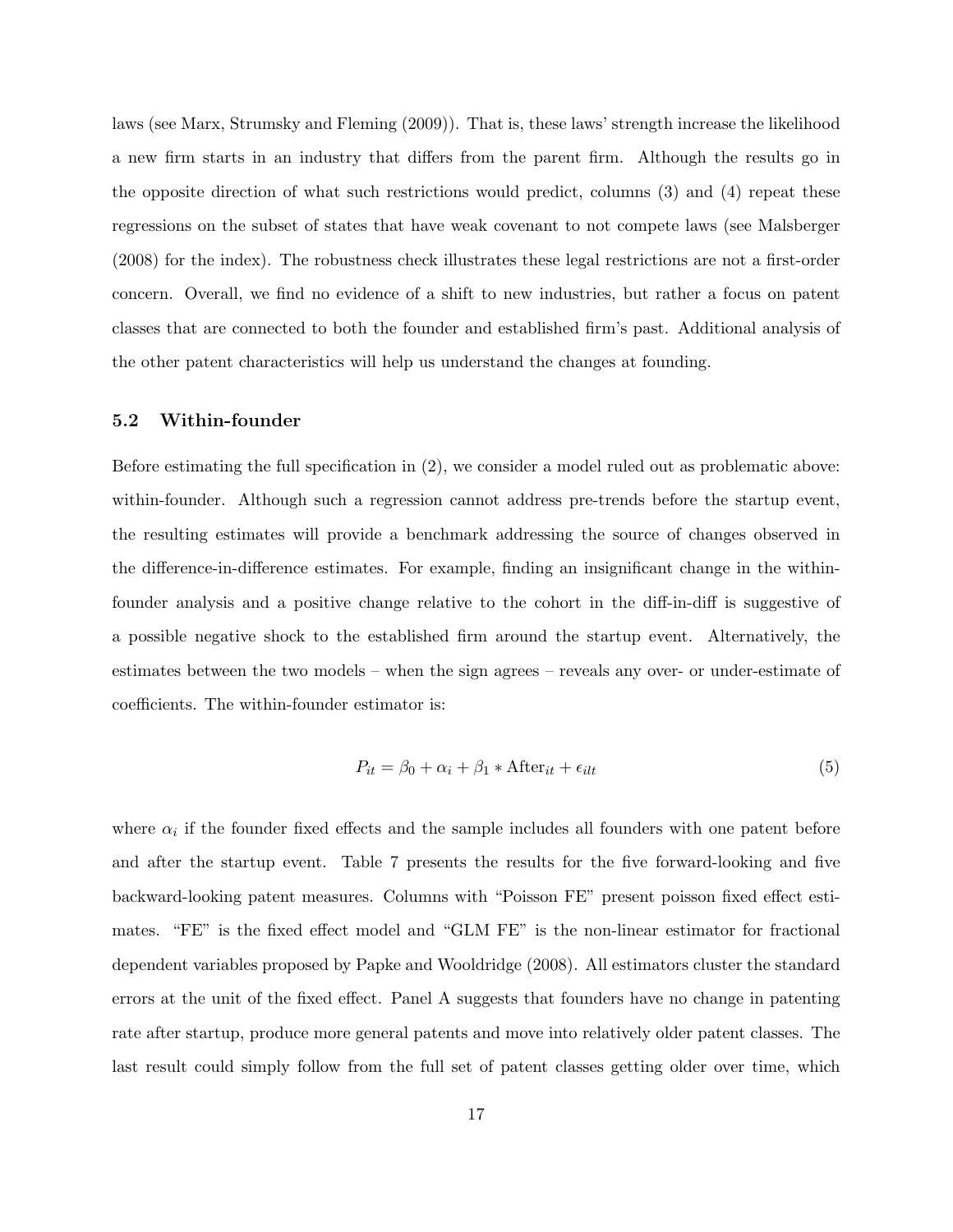laws (see Marx, Strumsky and Fleming (2009)). That is, these laws' strength increase the likelihood a new firm starts in an industry that differs from the parent firm. Although the results go in the opposite direction of what such restrictions would predict, columns (3) and (4) repeat these regressions on the subset of states that have weak covenant to not compete laws (see Malsberger (2008) for the index). The robustness check illustrates these legal restrictions are not a first-order concern. Overall, we find no evidence of a shift to new industries, but rather a focus on patent classes that are connected to both the founder and established firm's past. Additional analysis of the other patent characteristics will help us understand the changes at founding.

### 5.2 Within-founder

Before estimating the full specification in (2), we consider a model ruled out as problematic above: within-founder. Although such a regression cannot address pre-trends before the startup event, the resulting estimates will provide a benchmark addressing the source of changes observed in the difference-in-difference estimates. For example, finding an insignificant change in the within-founder analysis and a positive change relative to the cohort in the diff-in-diff is suggestive of a possible negative shock to the established firm around the startup event. Alternatively, the estimates between the two models – when the sign agrees – reveals any over- or under-estimate of coefficients. The within-founder estimator is:

$$P_{it} = \beta_0 + \alpha_i + \beta_1 * \text{After}_{it} + \epsilon_{ilt} \tag{5}$$

where $\alpha_i$ if the founder fixed effects and the sample includes all founders with one patent before and after the startup event. Table 7 presents the results for the five forward-looking and five backward-looking patent measures. Columns with "Poisson FE" present poisson fixed effect estimates. "FE" is the fixed effect model and "GLM FE" is the non-linear estimator for fractional dependent variables proposed by Papke and Wooldridge (2008). All estimators cluster the standard errors at the unit of the fixed effect. Panel A suggests that founders have no change in patenting rate after startup, produce more general patents and move into relatively older patent classes. The last result could simply follow from the full set of patent classes getting older over time, which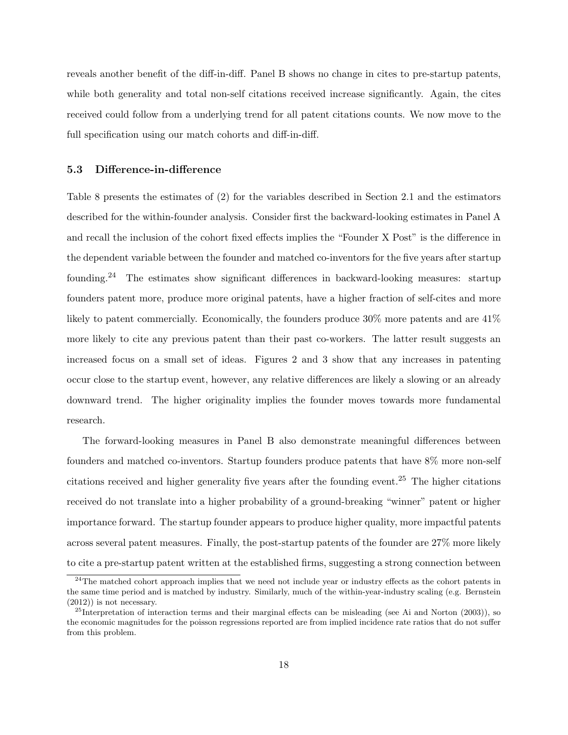reveals another benefit of the diff-in-diff. Panel B shows no change in cites to pre-startup patents, while both generality and total non-self citations received increase significantly. Again, the cites received could follow from a underlying trend for all patent citations counts. We now move to the full specification using our match cohorts and diff-in-diff.

### 5.3 Difference-in-difference

Table 8 presents the estimates of (2) for the variables described in Section 2.1 and the estimators described for the within-founder analysis. Consider first the backward-looking estimates in Panel A and recall the inclusion of the cohort fixed effects implies the "Founder X Post" is the difference in the dependent variable between the founder and matched co-inventors for the five years after startup founding.[24] The estimates show significant differences in backward-looking measures: startup founders patent more, produce more original patents, have a higher fraction of self-cites and more likely to patent commercially. Economically, the founders produce 30% more patents and are 41% more likely to cite any previous patent than their past co-workers. The latter result suggests an increased focus on a small set of ideas. Figures 2 and 3 show that any increases in patenting occur close to the startup event, however, any relative differences are likely a slowing or an already downward trend. The higher originality implies the founder moves towards more fundamental research.

The forward-looking measures in Panel B also demonstrate meaningful differences between founders and matched co-inventors. Startup founders produce patents that have 8% more non-self citations received and higher generality five years after the founding event.[25] The higher citations received do not translate into a higher probability of a ground-breaking "winner" patent or higher importance forward. The startup founder appears to produce higher quality, more impactful patents across several patent measures. Finally, the post-startup patents of the founder are 27% more likely to cite a pre-startup patent written at the established firms, suggesting a strong connection between

[24] The matched cohort approach implies that we need not include year or industry effects as the cohort patents in the same time period and is matched by industry. Similarly, much of the within-year-industry scaling (e.g. Bernstein (2012)) is not necessary.

[25] Interpretation of interaction terms and their marginal effects can be misleading (see Ai and Norton (2003)), so the economic magnitudes for the poisson regressions reported are from implied incidence rate ratios that do not suffer from this problem.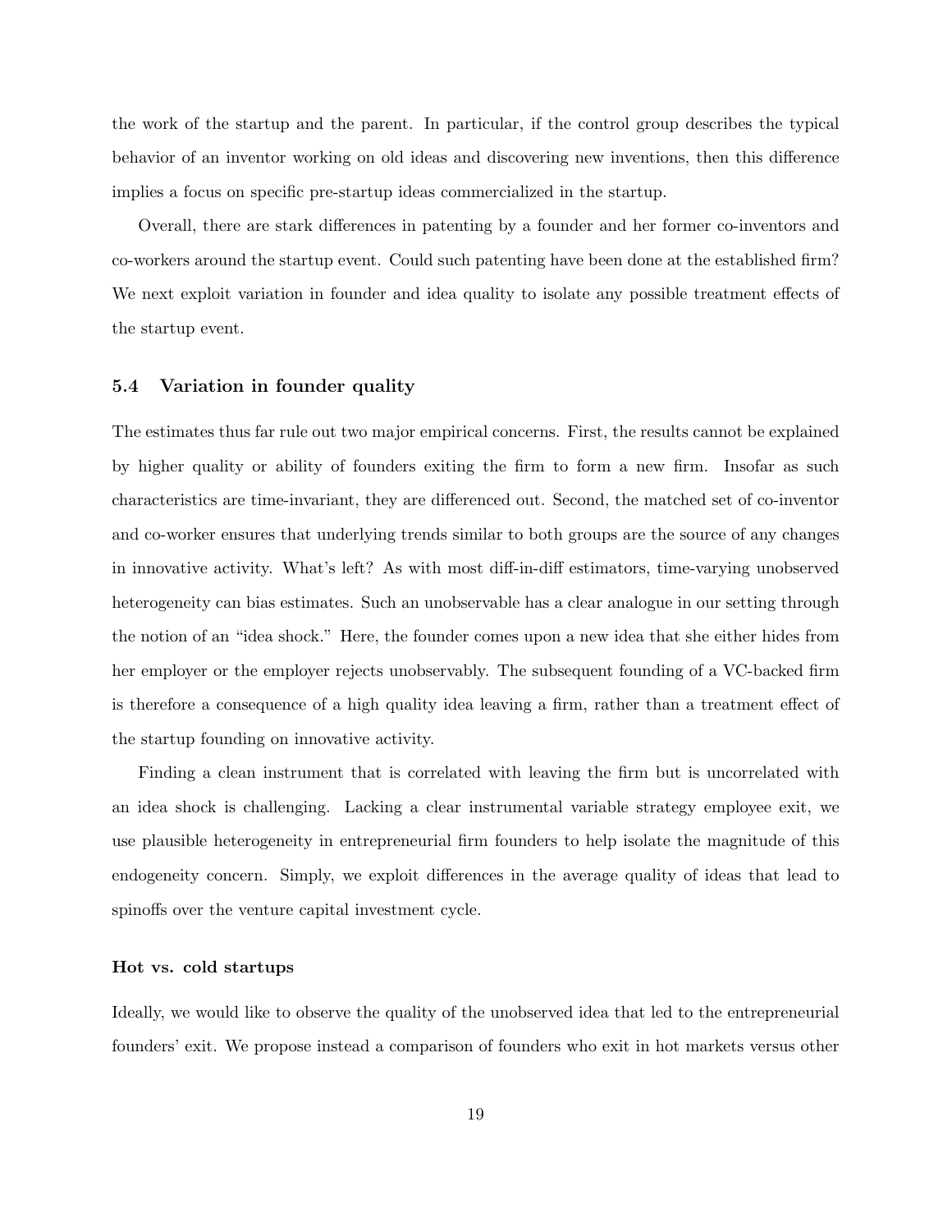the work of the startup and the parent. In particular, if the control group describes the typical behavior of an inventor working on old ideas and discovering new inventions, then this difference implies a focus on specific pre-startup ideas commercialized in the startup.

Overall, there are stark differences in patenting by a founder and her former co-inventors and co-workers around the startup event. Could such patenting have been done at the established firm? We next exploit variation in founder and idea quality to isolate any possible treatment effects of the startup event.

### 5.4 Variation in founder quality

The estimates thus far rule out two major empirical concerns. First, the results cannot be explained by higher quality or ability of founders exiting the firm to form a new firm. Insofar as such characteristics are time-invariant, they are differenced out. Second, the matched set of co-inventor and co-worker ensures that underlying trends similar to both groups are the source of any changes in innovative activity. What's left? As with most diff-in-diff estimators, time-varying unobserved heterogeneity can bias estimates. Such an unobservable has a clear analogue in our setting through the notion of an "idea shock." Here, the founder comes upon a new idea that she either hides from her employer or the employer rejects unobservably. The subsequent founding of a VC-backed firm is therefore a consequence of a high quality idea leaving a firm, rather than a treatment effect of the startup founding on innovative activity.

Finding a clean instrument that is correlated with leaving the firm but is uncorrelated with an idea shock is challenging. Lacking a clear instrumental variable strategy employee exit, we use plausible heterogeneity in entrepreneurial firm founders to help isolate the magnitude of this endogeneity concern. Simply, we exploit differences in the average quality of ideas that lead to spinoffs over the venture capital investment cycle.

#### Hot vs. cold startups

Ideally, we would like to observe the quality of the unobserved idea that led to the entrepreneurial founders' exit. We propose instead a comparison of founders who exit in hot markets versus other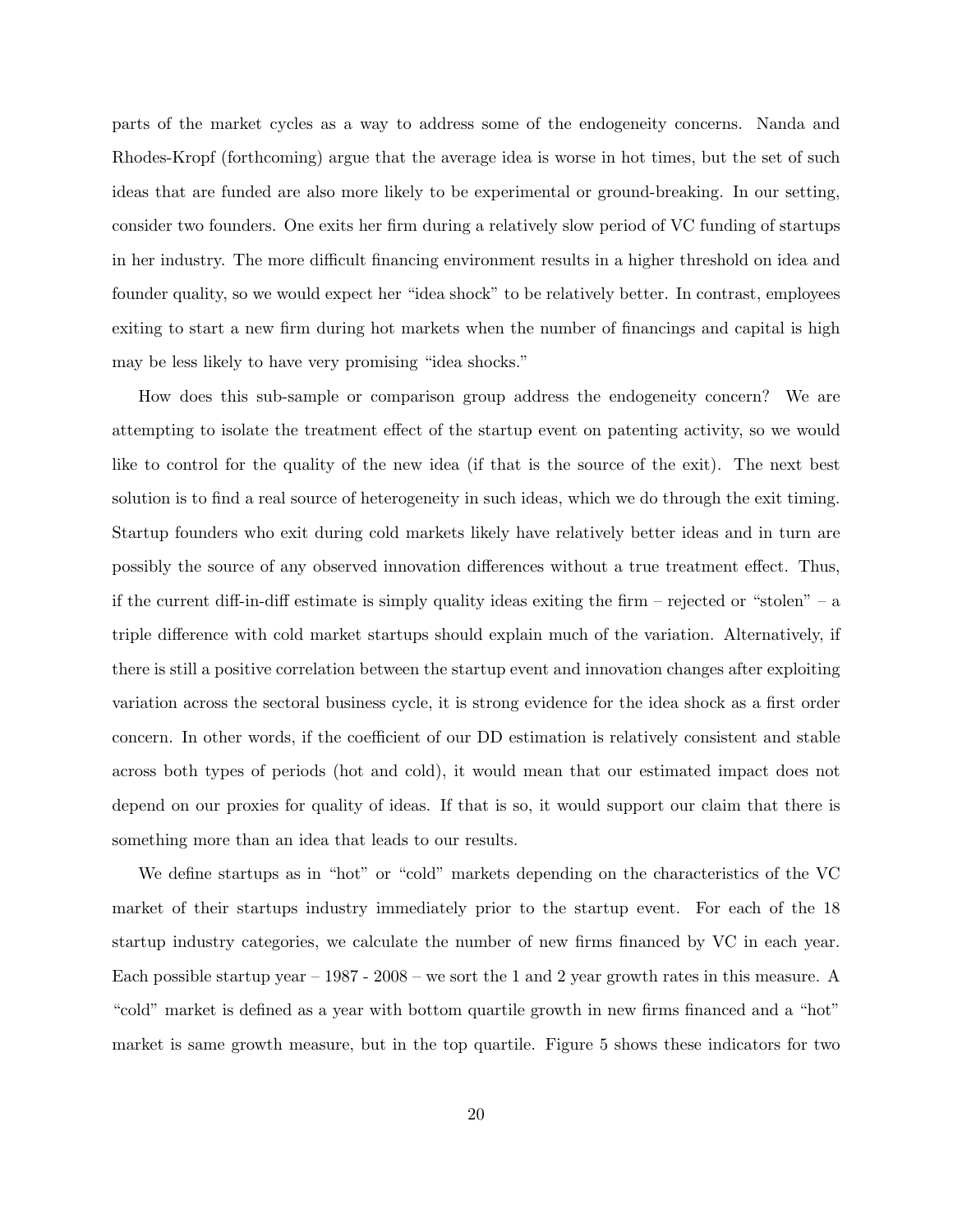parts of the market cycles as a way to address some of the endogeneity concerns. Nanda and Rhodes-Kropf (forthcoming) argue that the average idea is worse in hot times, but the set of such ideas that are funded are also more likely to be experimental or ground-breaking. In our setting, consider two founders. One exits her firm during a relatively slow period of VC funding of startups in her industry. The more difficult financing environment results in a higher threshold on idea and founder quality, so we would expect her "idea shock" to be relatively better. In contrast, employees exiting to start a new firm during hot markets when the number of financings and capital is high may be less likely to have very promising "idea shocks."

How does this sub-sample or comparison group address the endogeneity concern? We are attempting to isolate the treatment effect of the startup event on patenting activity, so we would like to control for the quality of the new idea (if that is the source of the exit). The next best solution is to find a real source of heterogeneity in such ideas, which we do through the exit timing. Startup founders who exit during cold markets likely have relatively better ideas and in turn are possibly the source of any observed innovation differences without a true treatment effect. Thus, if the current diff-in-diff estimate is simply quality ideas exiting the firm – rejected or "stolen" – a triple difference with cold market startups should explain much of the variation. Alternatively, if there is still a positive correlation between the startup event and innovation changes after exploiting variation across the sectoral business cycle, it is strong evidence for the idea shock as a first order concern. In other words, if the coefficient of our DD estimation is relatively consistent and stable across both types of periods (hot and cold), it would mean that our estimated impact does not depend on our proxies for quality of ideas. If that is so, it would support our claim that there is something more than an idea that leads to our results.

We define startups as in "hot" or "cold" markets depending on the characteristics of the VC market of their startups industry immediately prior to the startup event. For each of the 18 startup industry categories, we calculate the number of new firms financed by VC in each year. Each possible startup year – 1987 - 2008 – we sort the 1 and 2 year growth rates in this measure. A "cold" market is defined as a year with bottom quartile growth in new firms financed and a "hot" market is same growth measure, but in the top quartile. Figure 5 shows these indicators for two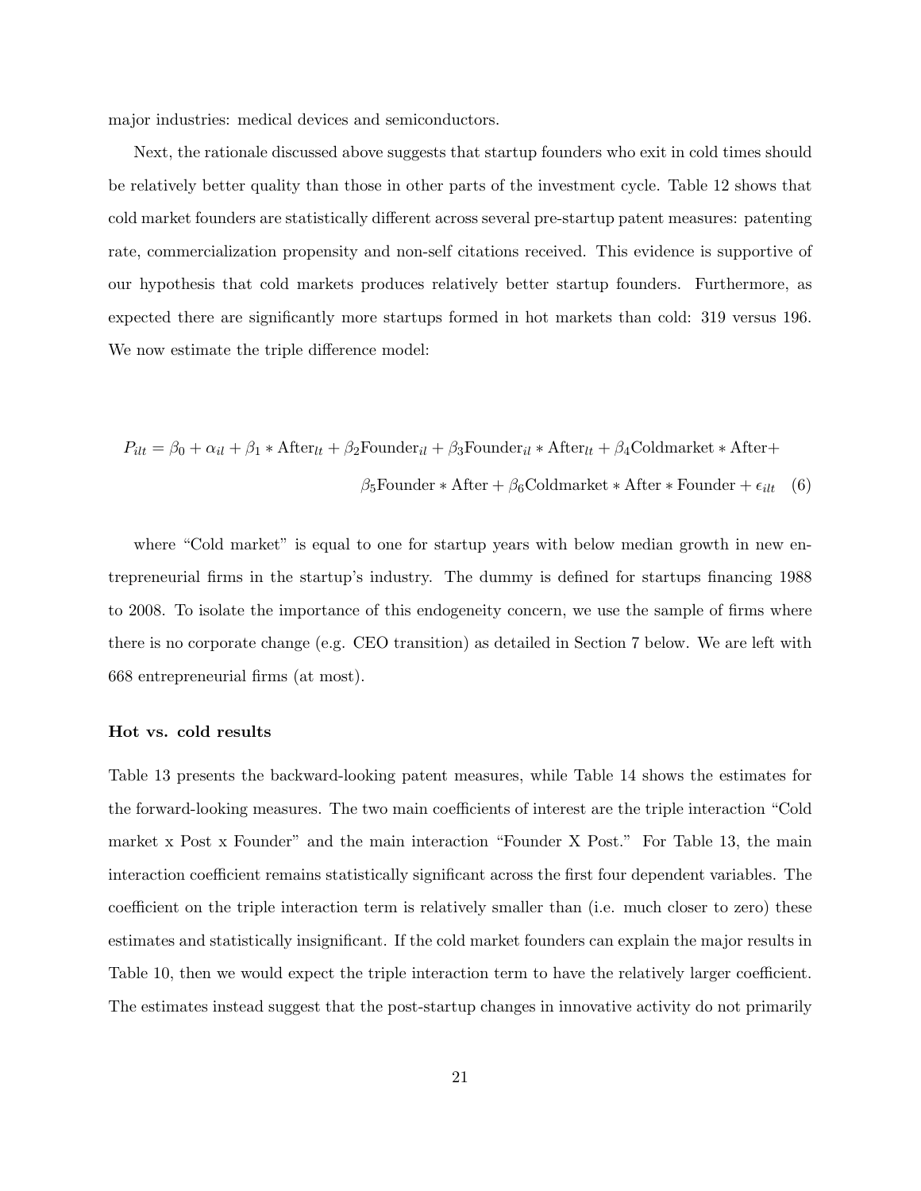major industries: medical devices and semiconductors.

Next, the rationale discussed above suggests that startup founders who exit in cold times should be relatively better quality than those in other parts of the investment cycle. Table 12 shows that cold market founders are statistically different across several pre-startup patent measures: patenting rate, commercialization propensity and non-self citations received. This evidence is supportive of our hypothesis that cold markets produces relatively better startup founders. Furthermore, as expected there are significantly more startups formed in hot markets than cold: 319 versus 196. We now estimate the triple difference model:

$$P_{ilt} = \beta_0 + \alpha_{il} + \beta_1 * \text{After}_{lt} + \beta_2 \text{Founder}_{il} + \beta_3 \text{Founder}_{il} * \text{After}_{lt} + \beta_4 \text{Coldmarket} * \text{After} + \beta_5 \text{Founder} * \text{After} + \beta_6 \text{Coldmarket} * \text{After} * \text{Founder} + \epsilon_{ilt} \quad (6)$$

where "Cold market" is equal to one for startup years with below median growth in new entrepreneurial firms in the startup's industry. The dummy is defined for startups financing 1988 to 2008. To isolate the importance of this endogeneity concern, we use the sample of firms where there is no corporate change (e.g. CEO transition) as detailed in Section 7 below. We are left with 668 entrepreneurial firms (at most).

**Hot vs. cold results**

Table 13 presents the backward-looking patent measures, while Table 14 shows the estimates for the forward-looking measures. The two main coefficients of interest are the triple interaction "Cold market x Post x Founder" and the main interaction "Founder X Post." For Table 13, the main interaction coefficient remains statistically significant across the first four dependent variables. The coefficient on the triple interaction term is relatively smaller than (i.e. much closer to zero) these estimates and statistically insignificant. If the cold market founders can explain the major results in Table 10, then we would expect the triple interaction term to have the relatively larger coefficient. The estimates instead suggest that the post-startup changes in innovative activity do not primarily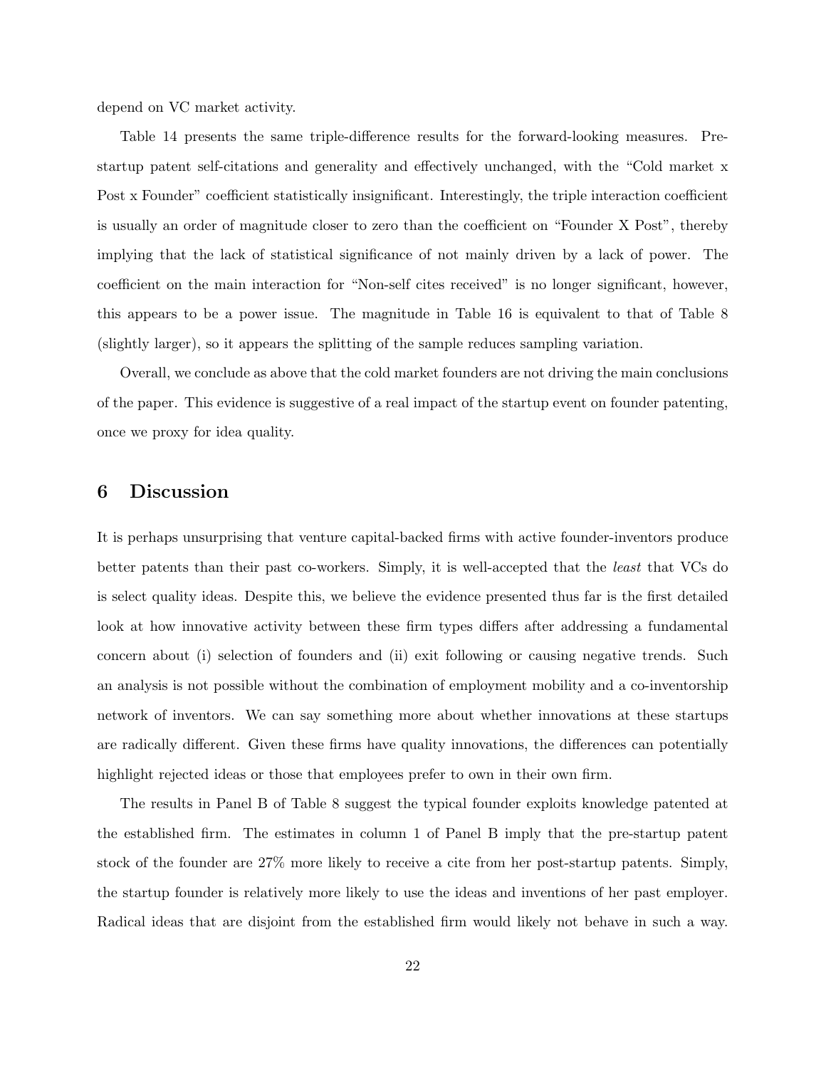depend on VC market activity.

Table 14 presents the same triple-difference results for the forward-looking measures. Pre-startup patent self-citations and generality and effectively unchanged, with the "Cold market x Post x Founder" coefficient statistically insignificant. Interestingly, the triple interaction coefficient is usually an order of magnitude closer to zero than the coefficient on "Founder X Post", thereby implying that the lack of statistical significance of not mainly driven by a lack of power. The coefficient on the main interaction for "Non-self cites received" is no longer significant, however, this appears to be a power issue. The magnitude in Table 16 is equivalent to that of Table 8 (slightly larger), so it appears the splitting of the sample reduces sampling variation.

Overall, we conclude as above that the cold market founders are not driving the main conclusions of the paper. This evidence is suggestive of a real impact of the startup event on founder patenting, once we proxy for idea quality.

# 6 Discussion

It is perhaps unsurprising that venture capital-backed firms with active founder-inventors produce better patents than their past co-workers. Simply, it is well-accepted that the *least* that VCs do is select quality ideas. Despite this, we believe the evidence presented thus far is the first detailed look at how innovative activity between these firm types differs after addressing a fundamental concern about (i) selection of founders and (ii) exit following or causing negative trends. Such an analysis is not possible without the combination of employment mobility and a co-inventorship network of inventors. We can say something more about whether innovations at these startups are radically different. Given these firms have quality innovations, the differences can potentially highlight rejected ideas or those that employees prefer to own in their own firm.

The results in Panel B of Table 8 suggest the typical founder exploits knowledge patented at the established firm. The estimates in column 1 of Panel B imply that the pre-startup patent stock of the founder are 27% more likely to receive a cite from her post-startup patents. Simply, the startup founder is relatively more likely to use the ideas and inventions of her past employer. Radical ideas that are disjoint from the established firm would likely not behave in such a way.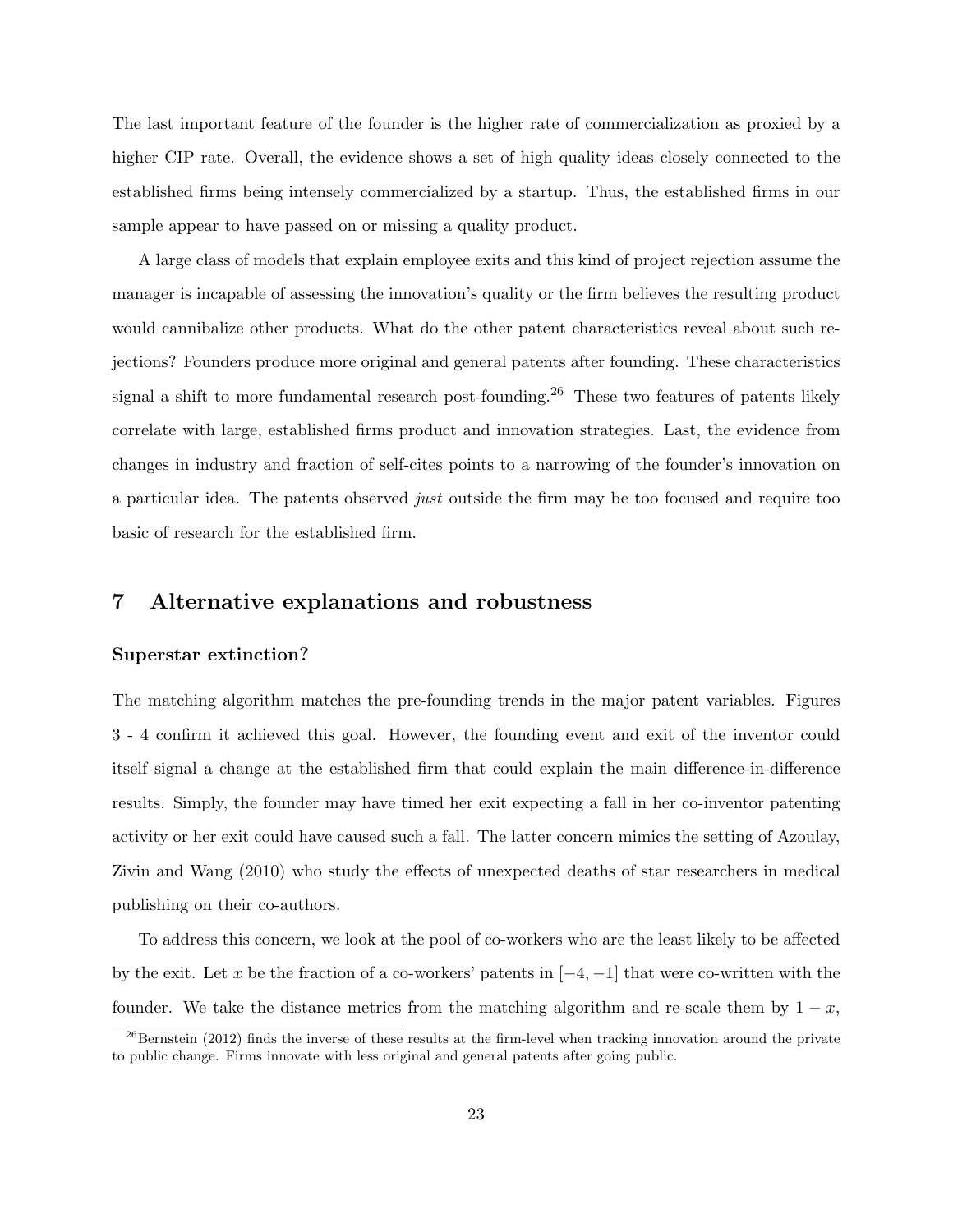The last important feature of the founder is the higher rate of commercialization as proxied by a higher CIP rate. Overall, the evidence shows a set of high quality ideas closely connected to the established firms being intensely commercialized by a startup. Thus, the established firms in our sample appear to have passed on or missing a quality product.

A large class of models that explain employee exits and this kind of project rejection assume the manager is incapable of assessing the innovation's quality or the firm believes the resulting product would cannibalize other products. What do the other patent characteristics reveal about such rejections? Founders produce more original and general patents after founding. These characteristics signal a shift to more fundamental research post-founding.[26] These two features of patents likely correlate with large, established firms product and innovation strategies. Last, the evidence from changes in industry and fraction of self-cites points to a narrowing of the founder's innovation on a particular idea. The patents observed *just* outside the firm may be too focused and require too basic of research for the established firm.

# 7 Alternative explanations and robustness

### Superstar extinction?

The matching algorithm matches the pre-founding trends in the major patent variables. Figures 3 - 4 confirm it achieved this goal. However, the founding event and exit of the inventor could itself signal a change at the established firm that could explain the main difference-in-difference results. Simply, the founder may have timed her exit expecting a fall in her co-inventor patenting activity or her exit could have caused such a fall. The latter concern mimics the setting of Azoulay, Zivin and Wang (2010) who study the effects of unexpected deaths of star researchers in medical publishing on their co-authors.

To address this concern, we look at the pool of co-workers who are the least likely to be affected by the exit. Let $x$ be the fraction of a co-workers' patents in $[-4, -1]$ that were co-written with the founder. We take the distance metrics from the matching algorithm and re-scale them by $1 - x$,

[26] Bernstein (2012) finds the inverse of these results at the firm-level when tracking innovation around the private to public change. Firms innovate with less original and general patents after going public.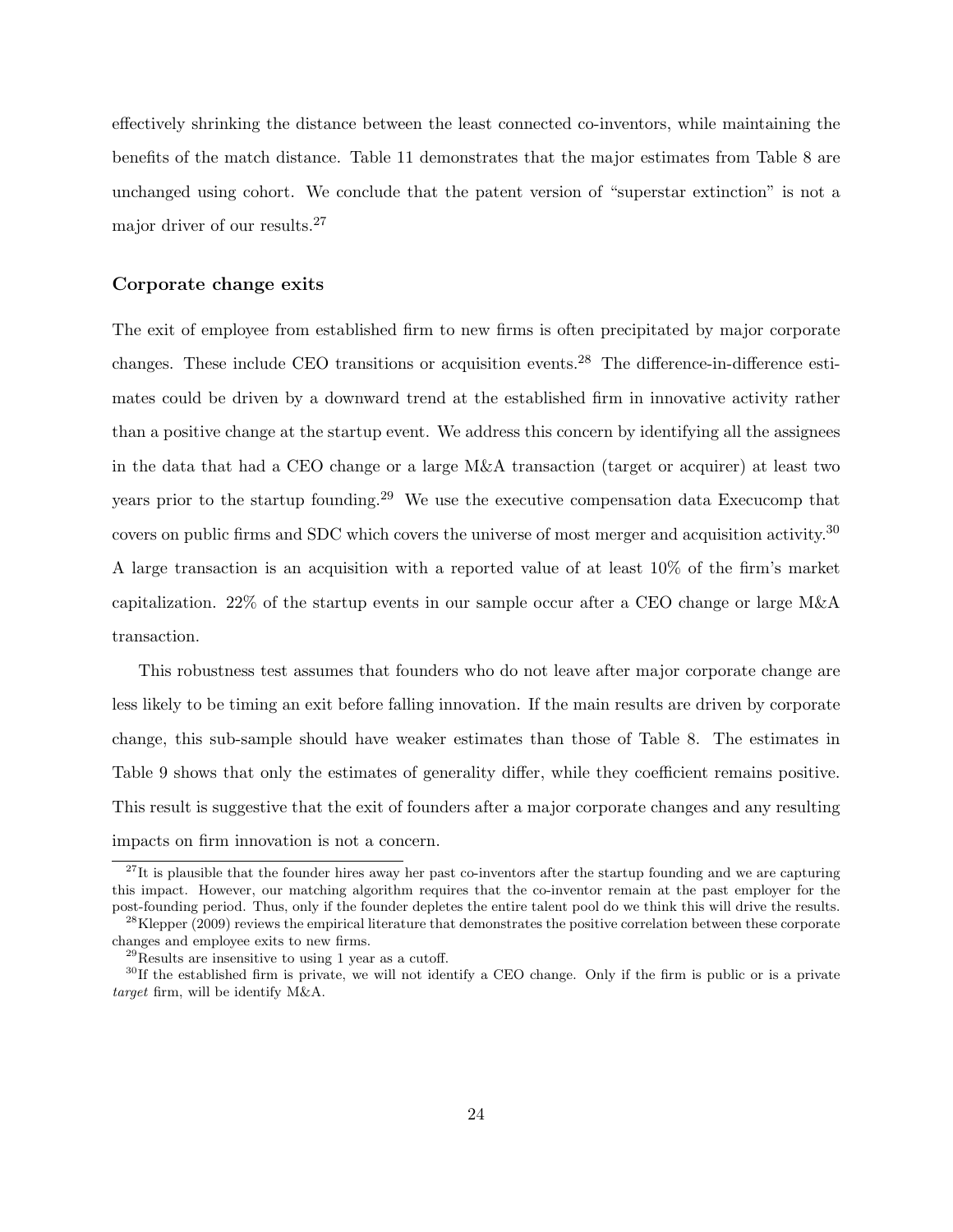effectively shrinking the distance between the least connected co-inventors, while maintaining the benefits of the match distance. Table 11 demonstrates that the major estimates from Table 8 are unchanged using cohort. We conclude that the patent version of "superstar extinction" is not a major driver of our results.[27]

### Corporate change exits

The exit of employee from established firm to new firms is often precipitated by major corporate changes. These include CEO transitions or acquisition events.[28] The difference-in-difference estimates could be driven by a downward trend at the established firm in innovative activity rather than a positive change at the startup event. We address this concern by identifying all the assignees in the data that had a CEO change or a large M&A transaction (target or acquirer) at least two years prior to the startup founding.[29] We use the executive compensation data Execucomp that covers on public firms and SDC which covers the universe of most merger and acquisition activity.[30] A large transaction is an acquisition with a reported value of at least 10% of the firm's market capitalization. 22% of the startup events in our sample occur after a CEO change or large M&A transaction.

This robustness test assumes that founders who do not leave after major corporate change are less likely to be timing an exit before falling innovation. If the main results are driven by corporate change, this sub-sample should have weaker estimates than those of Table 8. The estimates in Table 9 shows that only the estimates of generality differ, while they coefficient remains positive. This result is suggestive that the exit of founders after a major corporate changes and any resulting impacts on firm innovation is not a concern.

[27] It is plausible that the founder hires away her past co-inventors after the startup founding and we are capturing this impact. However, our matching algorithm requires that the co-inventor remain at the past employer for the post-founding period. Thus, only if the founder depletes the entire talent pool do we think this will drive the results.

[28] Klepper (2009) reviews the empirical literature that demonstrates the positive correlation between these corporate changes and employee exits to new firms.

[29] Results are insensitive to using 1 year as a cutoff.

[30] If the established firm is private, we will not identify a CEO change. Only if the firm is public or is a private *target* firm, will be identify M&A.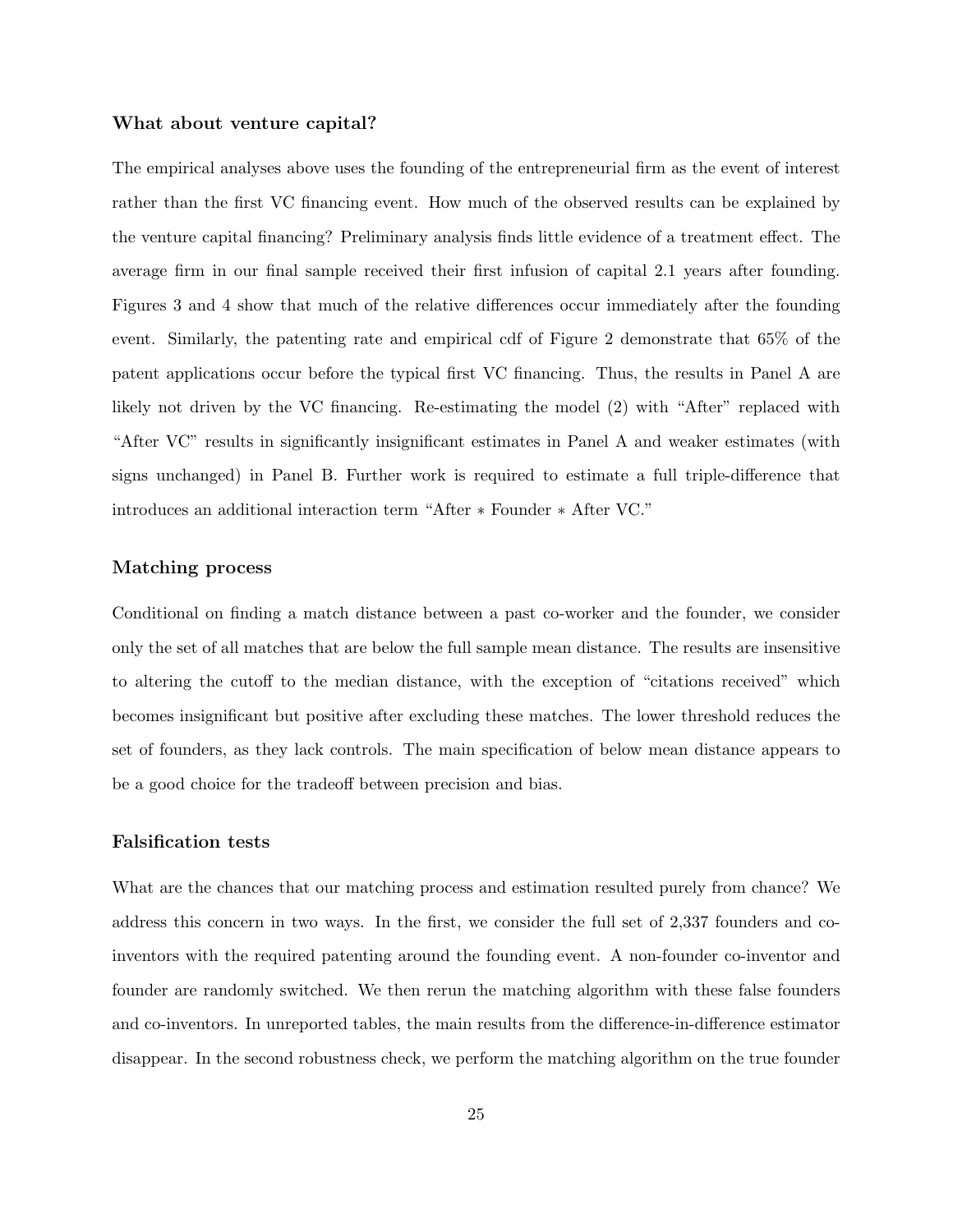### What about venture capital?

The empirical analyses above uses the founding of the entrepreneurial firm as the event of interest rather than the first VC financing event. How much of the observed results can be explained by the venture capital financing? Preliminary analysis finds little evidence of a treatment effect. The average firm in our final sample received their first infusion of capital 2.1 years after founding. Figures 3 and 4 show that much of the relative differences occur immediately after the founding event. Similarly, the patenting rate and empirical cdf of Figure 2 demonstrate that 65% of the patent applications occur before the typical first VC financing. Thus, the results in Panel A are likely not driven by the VC financing. Re-estimating the model (2) with "After" replaced with "After VC" results in significantly insignificant estimates in Panel A and weaker estimates (with signs unchanged) in Panel B. Further work is required to estimate a full triple-difference that introduces an additional interaction term "After $*$ Founder $*$ After VC."

### Matching process

Conditional on finding a match distance between a past co-worker and the founder, we consider only the set of all matches that are below the full sample mean distance. The results are insensitive to altering the cutoff to the median distance, with the exception of "citations received" which becomes insignificant but positive after excluding these matches. The lower threshold reduces the set of founders, as they lack controls. The main specification of below mean distance appears to be a good choice for the tradeoff between precision and bias.

### Falsification tests

What are the chances that our matching process and estimation resulted purely from chance? We address this concern in two ways. In the first, we consider the full set of 2,337 founders and co-inventors with the required patenting around the founding event. A non-founder co-inventor and founder are randomly switched. We then rerun the matching algorithm with these false founders and co-inventors. In unreported tables, the main results from the difference-in-difference estimator disappear. In the second robustness check, we perform the matching algorithm on the true founder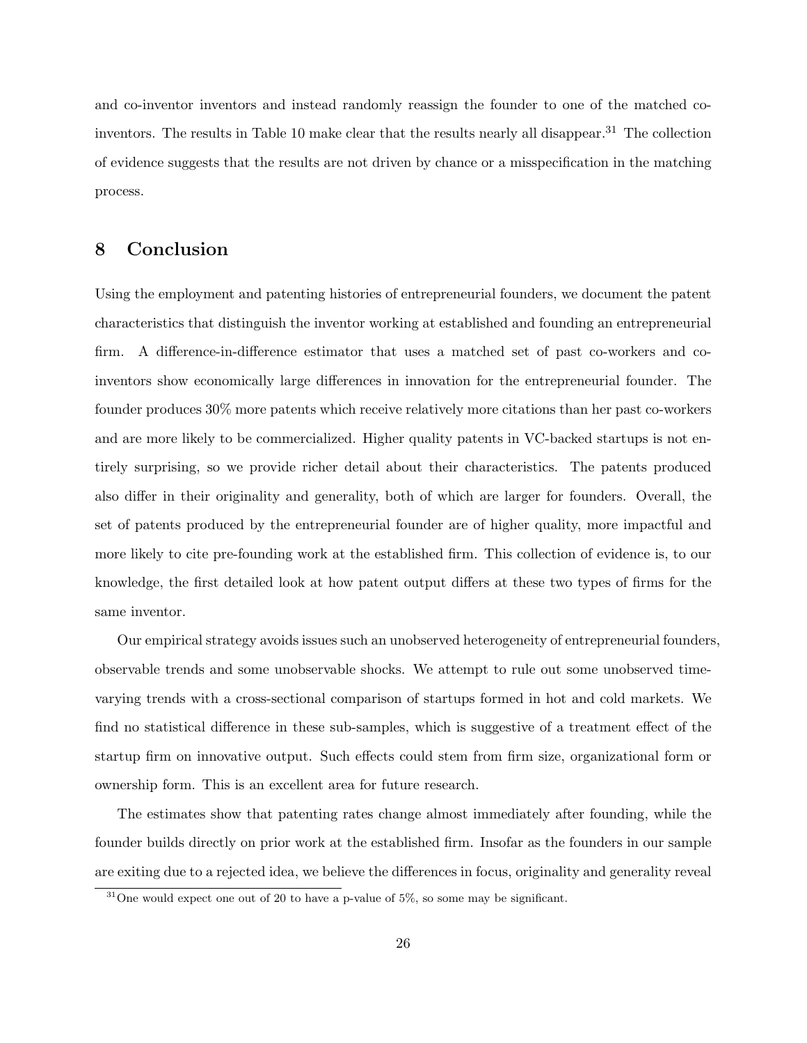and co-inventor inventors and instead randomly reassign the founder to one of the matched co-inventors. The results in Table 10 make clear that the results nearly all disappear.[31] The collection of evidence suggests that the results are not driven by chance or a misspecification in the matching process.

# 8 Conclusion

Using the employment and patenting histories of entrepreneurial founders, we document the patent characteristics that distinguish the inventor working at established and founding an entrepreneurial firm. A difference-in-difference estimator that uses a matched set of past co-workers and co-inventors show economically large differences in innovation for the entrepreneurial founder. The founder produces 30% more patents which receive relatively more citations than her past co-workers and are more likely to be commercialized. Higher quality patents in VC-backed startups is not entirely surprising, so we provide richer detail about their characteristics. The patents produced also differ in their originality and generality, both of which are larger for founders. Overall, the set of patents produced by the entrepreneurial founder are of higher quality, more impactful and more likely to cite pre-founding work at the established firm. This collection of evidence is, to our knowledge, the first detailed look at how patent output differs at these two types of firms for the same inventor.

Our empirical strategy avoids issues such an unobserved heterogeneity of entrepreneurial founders, observable trends and some unobservable shocks. We attempt to rule out some unobserved time-varying trends with a cross-sectional comparison of startups formed in hot and cold markets. We find no statistical difference in these sub-samples, which is suggestive of a treatment effect of the startup firm on innovative output. Such effects could stem from firm size, organizational form or ownership form. This is an excellent area for future research.

The estimates show that patenting rates change almost immediately after founding, while the founder builds directly on prior work at the established firm. Insofar as the founders in our sample are exiting due to a rejected idea, we believe the differences in focus, originality and generality reveal

[31] One would expect one out of 20 to have a p-value of 5%, so some may be significant.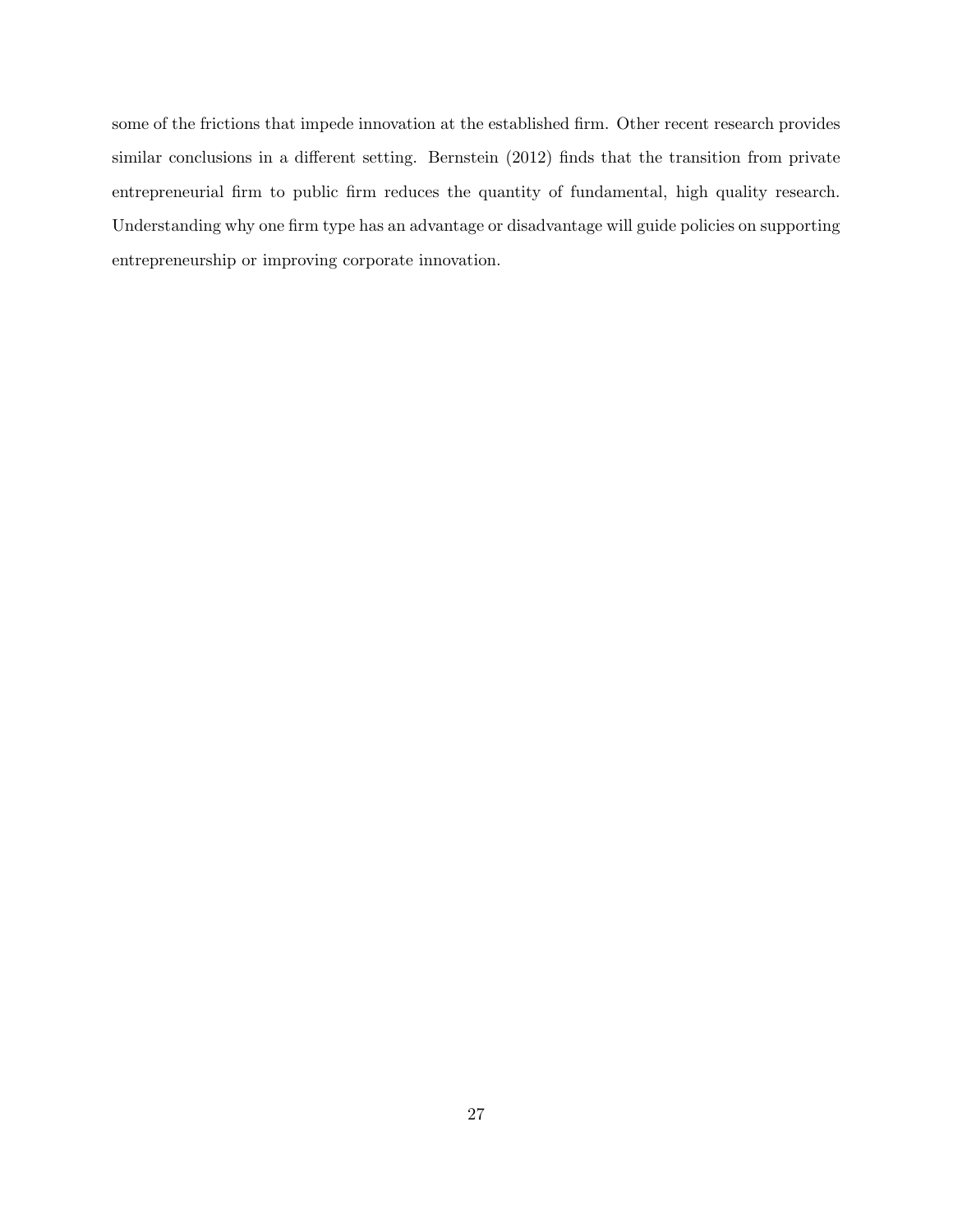some of the frictions that impede innovation at the established firm. Other recent research provides similar conclusions in a different setting. Bernstein (2012) finds that the transition from private entrepreneurial firm to public firm reduces the quantity of fundamental, high quality research. Understanding why one firm type has an advantage or disadvantage will guide policies on supporting entrepreneurship or improving corporate innovation.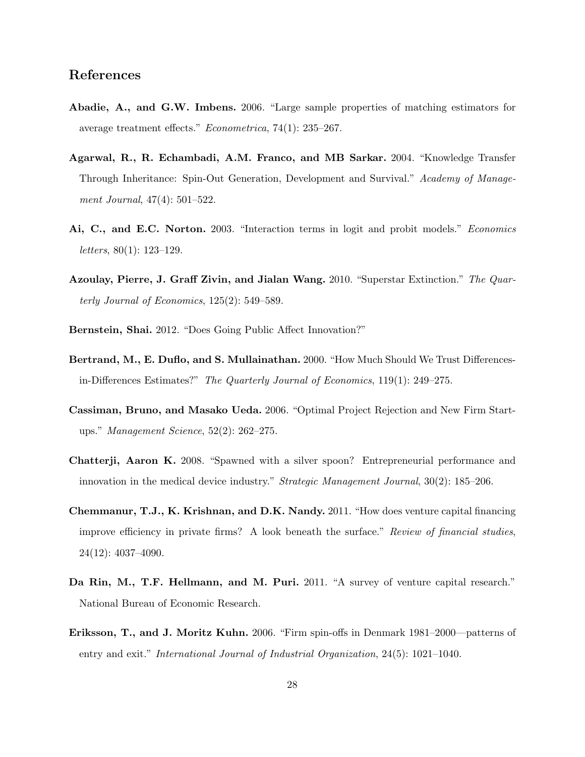## References

**Abadie, A., and G.W. Imbens.** 2006. "Large sample properties of matching estimators for average treatment effects." *Econometrica*, 74(1): 235–267.

**Agarwal, R., R. Echambadi, A.M. Franco, and MB Sarkar.** 2004. "Knowledge Transfer Through Inheritance: Spin-Out Generation, Development and Survival." *Academy of Management Journal*, 47(4): 501–522.

**Ai, C., and E.C. Norton.** 2003. "Interaction terms in logit and probit models." *Economics letters*, 80(1): 123–129.

**Azoulay, Pierre, J. Graff Zivin, and Jialan Wang.** 2010. "Superstar Extinction." *The Quarterly Journal of Economics*, 125(2): 549–589.

**Bernstein, Shai.** 2012. "Does Going Public Affect Innovation?"

**Bertrand, M., E. Duflo, and S. Mullainathan.** 2000. "How Much Should We Trust Differences-in-Differences Estimates?" *The Quarterly Journal of Economics*, 119(1): 249–275.

**Cassiman, Bruno, and Masako Ueda.** 2006. "Optimal Project Rejection and New Firm Start-ups." *Management Science*, 52(2): 262–275.

**Chatterji, Aaron K.** 2008. "Spawned with a silver spoon? Entrepreneurial performance and innovation in the medical device industry." *Strategic Management Journal*, 30(2): 185–206.

**Chemmanur, T.J., K. Krishnan, and D.K. Nandy.** 2011. "How does venture capital financing improve efficiency in private firms? A look beneath the surface." *Review of financial studies*, 24(12): 4037–4090.

**Da Rin, M., T.F. Hellmann, and M. Puri.** 2011. "A survey of venture capital research." National Bureau of Economic Research.

**Eriksson, T., and J. Moritz Kuhn.** 2006. "Firm spin-offs in Denmark 1981–2000—patterns of entry and exit." *International Journal of Industrial Organization*, 24(5): 1021–1040.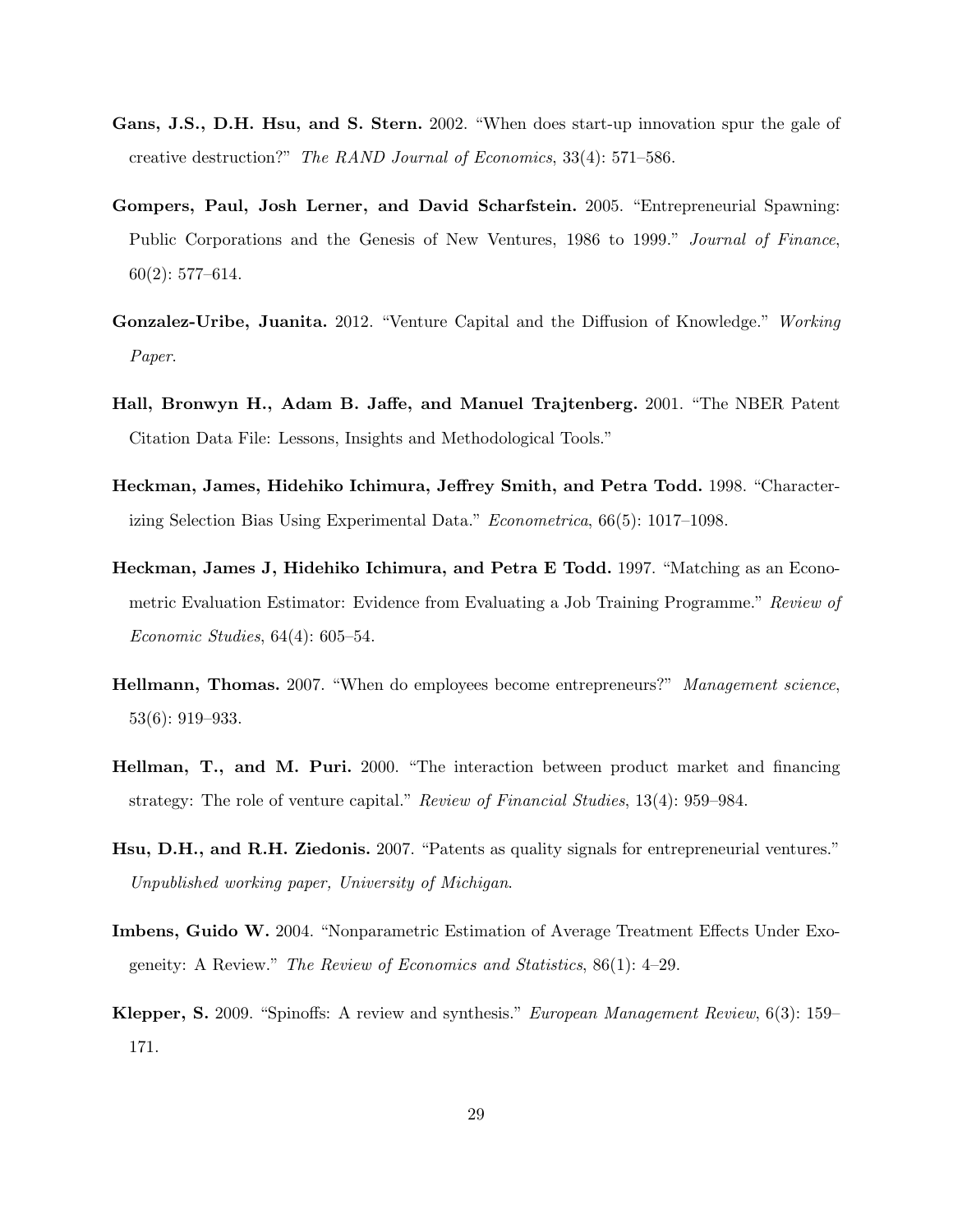**Gans, J.S., D.H. Hsu, and S. Stern.** 2002. "When does start-up innovation spur the gale of creative destruction?" *The RAND Journal of Economics*, 33(4): 571–586.

**Gompers, Paul, Josh Lerner, and David Scharfstein.** 2005. "Entrepreneurial Spawning: Public Corporations and the Genesis of New Ventures, 1986 to 1999." *Journal of Finance*, 60(2): 577–614.

**Gonzalez-Uribe, Juanita.** 2012. "Venture Capital and the Diffusion of Knowledge." *Working Paper*.

**Hall, Bronwyn H., Adam B. Jaffe, and Manuel Trajtenberg.** 2001. "The NBER Patent Citation Data File: Lessons, Insights and Methodological Tools."

**Heckman, James, Hidehiko Ichimura, Jeffrey Smith, and Petra Todd.** 1998. "Characterizing Selection Bias Using Experimental Data." *Econometrica*, 66(5): 1017–1098.

**Heckman, James J, Hidehiko Ichimura, and Petra E Todd.** 1997. "Matching as an Econometric Evaluation Estimator: Evidence from Evaluating a Job Training Programme." *Review of Economic Studies*, 64(4): 605–54.

**Hellmann, Thomas.** 2007. "When do employees become entrepreneurs?" *Management science*, 53(6): 919–933.

**Hellman, T., and M. Puri.** 2000. "The interaction between product market and financing strategy: The role of venture capital." *Review of Financial Studies*, 13(4): 959–984.

**Hsu, D.H., and R.H. Ziedonis.** 2007. "Patents as quality signals for entrepreneurial ventures." *Unpublished working paper, University of Michigan*.

**Imbens, Guido W.** 2004. "Nonparametric Estimation of Average Treatment Effects Under Exogeneity: A Review." *The Review of Economics and Statistics*, 86(1): 4–29.

**Klepper, S.** 2009. "Spinoffs: A review and synthesis." *European Management Review*, 6(3): 159–171.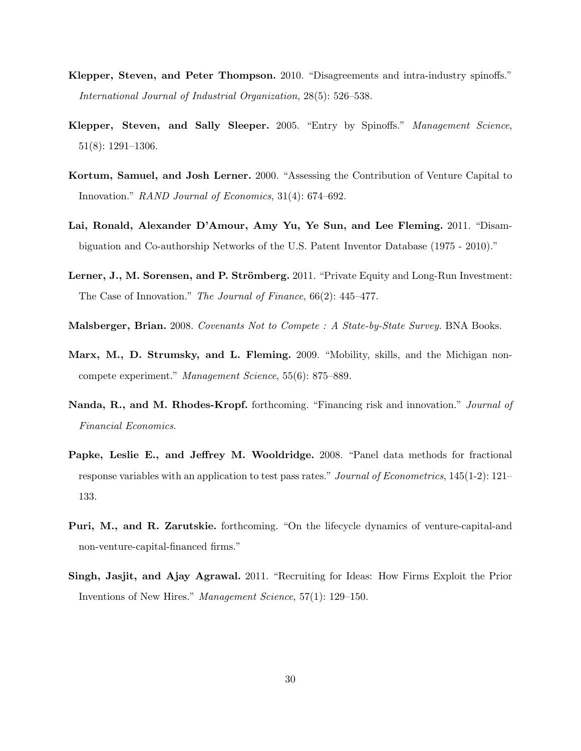**Klepper, Steven, and Peter Thompson.** 2010. "Disagreements and intra-industry spinoffs." *International Journal of Industrial Organization*, 28(5): 526–538.

**Klepper, Steven, and Sally Sleeper.** 2005. "Entry by Spinoffs." *Management Science*, 51(8): 1291–1306.

**Kortum, Samuel, and Josh Lerner.** 2000. "Assessing the Contribution of Venture Capital to Innovation." *RAND Journal of Economics*, 31(4): 674–692.

**Lai, Ronald, Alexander D'Amour, Amy Yu, Ye Sun, and Lee Fleming.** 2011. "Disambiguation and Co-authorship Networks of the U.S. Patent Inventor Database (1975 - 2010)."

**Lerner, J., M. Sorensen, and P. Strömberg.** 2011. "Private Equity and Long-Run Investment: The Case of Innovation." *The Journal of Finance*, 66(2): 445–477.

**Malsberger, Brian.** 2008. *Covenants Not to Compete : A State-by-State Survey.* BNA Books.

**Marx, M., D. Strumsky, and L. Fleming.** 2009. "Mobility, skills, and the Michigan non-compete experiment." *Management Science*, 55(6): 875–889.

**Nanda, R., and M. Rhodes-Kropf.** forthcoming. "Financing risk and innovation." *Journal of Financial Economics.*

**Papke, Leslie E., and Jeffrey M. Wooldridge.** 2008. "Panel data methods for fractional response variables with an application to test pass rates." *Journal of Econometrics*, 145(1-2): 121–133.

**Puri, M., and R. Zarutskie.** forthcoming. "On the lifecycle dynamics of venture-capital-and non-venture-capital-financed firms."

**Singh, Jasjit, and Ajay Agrawal.** 2011. "Recruiting for Ideas: How Firms Exploit the Prior Inventions of New Hires." *Management Science*, 57(1): 129–150.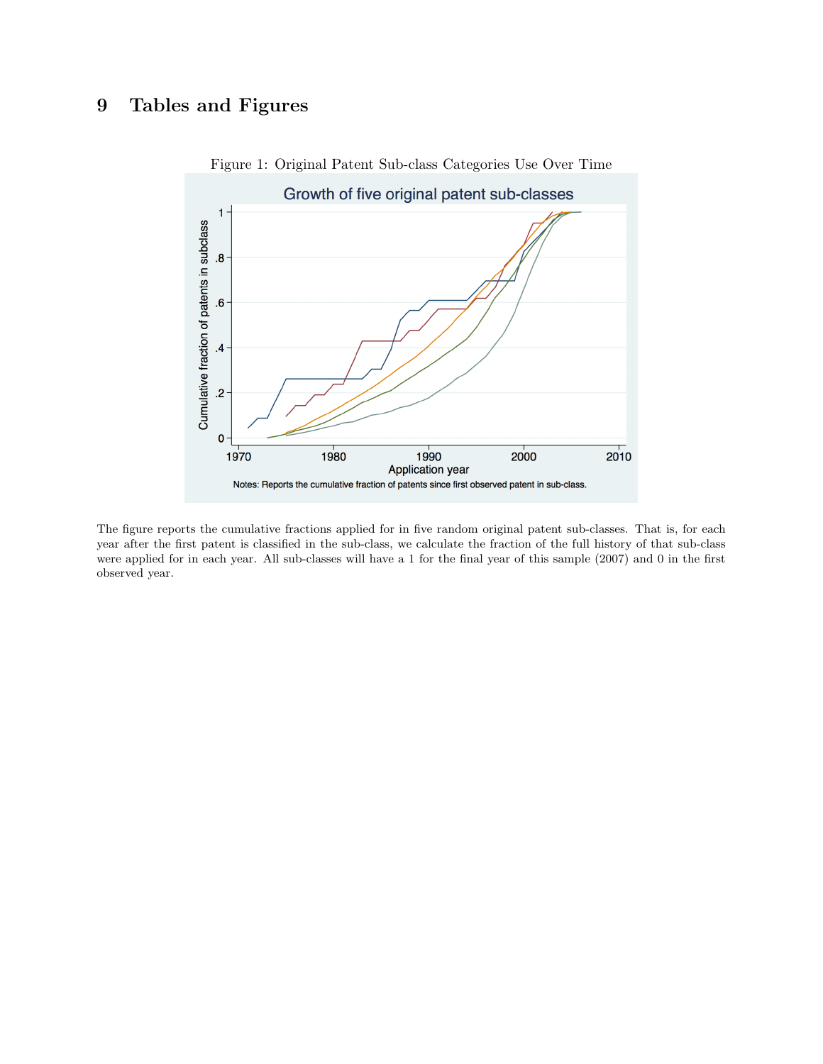# 9 Tables and Figures

Figure 1: Original Patent Sub-class Categories Use Over Time

The figure reports the cumulative fractions applied for in five random original patent sub-classes. That is, for each year after the first patent is classified in the sub-class, we calculate the fraction of the full history of that sub-class were applied for in each year. All sub-classes will have a 1 for the final year of this sample (2007) and 0 in the first observed year.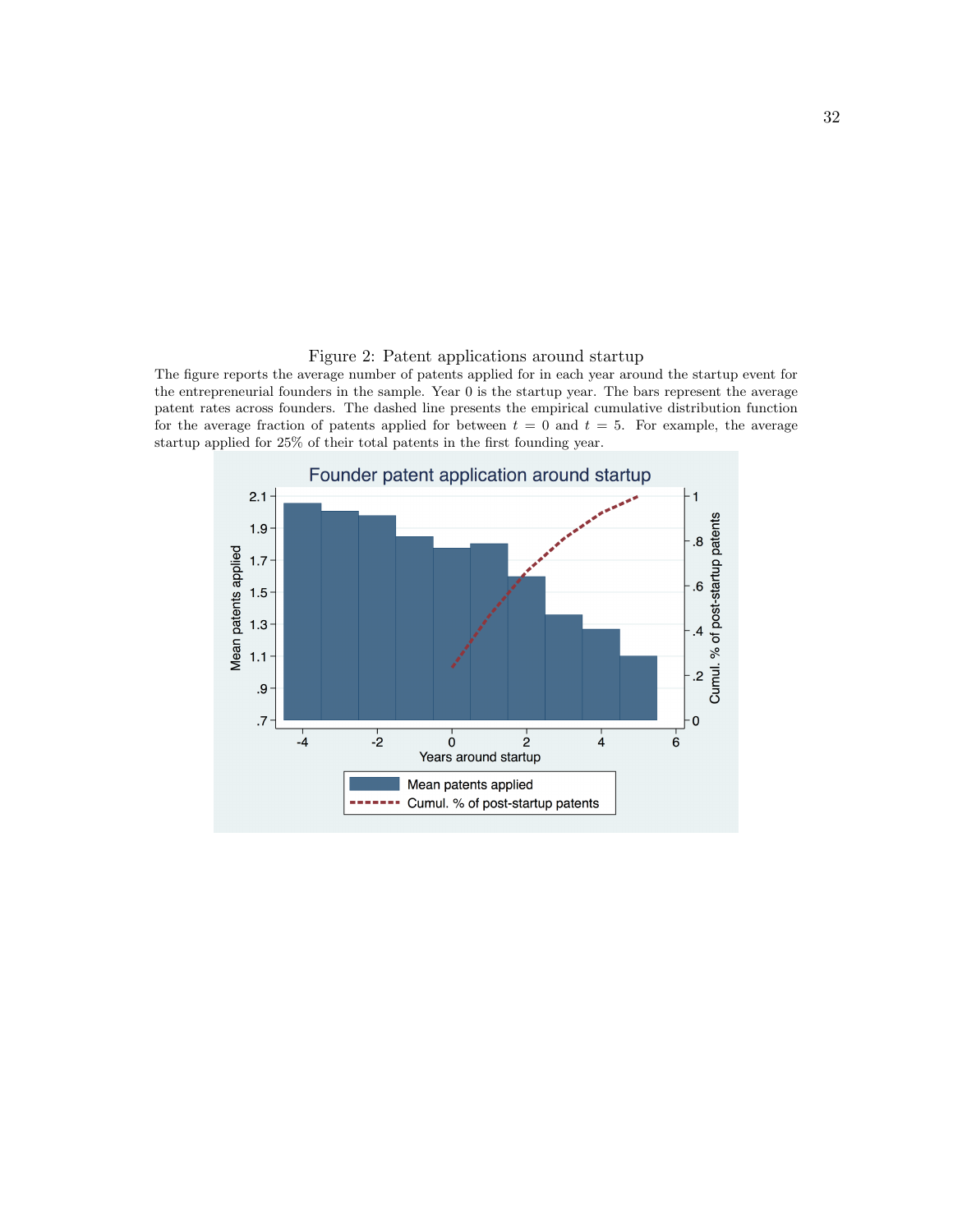Figure 2: Patent applications around startup

The figure reports the average number of patents applied for in each year around the startup event for the entrepreneurial founders in the sample. Year 0 is the startup year. The bars represent the average patent rates across founders. The dashed line presents the empirical cumulative distribution function for the average fraction of patents applied for between $t = 0$ and $t = 5$. For example, the average startup applied for 25% of their total patents in the first founding year.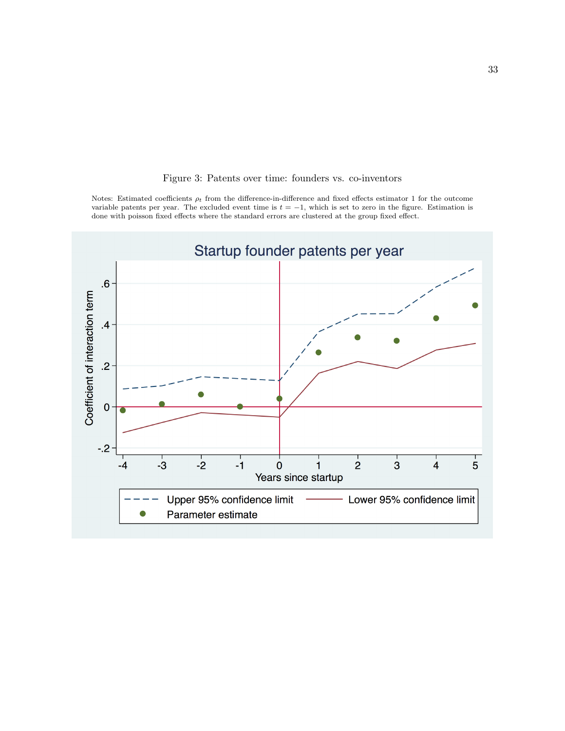Figure 3: Patents over time: founders vs. co-inventors

Notes: Estimated coefficients $\rho_t$ from the difference-in-difference and fixed effects estimator 1 for the outcome variable patents per year. The excluded event time is $t = -1$, which is set to zero in the figure. Estimation is done with poisson fixed effects where the standard errors are clustered at the group fixed effect.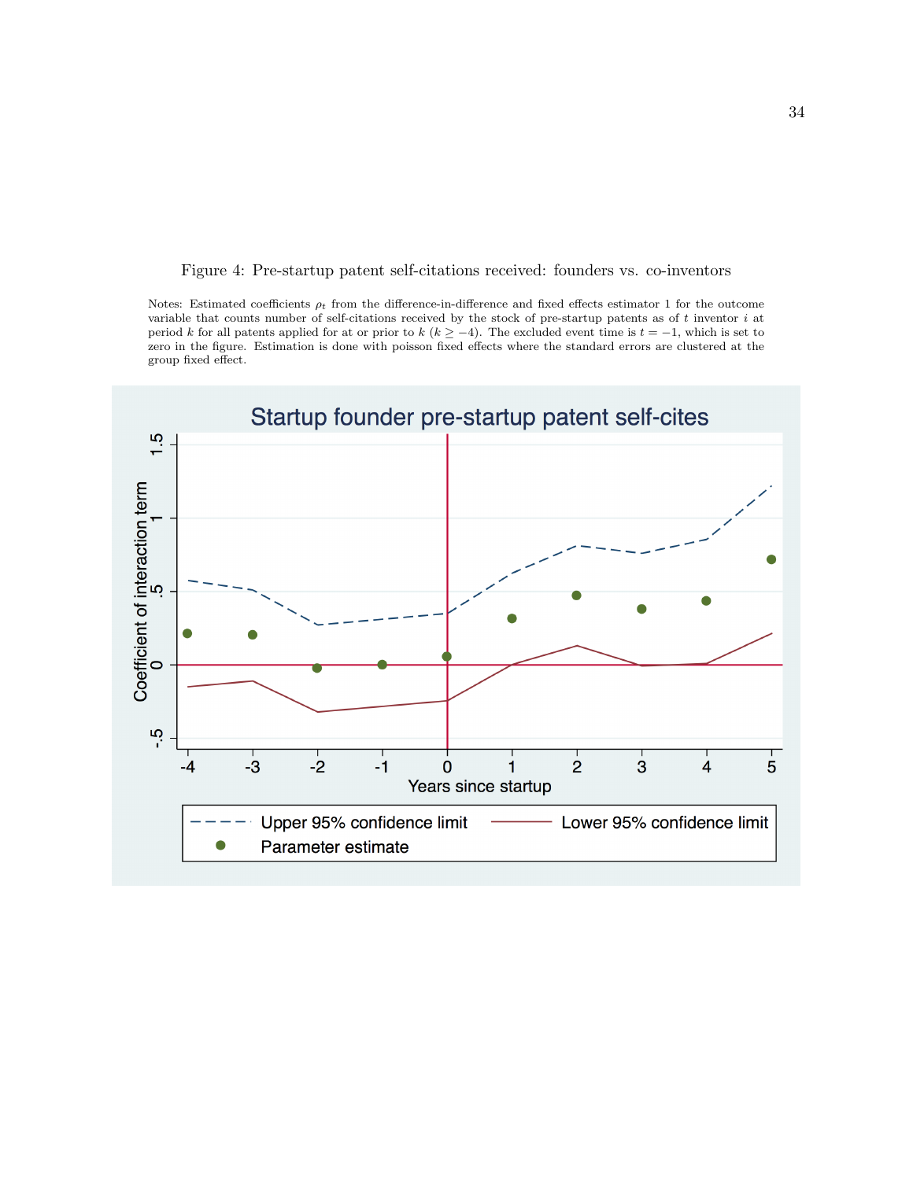Figure 4: Pre-startup patent self-citations received: founders vs. co-inventors

Notes: Estimated coefficients $\rho_t$ from the difference-in-difference and fixed effects estimator 1 for the outcome variable that counts number of self-citations received by the stock of pre-startup patents as of $t$ inventor $i$ at period $k$ for all patents applied for at or prior to $k$ ($k \geq -4$). The excluded event time is $t = -1$, which is set to zero in the figure. Estimation is done with poisson fixed effects where the standard errors are clustered at the group fixed effect.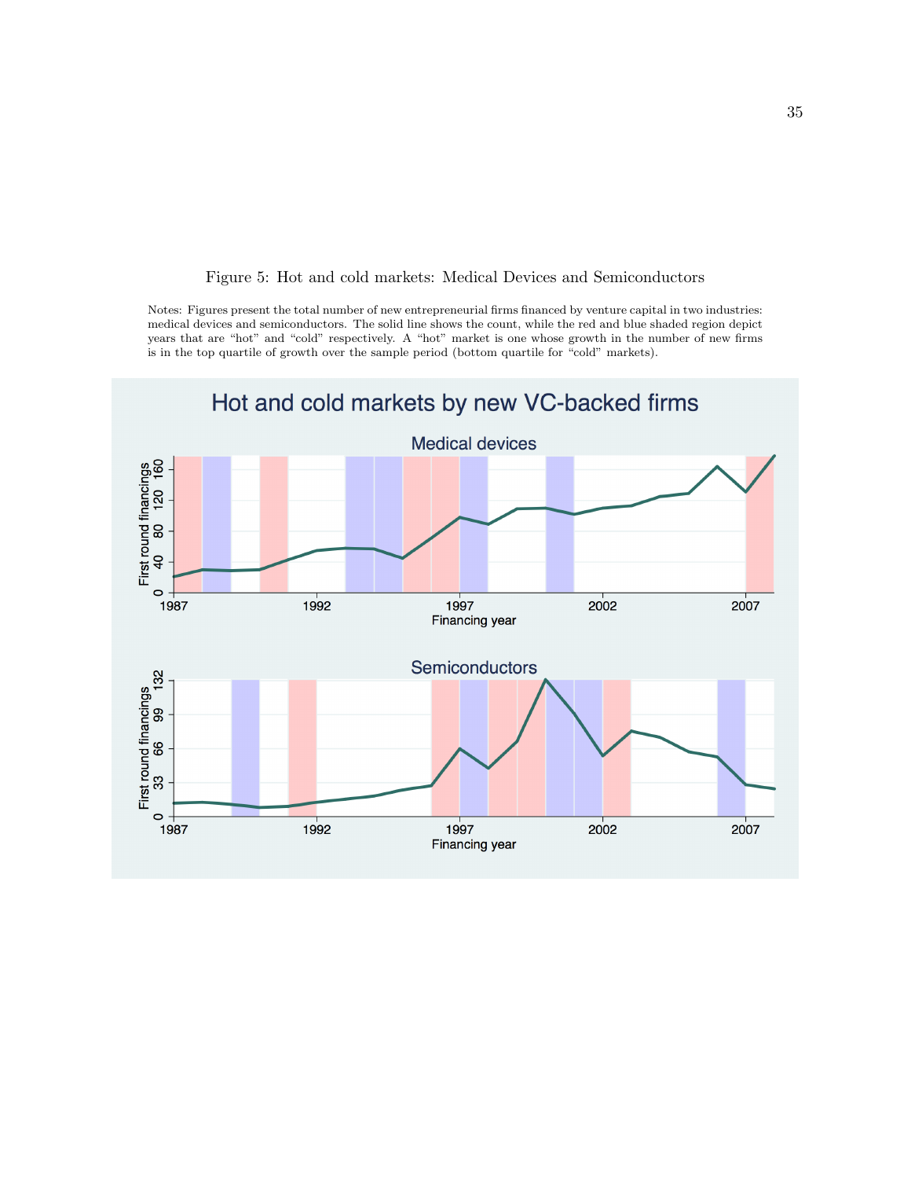Figure 5: Hot and cold markets: Medical Devices and Semiconductors

Notes: Figures present the total number of new entrepreneurial firms financed by venture capital in two industries: medical devices and semiconductors. The solid line shows the count, while the red and blue shaded region depict years that are "hot" and "cold" respectively. A "hot" market is one whose growth in the number of new firms is in the top quartile of growth over the sample period (bottom quartile for "cold" markets).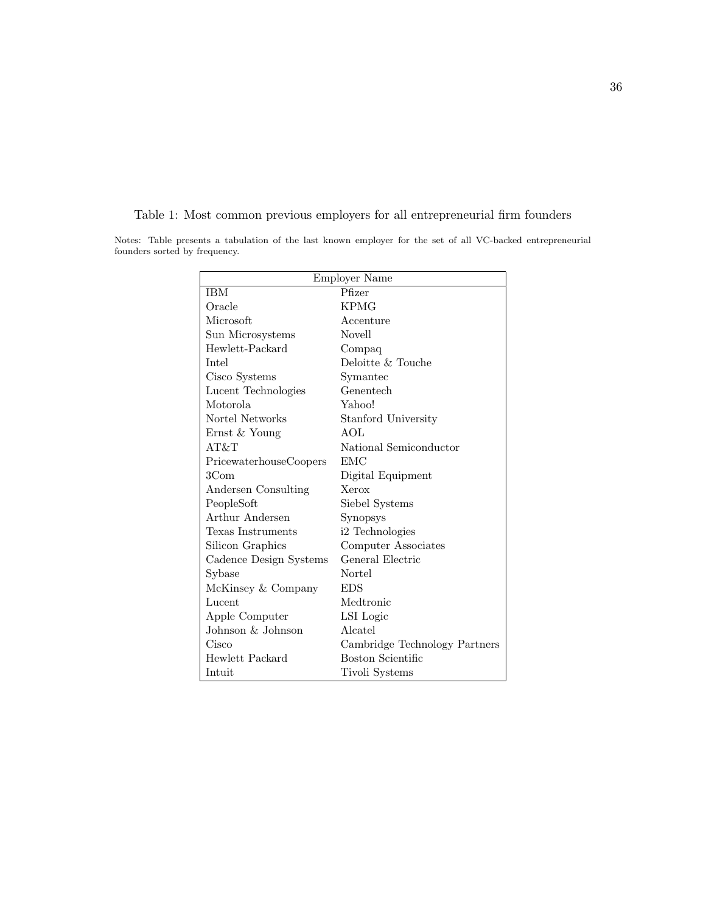Table 1: Most common previous employers for all entrepreneurial firm founders

Notes: Table presents a tabulation of the last known employer for the set of all VC-backed entrepreneurial founders sorted by frequency.

| Employer Name | |
|---|---|
| IBM | Pfizer |
| Oracle | KPMG |
| Microsoft | Accenture |
| Sun Microsystems | Novell |
| Hewlett-Packard | Compaq |
| Intel | Deloitte & Touche |
| Cisco Systems | Symantec |
| Lucent Technologies | Genentech |
| Motorola | Yahoo! |
| Nortel Networks | Stanford University |
| Ernst & Young | AOL |
| AT&T | National Semiconductor |
| PricewaterhouseCoopers | EMC |
| 3Com | Digital Equipment |
| Andersen Consulting | Xerox |
| PeopleSoft | Siebel Systems |
| Arthur Andersen | Synopsys |
| Texas Instruments | i2 Technologies |
| Silicon Graphics | Computer Associates |
| Cadence Design Systems | General Electric |
| Sybase | Nortel |
| McKinsey & Company | EDS |
| Lucent | Medtronic |
| Apple Computer | LSI Logic |
| Johnson & Johnson | Alcatel |
| Cisco | Cambridge Technology Partners |
| Hewlett Packard | Boston Scientific |
| Intuit | Tivoli Systems |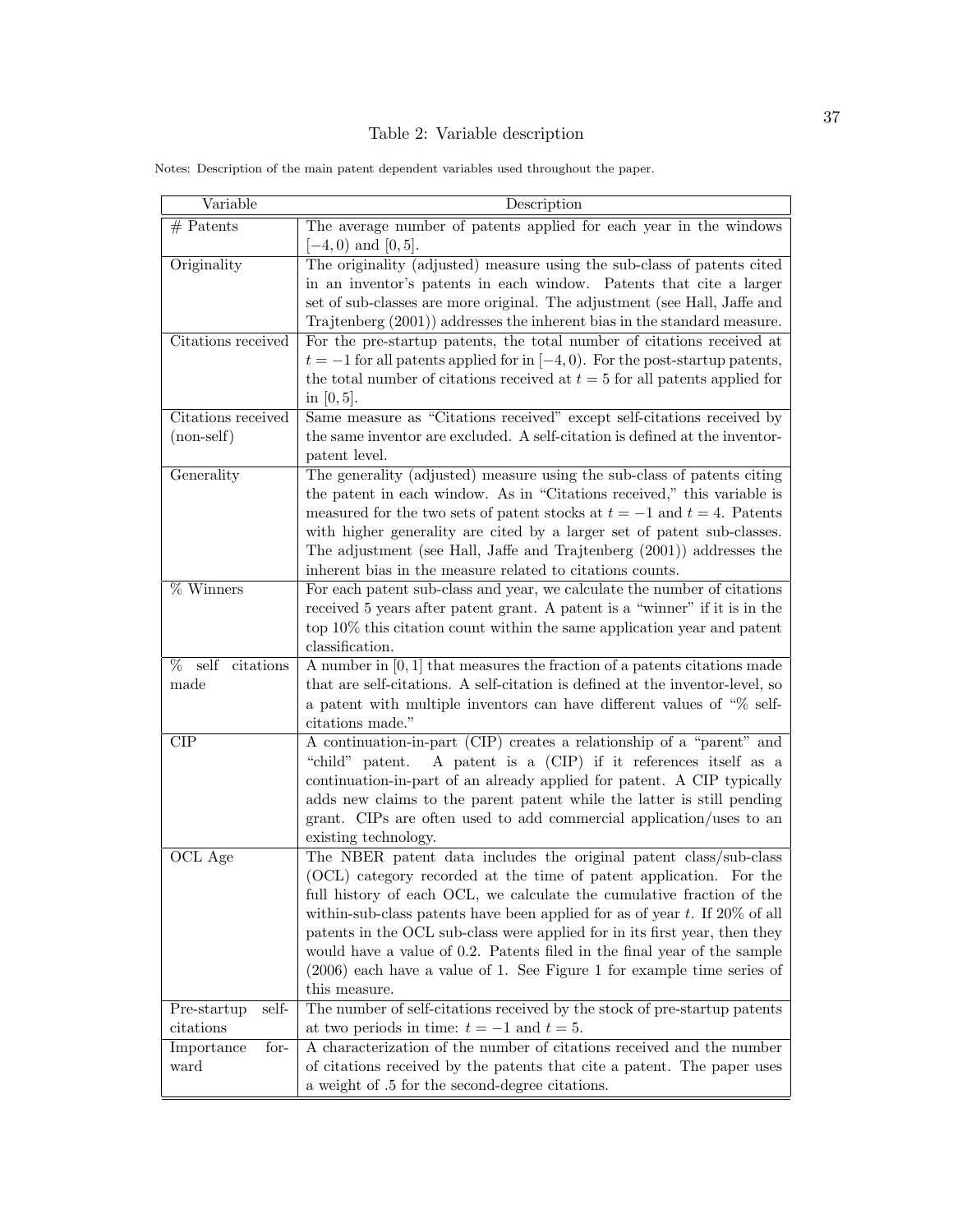# Table 2: Variable description

Notes: Description of the main patent dependent variables used throughout the paper.

| Variable | Description |
|---|---|
| # Patents | The average number of patents applied for each year in the windows $[-4, 0)$ and $[0, 5]$. |
| Originality | The originality (adjusted) measure using the sub-class of patents cited in an inventor's patents in each window. Patents that cite a larger set of sub-classes are more original. The adjustment (see Hall, Jaffe and Trajtenberg (2001)) addresses the inherent bias in the standard measure. |
| Citations received | For the pre-startup patents, the total number of citations received at $t = -1$ for all patents applied for in $[-4, 0)$. For the post-startup patents, the total number of citations received at $t = 5$ for all patents applied for in $[0, 5]$. |
| Citations received (non-self) | Same measure as "Citations received" except self-citations received by the same inventor are excluded. A self-citation is defined at the inventor-patent level. |
| Generality | The generality (adjusted) measure using the sub-class of patents citing the patent in each window. As in "Citations received," this variable is measured for the two sets of patent stocks at $t = -1$ and $t = 4$. Patents with higher generality are cited by a larger set of patent sub-classes. The adjustment (see Hall, Jaffe and Trajtenberg (2001)) addresses the inherent bias in the measure related to citations counts. |
| % Winners | For each patent sub-class and year, we calculate the number of citations received 5 years after patent grant. A patent is a "winner" if it is in the top 10% this citation count within the same application year and patent classification. |
| % self citations made | A number in $[0, 1]$ that measures the fraction of a patents citations made that are self-citations. A self-citation is defined at the inventor-level, so a patent with multiple inventors can have different values of "% self-citations made." |
| CIP | A continuation-in-part (CIP) creates a relationship of a "parent" and "child" patent. A patent is a (CIP) if it references itself as a continuation-in-part of an already applied for patent. A CIP typically adds new claims to the parent patent while the latter is still pending grant. CIPs are often used to add commercial application/uses to an existing technology. |
| OCL Age | The NBER patent data includes the original patent class/sub-class (OCL) category recorded at the time of patent application. For the full history of each OCL, we calculate the cumulative fraction of the within-sub-class patents have been applied for as of year $t$. If 20% of all patents in the OCL sub-class were applied for in its first year, then they would have a value of 0.2. Patents filed in the final year of the sample (2006) each have a value of 1. See Figure 1 for example time series of this measure. |
| Pre-startup self-citations | The number of self-citations received by the stock of pre-startup patents at two periods in time: $t = -1$ and $t = 5$. |
| Importance forward | A characterization of the number of citations received and the number of citations received by the patents that cite a patent. The paper uses a weight of .5 for the second-degree citations. |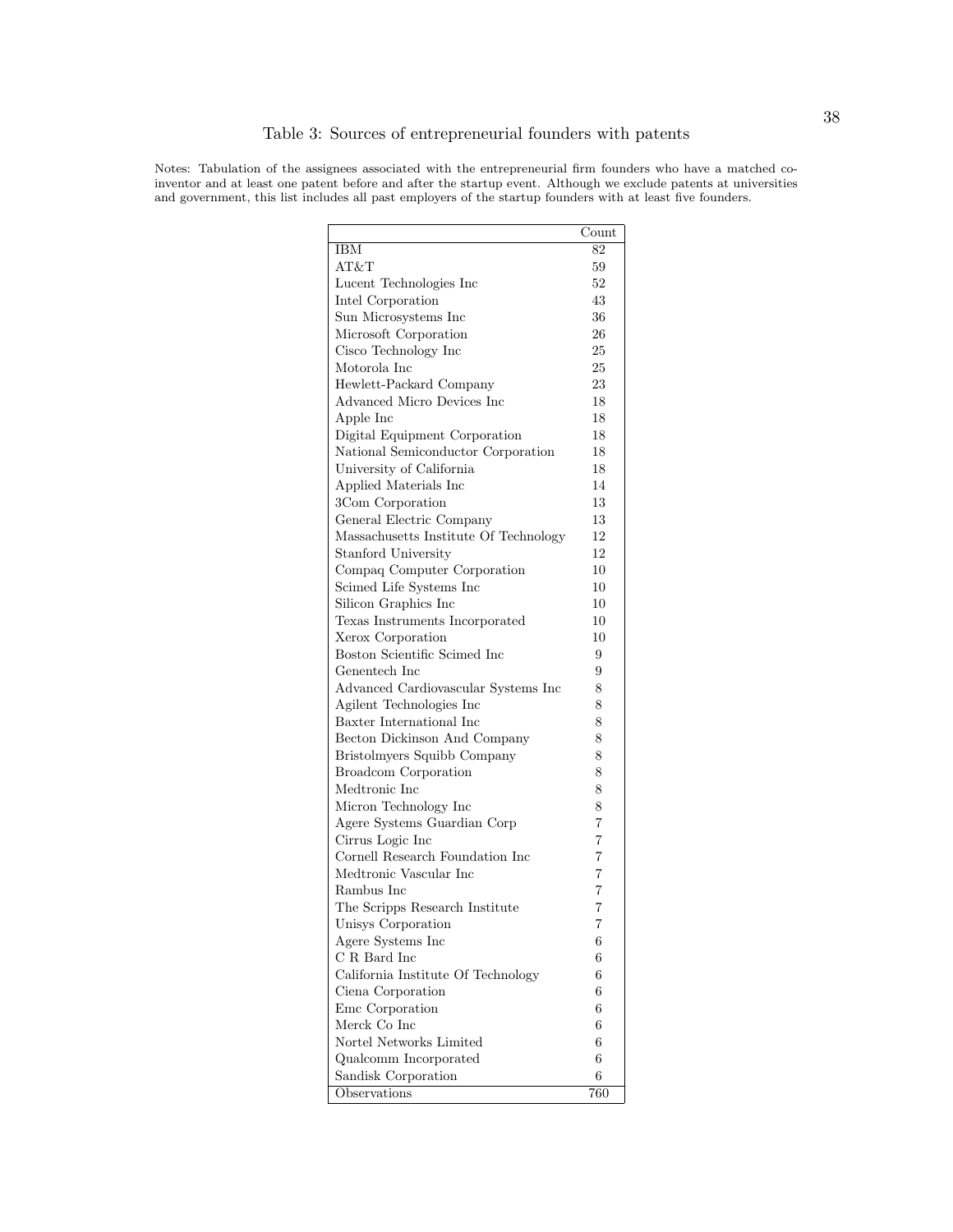Table 3: Sources of entrepreneurial founders with patents

Notes: Tabulation of the assignees associated with the entrepreneurial firm founders who have a matched co-inventor and at least one patent before and after the startup event. Although we exclude patents at universities and government, this list includes all past employers of the startup founders with at least five founders.

| | Count |
|---|---|
| IBM | 82 |
| AT&T | 59 |
| Lucent Technologies Inc | 52 |
| Intel Corporation | 43 |
| Sun Microsystems Inc | 36 |
| Microsoft Corporation | 26 |
| Cisco Technology Inc | 25 |
| Motorola Inc | 25 |
| Hewlett-Packard Company | 23 |
| Advanced Micro Devices Inc | 18 |
| Apple Inc | 18 |
| Digital Equipment Corporation | 18 |
| National Semiconductor Corporation | 18 |
| University of California | 18 |
| Applied Materials Inc | 14 |
| 3Com Corporation | 13 |
| General Electric Company | 13 |
| Massachusetts Institute Of Technology | 12 |
| Stanford University | 12 |
| Compaq Computer Corporation | 10 |
| Scimed Life Systems Inc | 10 |
| Silicon Graphics Inc | 10 |
| Texas Instruments Incorporated | 10 |
| Xerox Corporation | 10 |
| Boston Scientific Scimed Inc | 9 |
| Genentech Inc | 9 |
| Advanced Cardiovascular Systems Inc | 8 |
| Agilent Technologies Inc | 8 |
| Baxter International Inc | 8 |
| Becton Dickinson And Company | 8 |
| Bristolmyers Squibb Company | 8 |
| Broadcom Corporation | 8 |
| Medtronic Inc | 8 |
| Micron Technology Inc | 8 |
| Agere Systems Guardian Corp | 7 |
| Cirrus Logic Inc | 7 |
| Cornell Research Foundation Inc | 7 |
| Medtronic Vascular Inc | 7 |
| Rambus Inc | 7 |
| The Scripps Research Institute | 7 |
| Unisys Corporation | 7 |
| Agere Systems Inc | 6 |
| C R Bard Inc | 6 |
| California Institute Of Technology | 6 |
| Ciena Corporation | 6 |
| Emc Corporation | 6 |
| Merck Co Inc | 6 |
| Nortel Networks Limited | 6 |
| Qualcomm Incorporated | 6 |
| Sandisk Corporation | 6 |
| Observations | 760 |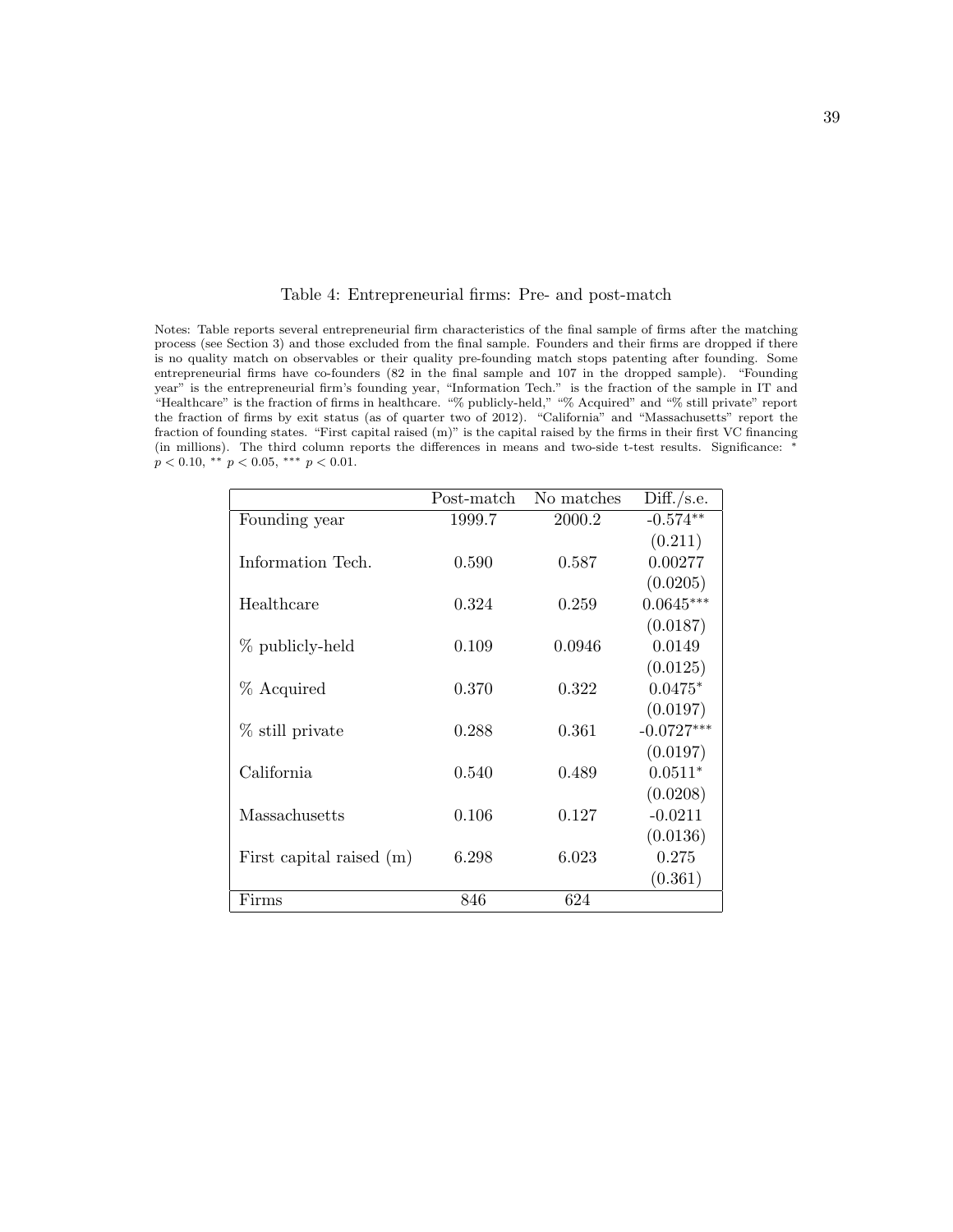Table 4: Entrepreneurial firms: Pre- and post-match

Notes: Table reports several entrepreneurial firm characteristics of the final sample of firms after the matching process (see Section 3) and those excluded from the final sample. Founders and their firms are dropped if there is no quality match on observables or their quality pre-founding match stops patenting after founding. Some entrepreneurial firms have co-founders (82 in the final sample and 107 in the dropped sample). "Founding year" is the entrepreneurial firm's founding year, "Information Tech." is the fraction of the sample in IT and "Healthcare" is the fraction of firms in healthcare. "% publicly-held," "% Acquired" and "% still private" report the fraction of firms by exit status (as of quarter two of 2012). "California" and "Massachusetts" report the fraction of founding states. "First capital raised (m)" is the capital raised by the firms in their first VC financing (in millions). The third column reports the differences in means and two-side t-test results. Significance: $^{*}$ $p < 0.10$, $^{**}$ $p < 0.05$, $^{***}$ $p < 0.01$.

| | Post-match | No matches | Diff./s.e. |
|---|---|---|---|
| Founding year | 1999.7 | 2000.2 | -0.574$^{**}$ |
| | | | (0.211) |
| Information Tech. | 0.590 | 0.587 | 0.00277 |
| | | | (0.0205) |
| Healthcare | 0.324 | 0.259 | 0.0645$^{***}$ |
| | | | (0.0187) |
| % publicly-held | 0.109 | 0.0946 | 0.0149 |
| | | | (0.0125) |
| % Acquired | 0.370 | 0.322 | 0.0475$^{*}$ |
| | | | (0.0197) |
| % still private | 0.288 | 0.361 | -0.0727$^{***}$ |
| | | | (0.0197) |
| California | 0.540 | 0.489 | 0.0511$^{*}$ |
| | | | (0.0208) |
| Massachusetts | 0.106 | 0.127 | -0.0211 |
| | | | (0.0136) |
| First capital raised (m) | 6.298 | 6.023 | 0.275 |
| | | | (0.361) |
| Firms | 846 | 624 | |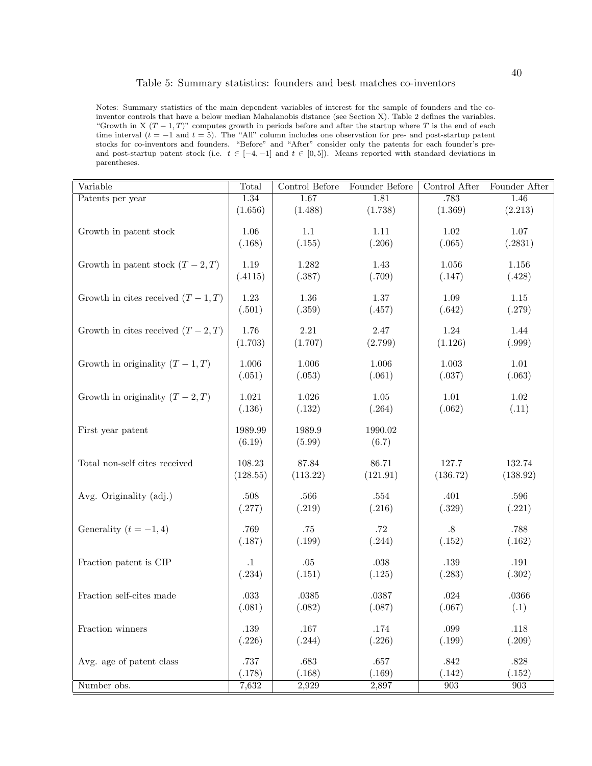Table 5: Summary statistics: founders and best matches co-inventors

Notes: Summary statistics of the main dependent variables of interest for the sample of founders and the co-inventor controls that have a below median Mahalanobis distance (see Section X). Table 2 defines the variables. "Growth in X $(T-1,T)$" computes growth in periods before and after the startup where $T$ is the end of each time interval ($t=-1$ and $t=5$). The "All" column includes one observation for pre- and post-startup patent stocks for co-inventors and founders. "Before" and "After" consider only the patents for each founder's pre- and post-startup patent stock (i.e. $t \in [-4,-1]$ and $t \in [0,5]$). Means reported with standard deviations in parentheses.

| Variable | Total | Control Before | Founder Before | Control After | Founder After |
|---|---|---|---|---|---|
| Patents per year | 1.34 | 1.67 | 1.81 | .783 | 1.46 |
| | (1.656) | (1.488) | (1.738) | (1.369) | (2.213) |
| Growth in patent stock | 1.06 | 1.1 | 1.11 | 1.02 | 1.07 |
| | (.168) | (.155) | (.206) | (.065) | (.2831) |
| Growth in patent stock $(T-2,T)$ | 1.19 | 1.282 | 1.43 | 1.056 | 1.156 |
| | (.4115) | (.387) | (.709) | (.147) | (.428) |
| Growth in cites received $(T-1,T)$ | 1.23 | 1.36 | 1.37 | 1.09 | 1.15 |
| | (.501) | (.359) | (.457) | (.642) | (.279) |
| Growth in cites received $(T-2,T)$ | 1.76 | 2.21 | 2.47 | 1.24 | 1.44 |
| | (1.703) | (1.707) | (2.799) | (1.126) | (.999) |
| Growth in originality $(T-1,T)$ | 1.006 | 1.006 | 1.006 | 1.003 | 1.01 |
| | (.051) | (.053) | (.061) | (.037) | (.063) |
| Growth in originality $(T-2,T)$ | 1.021 | 1.026 | 1.05 | 1.01 | 1.02 |
| | (.136) | (.132) | (.264) | (.062) | (.11) |
| First year patent | 1989.99 | 1989.9 | 1990.02 | | |
| | (6.19) | (5.99) | (6.7) | | |
| Total non-self cites received | 108.23 | 87.84 | 86.71 | 127.7 | 132.74 |
| | (128.55) | (113.22) | (121.91) | (136.72) | (138.92) |
| Avg. Originality (adj.) | .508 | .566 | .554 | .401 | .596 |
| | (.277) | (.219) | (.216) | (.329) | (.221) |
| Generality $(t=-1,4)$ | .769 | .75 | .72 | .8 | .788 |
| | (.187) | (.199) | (.244) | (.152) | (.162) |
| Fraction patent is CIP | .1 | .05 | .038 | .139 | .191 |
| | (.234) | (.151) | (.125) | (.283) | (.302) |
| Fraction self-cites made | .033 | .0385 | .0387 | .024 | .0366 |
| | (.081) | (.082) | (.087) | (.067) | (.1) |
| Fraction winners | .139 | .167 | .174 | .099 | .118 |
| | (.226) | (.244) | (.226) | (.199) | (.209) |
| Avg. age of patent class | .737 | .683 | .657 | .842 | .828 |
| | (.178) | (.168) | (.169) | (.142) | (.152) |
| Number obs. | 7,632 | 2,929 | 2,897 | 903 | 903 |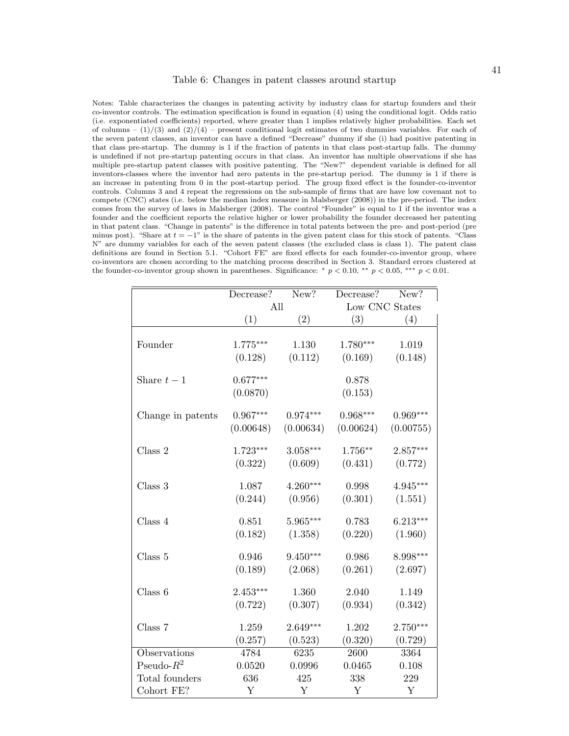Table 6: Changes in patent classes around startup

Notes: Table characterizes the changes in patenting activity by industry class for startup founders and their co-inventor controls. The estimation specification is found in equation (4) using the conditional logit. Odds ratio (i.e. exponentiated coefficients) reported, where greater than 1 implies relatively higher probabilities. Each set of columns – (1)/(3) and (2)/(4) – present conditional logit estimates of two dummies variables. For each of the seven patent classes, an inventor can have a defined "Decrease" dummy if she (i) had positive patenting in that class pre-startup. The dummy is 1 if the fraction of patents in that class post-startup falls. The dummy is undefined if not pre-startup patenting occurs in that class. An inventor has multiple observations if she has multiple pre-startup patent classes with positive patenting. The "New?" dependent variable is defined for all inventors-classes where the inventor had zero patents in the pre-startup period. The dummy is 1 if there is an increase in patenting from 0 in the post-startup period. The group fixed effect is the founder-co-inventor controls. Columns 3 and 4 repeat the regressions on the sub-sample of firms that are have low covenant not to compete (CNC) states (i.e. below the median index measure in Malsberger (2008)) in the pre-period. The index comes from the survey of laws in Malsberger (2008). The control "Founder" is equal to 1 if the inventor was a founder and the coefficient reports the relative higher or lower probability the founder decreased her patenting in that patent class. "Change in patents" is the difference in total patents between the pre- and post-period (pre minus post). "Share at $t = -1$" is the share of patents in the given patent class for this stock of patents. "Class N" are dummy variables for each of the seven patent classes (the excluded class is class 1). The patent class definitions are found in Section 5.1. "Cohort FE" are fixed effects for each founder-co-inventor group, where co-inventors are chosen according to the matching process described in Section 3. Standard errors clustered at the founder-co-inventor group shown in parentheses. Significance: * $p < 0.10$, ** $p < 0.05$, *** $p < 0.01$.

| | Decrease? | New? | Decrease? | New? |
|---|---|---|---|---|
| | All | | Low CNC States | |
| | (1) | (2) | (3) | (4) |
| Founder | 1.775*** | 1.130 | 1.780*** | 1.019 |
| | (0.128) | (0.112) | (0.169) | (0.148) |
| Share $t-1$ | 0.677*** | | 0.878 | |
| | (0.0870) | | (0.153) | |
| Change in patents | 0.967*** | 0.974*** | 0.968*** | 0.969*** |
| | (0.00648) | (0.00634) | (0.00624) | (0.00755) |
| Class 2 | 1.723*** | 3.058*** | 1.756** | 2.857*** |
| | (0.322) | (0.609) | (0.431) | (0.772) |
| Class 3 | 1.087 | 4.260*** | 0.998 | 4.945*** |
| | (0.244) | (0.956) | (0.301) | (1.551) |
| Class 4 | 0.851 | 5.965*** | 0.783 | 6.213*** |
| | (0.182) | (1.358) | (0.220) | (1.960) |
| Class 5 | 0.946 | 9.450*** | 0.986 | 8.998*** |
| | (0.189) | (2.068) | (0.261) | (2.697) |
| Class 6 | 2.453*** | 1.360 | 2.040 | 1.149 |
| | (0.722) | (0.307) | (0.934) | (0.342) |
| Class 7 | 1.259 | 2.649*** | 1.202 | 2.750*** |
| | (0.257) | (0.523) | (0.320) | (0.729) |
| Observations | 4784 | 6235 | 2600 | 3364 |
| Pseudo-$R^2$ | 0.0520 | 0.0996 | 0.0465 | 0.108 |
| Total founders | 636 | 425 | 338 | 229 |
| Cohort FE? | Y | Y | Y | Y |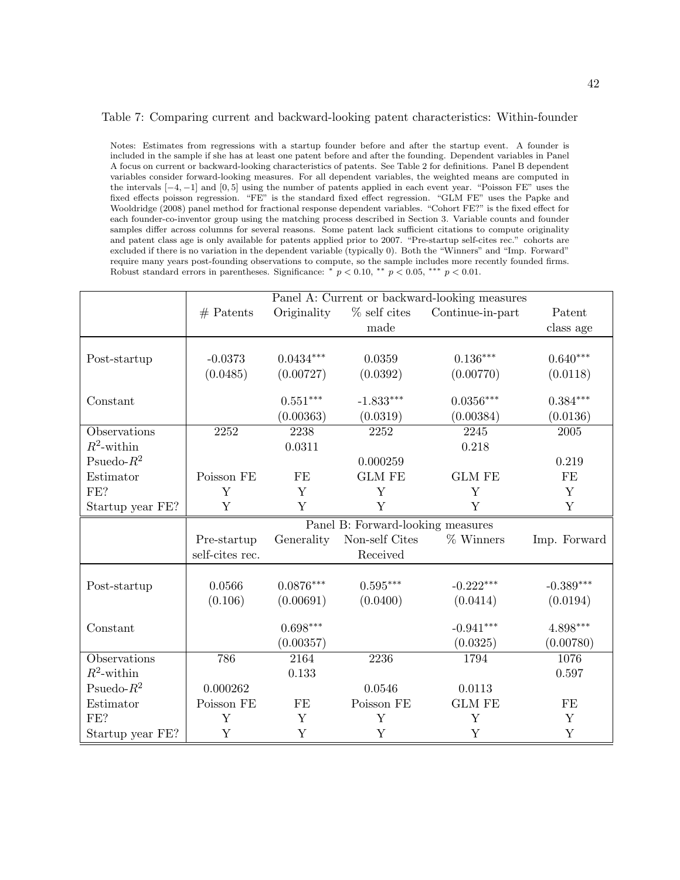Table 7: Comparing current and backward-looking patent characteristics: Within-founder

Notes: Estimates from regressions with a startup founder before and after the startup event. A founder is included in the sample if she has at least one patent before and after the founding. Dependent variables in Panel A focus on current or backward-looking characteristics of patents. See Table 2 for definitions. Panel B dependent variables consider forward-looking measures. For all dependent variables, the weighted means are computed in the intervals $[-4, -1]$ and $[0, 5]$ using the number of patents applied in each event year. "Poisson FE" uses the fixed effects poisson regression. "FE" is the standard fixed effect regression. "GLM FE" uses the Papke and Wooldridge (2008) panel method for fractional response dependent variables. "Cohort FE?" is the fixed effect for each founder-co-inventor group using the matching process described in Section 3. Variable counts and founder samples differ across columns for several reasons. Some patent lack sufficient citations to compute originality and patent class age is only available for patents applied prior to 2007. "Pre-startup self-cites rec." cohorts are excluded if there is no variation in the dependent variable (typically 0). Both the "Winners" and "Imp. Forward" require many years post-founding observations to compute, so the sample includes more recently founded firms. Robust standard errors in parentheses. Significance: * $p < 0.10$, ** $p < 0.05$, *** $p < 0.01$.

| | Panel A: Current or backward-looking measures | | | | |
|---|---|---|---|---|---|
| | # Patents | Originality | % self cites made | Continue-in-part | Patent class age |
| Post-startup | -0.0373 | 0.0434*** | 0.0359 | 0.136*** | 0.640*** |
| | (0.0485) | (0.00727) | (0.0392) | (0.00770) | (0.0118) |
| Constant | | 0.551*** | -1.833*** | 0.0356*** | 0.384*** |
| | | (0.00363) | (0.0319) | (0.00384) | (0.0136) |
| Observations | 2252 | 2238 | 2252 | 2245 | 2005 |
| $R^2$-within | | 0.0311 | | 0.218 | |
| Psuedo-$R^2$ | | | 0.000259 | | 0.219 |
| Estimator | Poisson FE | FE | GLM FE | GLM FE | FE |
| FE? | Y | Y | Y | Y | Y |
| Startup year FE? | Y | Y | Y | Y | Y |
| | Panel B: Forward-looking measures | | | | |
| | Pre-startup self-cites rec. | Generality | Non-self Cites Received | % Winners | Imp. Forward |
| Post-startup | 0.0566 | 0.0876*** | 0.595*** | -0.222*** | -0.389*** |
| | (0.106) | (0.00691) | (0.0400) | (0.0414) | (0.0194) |
| Constant | | 0.698*** | | -0.941*** | 4.898*** |
| | | (0.00357) | | (0.0325) | (0.00780) |
| Observations | 786 | 2164 | 2236 | 1794 | 1076 |
| $R^2$-within | | 0.133 | | | 0.597 |
| Psuedo-$R^2$ | 0.000262 | | 0.0546 | 0.0113 | |
| Estimator | Poisson FE | FE | Poisson FE | GLM FE | FE |
| FE? | Y | Y | Y | Y | Y |
| Startup year FE? | Y | Y | Y | Y | Y |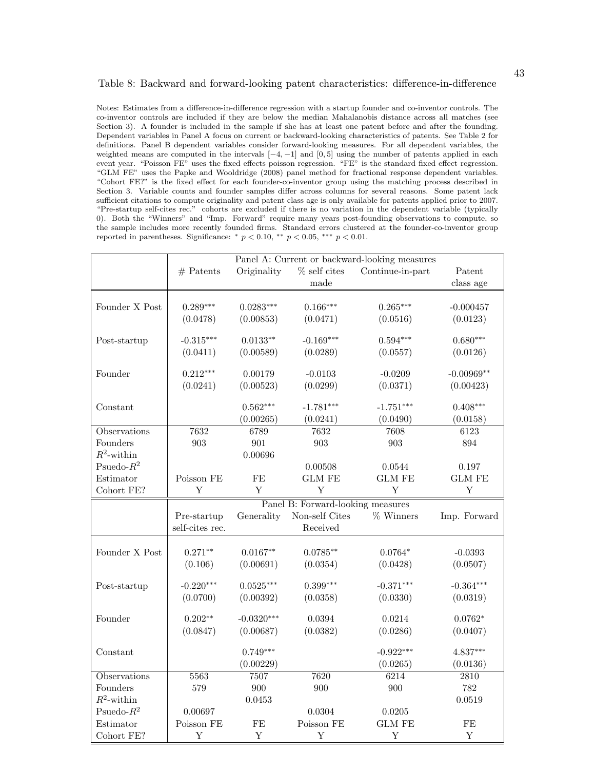Table 8: Backward and forward-looking patent characteristics: difference-in-difference

Notes: Estimates from a difference-in-difference regression with a startup founder and co-inventor controls. The co-inventor controls are included if they are below the median Mahalanobis distance across all matches (see Section 3). A founder is included in the sample if she has at least one patent before and after the founding. Dependent variables in Panel A focus on current or backward-looking characteristics of patents. See Table 2 for definitions. Panel B dependent variables consider forward-looking measures. For all dependent variables, the weighted means are computed in the intervals $[-4,-1]$ and $[0,5]$ using the number of patents applied in each event year. "Poisson FE" uses the fixed effects poisson regression. "FE" is the standard fixed effect regression. "GLM FE" uses the Papke and Wooldridge (2008) panel method for fractional response dependent variables. "Cohort FE?" is the fixed effect for each founder-co-inventor group using the matching process described in Section 3. Variable counts and founder samples differ across columns for several reasons. Some patent lack sufficient citations to compute originality and patent class age is only available for patents applied prior to 2007. "Pre-startup self-cites rec." cohorts are excluded if there is no variation in the dependent variable (typically 0). Both the "Winners" and "Imp. Forward" require many years post-founding observations to compute, so the sample includes more recently founded firms. Standard errors clustered at the founder-co-inventor group reported in parentheses. Significance: * $p < 0.10$, ** $p < 0.05$, *** $p < 0.01$.

| | Panel A: Current or backward-looking measures | | | | |
|---|---|---|---|---|---|
| | # Patents | Originality | % self cites made | Continue-in-part | Patent class age |
| Founder X Post | 0.289*** | 0.0283*** | 0.166*** | 0.265*** | -0.000457 |
| | (0.0478) | (0.00853) | (0.0471) | (0.0516) | (0.0123) |
| Post-startup | -0.315*** | 0.0133** | -0.169*** | 0.594*** | 0.680*** |
| | (0.0411) | (0.00589) | (0.0289) | (0.0557) | (0.0126) |
| Founder | 0.212*** | 0.00179 | -0.0103 | -0.0209 | -0.00969** |
| | (0.0241) | (0.00523) | (0.0299) | (0.0371) | (0.00423) |
| Constant | | 0.562*** | -1.781*** | -1.751*** | 0.408*** |
| | | (0.00265) | (0.0241) | (0.0490) | (0.0158) |
| Observations | 7632 | 6789 | 7632 | 7608 | 6123 |
| Founders | 903 | 901 | 903 | 903 | 894 |
| $R^2$-within | | 0.00696 | | | |
| Pseudo-$R^2$ | | | 0.00508 | 0.0544 | 0.197 |
| Estimator | Poisson FE | FE | GLM FE | GLM FE | GLM FE |
| Cohort FE? | Y | Y | Y | Y | Y |

| | Panel B: Forward-looking measures | | | | |
|---|---|---|---|---|---|
| | Pre-startup self-cites rec. | Generality | Non-self Cites Received | % Winners | Imp. Forward |
| Founder X Post | 0.271** | 0.0167** | 0.0785** | 0.0764* | -0.0393 |
| | (0.106) | (0.00691) | (0.0354) | (0.0428) | (0.0507) |
| Post-startup | -0.220*** | 0.0525*** | 0.399*** | -0.371*** | -0.364*** |
| | (0.0700) | (0.00392) | (0.0358) | (0.0330) | (0.0319) |
| Founder | 0.202** | -0.0320*** | 0.0394 | 0.0214 | 0.0762* |
| | (0.0847) | (0.00687) | (0.0382) | (0.0286) | (0.0407) |
| Constant | | 0.749*** | | -0.922*** | 4.837*** |
| | | (0.00229) | | (0.0265) | (0.0136) |
| Observations | 5563 | 7507 | 7620 | 6214 | 2810 |
| Founders | 579 | 900 | 900 | 900 | 782 |
| $R^2$-within | | 0.0453 | | | 0.0519 |
| Pseudo-$R^2$ | 0.00697 | | 0.0304 | 0.0205 | |
| Estimator | Poisson FE | FE | Poisson FE | GLM FE | FE |
| Cohort FE? | Y | Y | Y | Y | Y |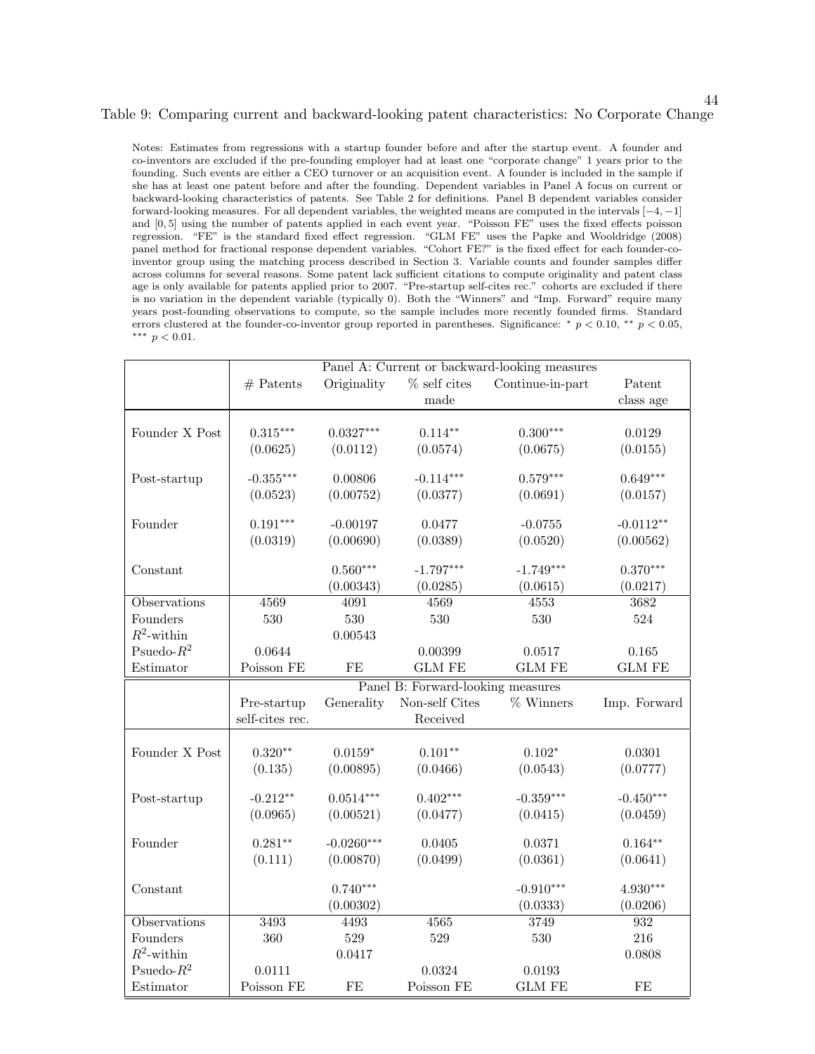Table 9: Comparing current and backward-looking patent characteristics: No Corporate Change

Notes: Estimates from regressions with a startup founder before and after the startup event. A founder and co-inventors are excluded if the pre-founding employer had at least one "corporate change" 1 years prior to the founding. Such events are either a CEO turnover or an acquisition event. A founder is included in the sample if she has at least one patent before and after the founding. Dependent variables in Panel A focus on current or backward-looking characteristics of patents. See Table 2 for definitions. Panel B dependent variables consider forward-looking measures. For all dependent variables, the weighted means are computed in the intervals $[-4, -1]$ and $[0, 5]$ using the number of patents applied in each event year. "Poisson FE" uses the fixed effects poisson regression. "FE" is the standard fixed effect regression. "GLM FE" uses the Papke and Wooldridge (2008) panel method for fractional response dependent variables. "Cohort FE?" is the fixed effect for each founder-co-inventor group using the matching process described in Section 3. Variable counts and founder samples differ across columns for several reasons. Some patent lack sufficient citations to compute originality and patent class age is only available for patents applied prior to 2007. "Pre-startup self-cites rec." cohorts are excluded if there is no variation in the dependent variable (typically 0). Both the "Winners" and "Imp. Forward" require many years post-founding observations to compute, so the sample includes more recently founded firms. Standard errors clustered at the founder-co-inventor group reported in parentheses. Significance: * $p < 0.10$, ** $p < 0.05$, *** $p < 0.01$.

| | Panel A: Current or backward-looking measures | | | | |
|---|---|---|---|---|---|
| | # Patents | Originality | % self cites made | Continue-in-part | Patent class age |
| Founder X Post | 0.315*** | 0.0327*** | 0.114** | 0.300*** | 0.0129 |
| | (0.0625) | (0.0112) | (0.0574) | (0.0675) | (0.0155) |
| Post-startup | -0.355*** | 0.00806 | -0.114*** | 0.579*** | 0.649*** |
| | (0.0523) | (0.00752) | (0.0377) | (0.0691) | (0.0157) |
| Founder | 0.191*** | -0.00197 | 0.0477 | -0.0755 | -0.0112** |
| | (0.0319) | (0.00690) | (0.0389) | (0.0520) | (0.00562) |
| Constant | | 0.560*** | -1.797*** | -1.749*** | 0.370*** |
| | | (0.00343) | (0.0285) | (0.0615) | (0.0217) |
| Observations | 4569 | 4091 | 4569 | 4553 | 3682 |
| Founders | 530 | 530 | 530 | 530 | 524 |
| $R^2$-within | | 0.00543 | | | |
| Psuedo-$R^2$ | 0.0644 | | 0.00399 | 0.0517 | 0.165 |
| Estimator | Poisson FE | FE | GLM FE | GLM FE | GLM FE |

| | Panel B: Forward-looking measures | | | | |
|---|---|---|---|---|---|
| | Pre-startup self-cites rec. | Generality | Non-self Cites Received | % Winners | Imp. Forward |
| Founder X Post | 0.320** | 0.0159* | 0.101** | 0.102* | 0.0301 |
| | (0.135) | (0.00895) | (0.0466) | (0.0543) | (0.0777) |
| Post-startup | -0.212** | 0.0514*** | 0.402*** | -0.359*** | -0.450*** |
| | (0.0965) | (0.00521) | (0.0477) | (0.0415) | (0.0459) |
| Founder | 0.281** | -0.0260*** | 0.0405 | 0.0371 | 0.164** |
| | (0.111) | (0.00870) | (0.0499) | (0.0361) | (0.0641) |
| Constant | | 0.740*** | | -0.910*** | 4.930*** |
| | | (0.00302) | | (0.0333) | (0.0206) |
| Observations | 3493 | 4493 | 4565 | 3749 | 932 |
| Founders | 360 | 529 | 529 | 530 | 216 |
| $R^2$-within | | 0.0417 | | | 0.0808 |
| Psuedo-$R^2$ | 0.0111 | | 0.0324 | 0.0193 | |
| Estimator | Poisson FE | FE | Poisson FE | GLM FE | FE |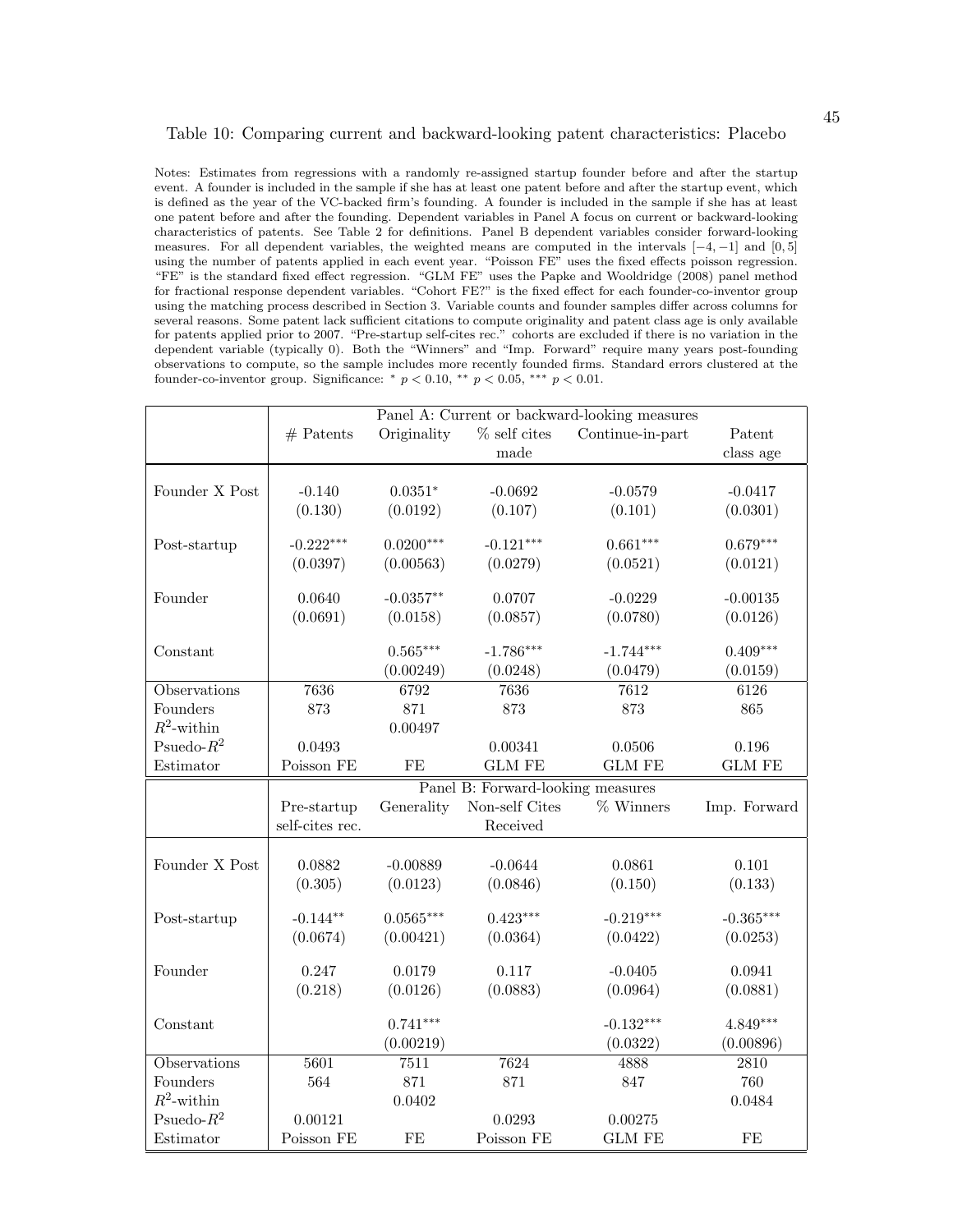Table 10: Comparing current and backward-looking patent characteristics: Placebo

Notes: Estimates from regressions with a randomly re-assigned startup founder before and after the startup event. A founder is included in the sample if she has at least one patent before and after the startup event, which is defined as the year of the VC-backed firm's founding. A founder is included in the sample if she has at least one patent before and after the founding. Dependent variables in Panel A focus on current or backward-looking characteristics of patents. See Table 2 for definitions. Panel B dependent variables consider forward-looking measures. For all dependent variables, the weighted means are computed in the intervals $[-4, -1]$ and $[0, 5]$ using the number of patents applied in each event year. "Poisson FE" uses the fixed effects poisson regression. "FE" is the standard fixed effect regression. "GLM FE" uses the Papke and Wooldridge (2008) panel method for fractional response dependent variables. "Cohort FE?" is the fixed effect for each founder-co-inventor group using the matching process described in Section 3. Variable counts and founder samples differ across columns for several reasons. Some patent lack sufficient citations to compute originality and patent class age is only available for patents applied prior to 2007. "Pre-startup self-cites rec." cohorts are excluded if there is no variation in the dependent variable (typically 0). Both the "Winners" and "Imp. Forward" require many years post-founding observations to compute, so the sample includes more recently founded firms. Standard errors clustered at the founder-co-inventor group. Significance: $^{*}$ $p < 0.10$, $^{**}$ $p < 0.05$, $^{***}$ $p < 0.01$.

| | Panel A: Current or backward-looking measures | | | | |
|---|---|---|---|---|---|
| | # Patents | Originality | % self cites made | Continue-in-part | Patent class age |
| Founder X Post | -0.140 | 0.0351$^{*}$ | -0.0692 | -0.0579 | -0.0417 |
| | (0.130) | (0.0192) | (0.107) | (0.101) | (0.0301) |
| Post-startup | -0.222$^{***}$ | 0.0200$^{***}$ | -0.121$^{***}$ | 0.661$^{***}$ | 0.679$^{***}$ |
| | (0.0397) | (0.00563) | (0.0279) | (0.0521) | (0.0121) |
| Founder | 0.0640 | -0.0357$^{**}$ | 0.0707 | -0.0229 | -0.00135 |
| | (0.0691) | (0.0158) | (0.0857) | (0.0780) | (0.0126) |
| Constant | | 0.565$^{***}$ | -1.786$^{***}$ | -1.744$^{***}$ | 0.409$^{***}$ |
| | | (0.00249) | (0.0248) | (0.0479) | (0.0159) |
| Observations | 7636 | 6792 | 7636 | 7612 | 6126 |
| Founders | 873 | 871 | 873 | 873 | 865 |
| $R^2$-within | | 0.00497 | | | |
| Psuedo-$R^2$ | 0.0493 | | 0.00341 | 0.0506 | 0.196 |
| Estimator | Poisson FE | FE | GLM FE | GLM FE | GLM FE |
| | Panel B: Forward-looking measures | | | | |
| | Pre-startup self-cites rec. | Generality | Non-self Cites Received | % Winners | Imp. Forward |
| Founder X Post | 0.0882 | -0.00889 | -0.0644 | 0.0861 | 0.101 |
| | (0.305) | (0.0123) | (0.0846) | (0.150) | (0.133) |
| Post-startup | -0.144$^{**}$ | 0.0565$^{***}$ | 0.423$^{***}$ | -0.219$^{***}$ | -0.365$^{***}$ |
| | (0.0674) | (0.00421) | (0.0364) | (0.0422) | (0.0253) |
| Founder | 0.247 | 0.0179 | 0.117 | -0.0405 | 0.0941 |
| | (0.218) | (0.0126) | (0.0883) | (0.0964) | (0.0881) |
| Constant | | 0.741$^{***}$ | | -0.132$^{***}$ | 4.849$^{***}$ |
| | | (0.00219) | | (0.0322) | (0.00896) |
| Observations | 5601 | 7511 | 7624 | 4888 | 2810 |
| Founders | 564 | 871 | 871 | 847 | 760 |
| $R^2$-within | | 0.0402 | | | 0.0484 |
| Psuedo-$R^2$ | 0.00121 | | 0.0293 | 0.00275 | |
| Estimator | Poisson FE | FE | Poisson FE | GLM FE | FE |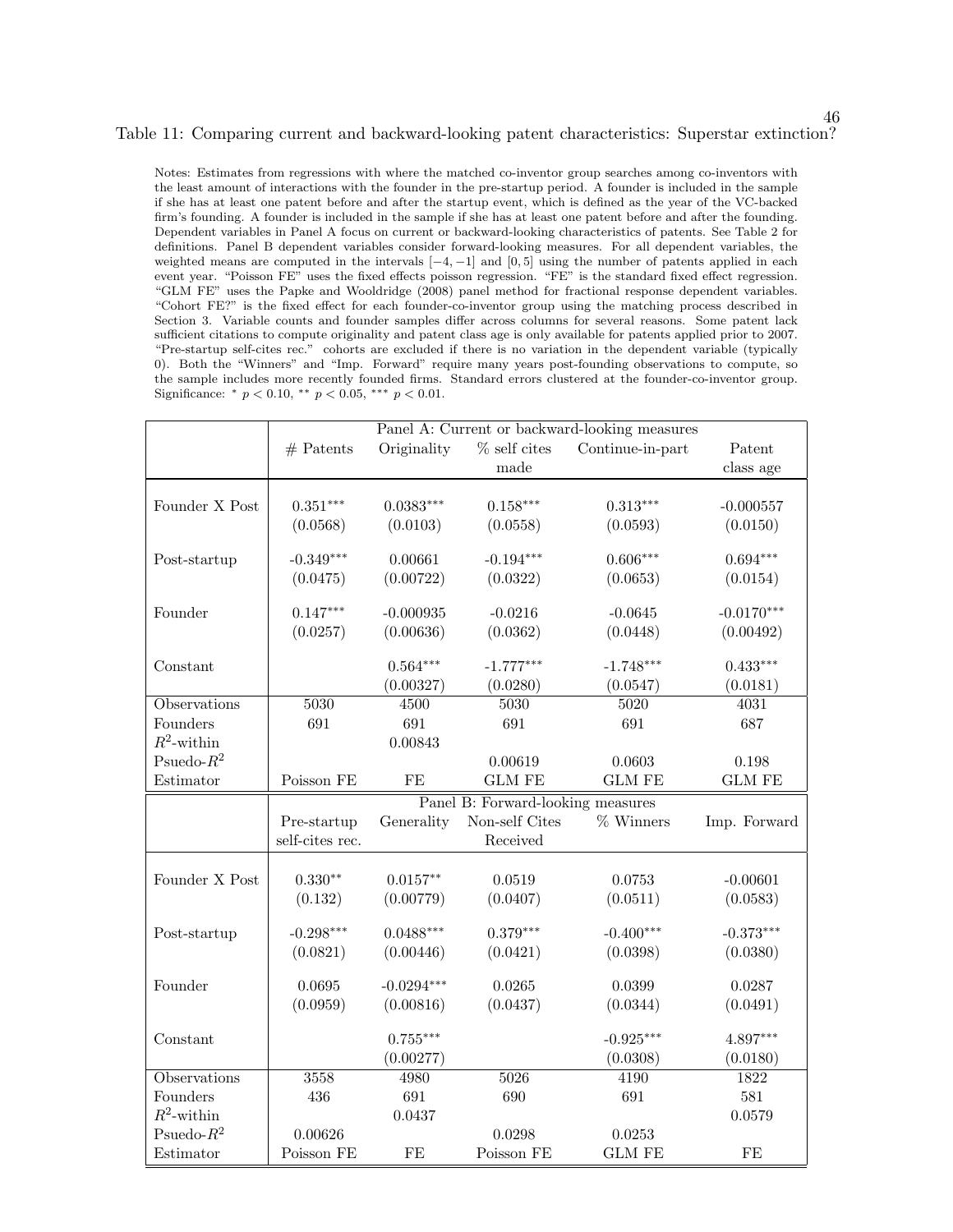Table 11: Comparing current and backward-looking patent characteristics: Superstar extinction?

Notes: Estimates from regressions with where the matched co-inventor group searches among co-inventors with the least amount of interactions with the founder in the pre-startup period. A founder is included in the sample if she has at least one patent before and after the startup event, which is defined as the year of the VC-backed firm's founding. A founder is included in the sample if she has at least one patent before and after the founding. Dependent variables in Panel A focus on current or backward-looking characteristics of patents. See Table 2 for definitions. Panel B dependent variables consider forward-looking measures. For all dependent variables, the weighted means are computed in the intervals $[-4, -1]$ and $[0, 5]$ using the number of patents applied in each event year. "Poisson FE" uses the fixed effects poisson regression. "FE" is the standard fixed effect regression. "GLM FE" uses the Papke and Wooldridge (2008) panel method for fractional response dependent variables. "Cohort FE?" is the fixed effect for each founder-co-inventor group using the matching process described in Section 3. Variable counts and founder samples differ across columns for several reasons. Some patent lack sufficient citations to compute originality and patent class age is only available for patents applied prior to 2007. "Pre-startup self-cites rec." cohorts are excluded if there is no variation in the dependent variable (typically 0). Both the "Winners" and "Imp. Forward" require many years post-founding observations to compute, so the sample includes more recently founded firms. Standard errors clustered at the founder-co-inventor group. Significance: $^{*}$ $p < 0.10$, $^{**}$ $p < 0.05$, $^{***}$ $p < 0.01$.

| | Panel A: Current or backward-looking measures | | | | |
|---|---|---|---|---|---|
| | # Patents | Originality | % self cites made | Continue-in-part | Patent class age |
| Founder X Post | 0.351$^{***}$ | 0.0383$^{***}$ | 0.158$^{***}$ | 0.313$^{***}$ | -0.000557 |
| | (0.0568) | (0.0103) | (0.0558) | (0.0593) | (0.0150) |
| Post-startup | -0.349$^{***}$ | 0.00661 | -0.194$^{***}$ | 0.606$^{***}$ | 0.694$^{***}$ |
| | (0.0475) | (0.00722) | (0.0322) | (0.0653) | (0.0154) |
| Founder | 0.147$^{***}$ | -0.000935 | -0.0216 | -0.0645 | -0.0170$^{***}$ |
| | (0.0257) | (0.00636) | (0.0362) | (0.0448) | (0.00492) |
| Constant | | 0.564$^{***}$ | -1.777$^{***}$ | -1.748$^{***}$ | 0.433$^{***}$ |
| | | (0.00327) | (0.0280) | (0.0547) | (0.0181) |
| Observations | 5030 | 4500 | 5030 | 5020 | 4031 |
| Founders | 691 | 691 | 691 | 691 | 687 |
| $R^2$-within | | 0.00843 | | | |
| Psuedo-$R^2$ | | | 0.00619 | 0.0603 | 0.198 |
| Estimator | Poisson FE | FE | GLM FE | GLM FE | GLM FE |

| | Panel B: Forward-looking measures | | | | |
|---|---|---|---|---|---|
| | Pre-startup self-cites rec. | Generality | Non-self Cites Received | % Winners | Imp. Forward |
| Founder X Post | 0.330$^{**}$ | 0.0157$^{**}$ | 0.0519 | 0.0753 | -0.00601 |
| | (0.132) | (0.00779) | (0.0407) | (0.0511) | (0.0583) |
| Post-startup | -0.298$^{***}$ | 0.0488$^{***}$ | 0.379$^{***}$ | -0.400$^{***}$ | -0.373$^{***}$ |
| | (0.0821) | (0.00446) | (0.0421) | (0.0398) | (0.0380) |
| Founder | 0.0695 | -0.0294$^{***}$ | 0.0265 | 0.0399 | 0.0287 |
| | (0.0959) | (0.00816) | (0.0437) | (0.0344) | (0.0491) |
| Constant | | 0.755$^{***}$ | | -0.925$^{***}$ | 4.897$^{***}$ |
| | | (0.00277) | | (0.0308) | (0.0180) |
| Observations | 3558 | 4980 | 5026 | 4190 | 1822 |
| Founders | 436 | 691 | 690 | 691 | 581 |
| $R^2$-within | | 0.0437 | | | 0.0579 |
| Psuedo-$R^2$ | 0.00626 | | 0.0298 | 0.0253 | |
| Estimator | Poisson FE | FE | Poisson FE | GLM FE | FE |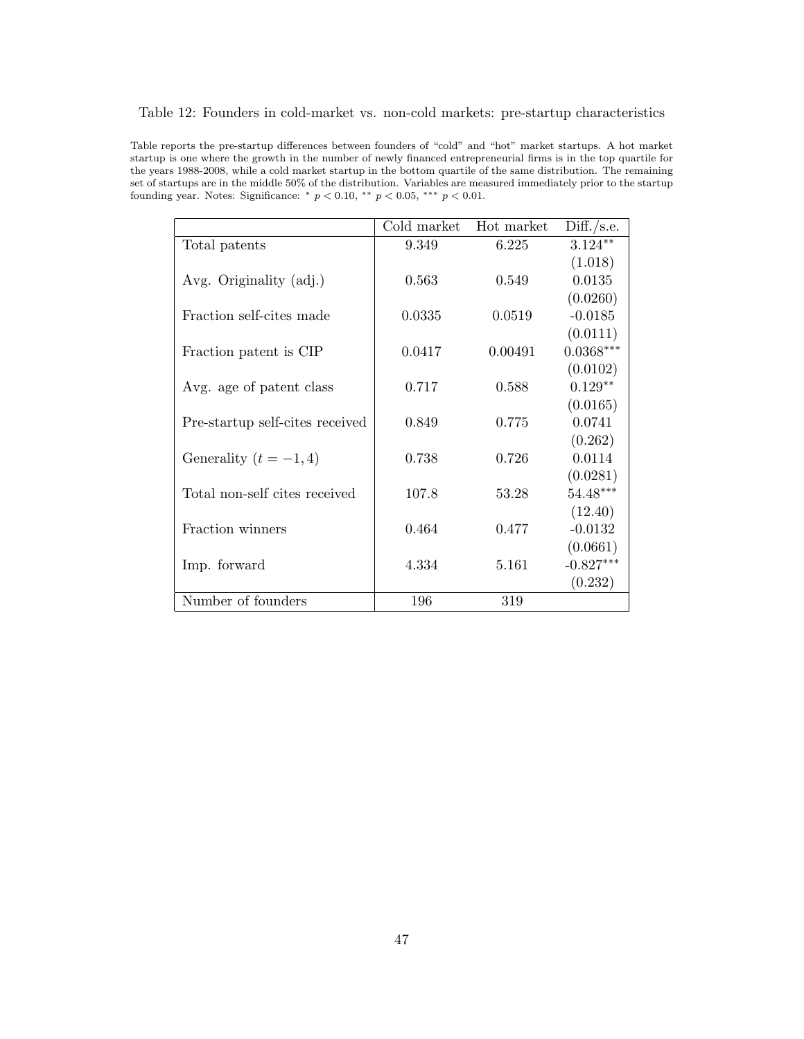Table 12: Founders in cold-market vs. non-cold markets: pre-startup characteristics

Table reports the pre-startup differences between founders of "cold" and "hot" market startups. A hot market startup is one where the growth in the number of newly financed entrepreneurial firms is in the top quartile for the years 1988-2008, while a cold market startup in the bottom quartile of the same distribution. The remaining set of startups are in the middle 50% of the distribution. Variables are measured immediately prior to the startup founding year. Notes: Significance: $^{*}$ $p < 0.10$, $^{**}$ $p < 0.05$, $^{***}$ $p < 0.01$.

| | Cold market | Hot market | Diff./s.e. |
|---|---|---|---|
| Total patents | 9.349 | 6.225 | 3.124$^{**}$ |
| | | | (1.018) |
| Avg. Originality (adj.) | 0.563 | 0.549 | 0.0135 |
| | | | (0.0260) |
| Fraction self-cites made | 0.0335 | 0.0519 | -0.0185 |
| | | | (0.0111) |
| Fraction patent is CIP | 0.0417 | 0.00491 | 0.0368$^{***}$ |
| | | | (0.0102) |
| Avg. age of patent class | 0.717 | 0.588 | 0.129$^{**}$ |
| | | | (0.0165) |
| Pre-startup self-cites received | 0.849 | 0.775 | 0.0741 |
| | | | (0.262) |
| Generality $(t = -1, 4)$ | 0.738 | 0.726 | 0.0114 |
| | | | (0.0281) |
| Total non-self cites received | 107.8 | 53.28 | 54.48$^{***}$ |
| | | | (12.40) |
| Fraction winners | 0.464 | 0.477 | -0.0132 |
| | | | (0.0661) |
| Imp. forward | 4.334 | 5.161 | -0.827$^{***}$ |
| | | | (0.232) |
| Number of founders | 196 | 319 | |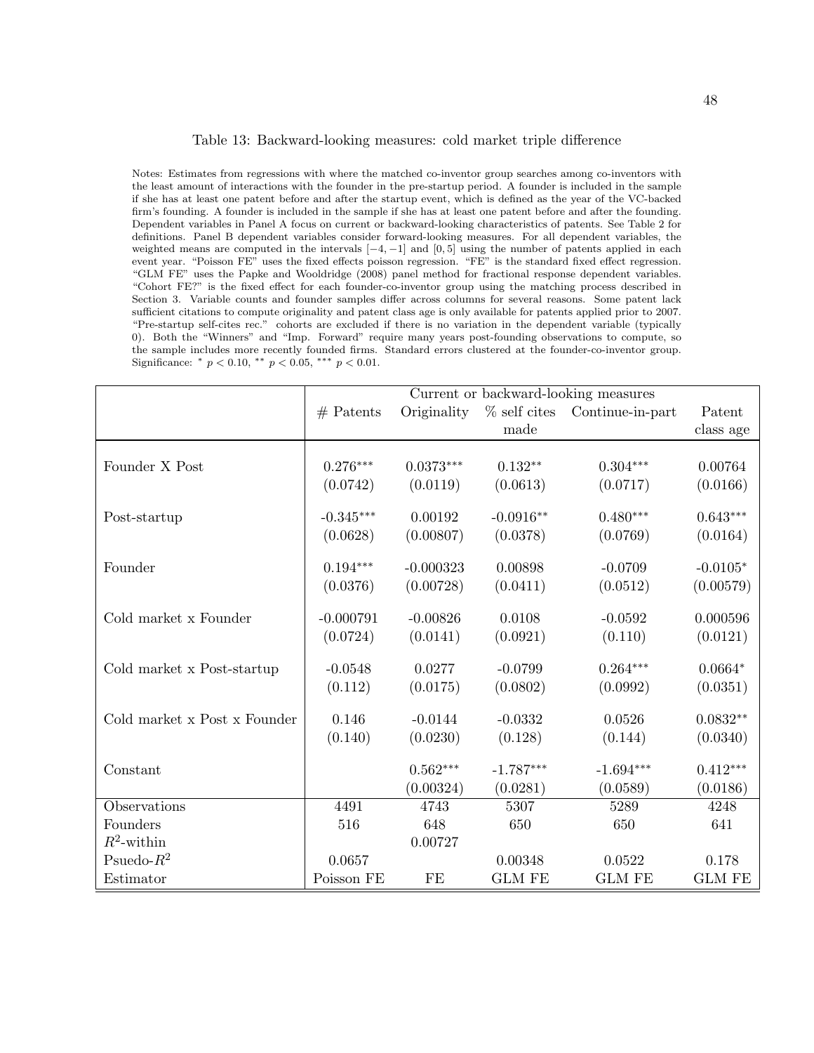Table 13: Backward-looking measures: cold market triple difference

Notes: Estimates from regressions with where the matched co-inventor group searches among co-inventors with the least amount of interactions with the founder in the pre-startup period. A founder is included in the sample if she has at least one patent before and after the startup event, which is defined as the year of the VC-backed firm's founding. A founder is included in the sample if she has at least one patent before and after the founding. Dependent variables in Panel A focus on current or backward-looking characteristics of patents. See Table 2 for definitions. Panel B dependent variables consider forward-looking measures. For all dependent variables, the weighted means are computed in the intervals $[-4, -1]$ and $[0, 5]$ using the number of patents applied in each event year. "Poisson FE" uses the fixed effects poisson regression. "FE" is the standard fixed effect regression. "GLM FE" uses the Papke and Wooldridge (2008) panel method for fractional response dependent variables. "Cohort FE?" is the fixed effect for each founder-co-inventor group using the matching process described in Section 3. Variable counts and founder samples differ across columns for several reasons. Some patent lack sufficient citations to compute originality and patent class age is only available for patents applied prior to 2007. "Pre-startup self-cites rec." cohorts are excluded if there is no variation in the dependent variable (typically 0). Both the "Winners" and "Imp. Forward" require many years post-founding observations to compute, so the sample includes more recently founded firms. Standard errors clustered at the founder-co-inventor group. Significance: $^{*}$ $p < 0.10$, $^{**}$ $p < 0.05$, $^{***}$ $p < 0.01$.

| | Current or backward-looking measures | | | | |
|---|---|---|---|---|---|
| | # Patents | Originality | % self cites made | Continue-in-part | Patent class age |
| Founder X Post | 0.276$^{***}$ | 0.0373$^{***}$ | 0.132$^{**}$ | 0.304$^{***}$ | 0.00764 |
| | (0.0742) | (0.0119) | (0.0613) | (0.0717) | (0.0166) |
| Post-startup | -0.345$^{***}$ | 0.00192 | -0.0916$^{**}$ | 0.480$^{***}$ | 0.643$^{***}$ |
| | (0.0628) | (0.00807) | (0.0378) | (0.0769) | (0.0164) |
| Founder | 0.194$^{***}$ | -0.000323 | 0.00898 | -0.0709 | -0.0105$^{*}$ |
| | (0.0376) | (0.00728) | (0.0411) | (0.0512) | (0.00579) |
| Cold market x Founder | -0.000791 | -0.00826 | 0.0108 | -0.0592 | 0.000596 |
| | (0.0724) | (0.0141) | (0.0921) | (0.110) | (0.0121) |
| Cold market x Post-startup | -0.0548 | 0.0277 | -0.0799 | 0.264$^{***}$ | 0.0664$^{*}$ |
| | (0.112) | (0.0175) | (0.0802) | (0.0992) | (0.0351) |
| Cold market x Post x Founder | 0.146 | -0.0144 | -0.0332 | 0.0526 | 0.0832$^{**}$ |
| | (0.140) | (0.0230) | (0.128) | (0.144) | (0.0340) |
| Constant | | 0.562$^{***}$ | -1.787$^{***}$ | -1.694$^{***}$ | 0.412$^{***}$ |
| | | (0.00324) | (0.0281) | (0.0589) | (0.0186) |
| Observations | 4491 | 4743 | 5307 | 5289 | 4248 |
| Founders | 516 | 648 | 650 | 650 | 641 |
| $R^2$-within | | 0.00727 | | | |
| Psuedo-$R^2$ | 0.0657 | | 0.00348 | 0.0522 | 0.178 |
| Estimator | Poisson FE | FE | GLM FE | GLM FE | GLM FE |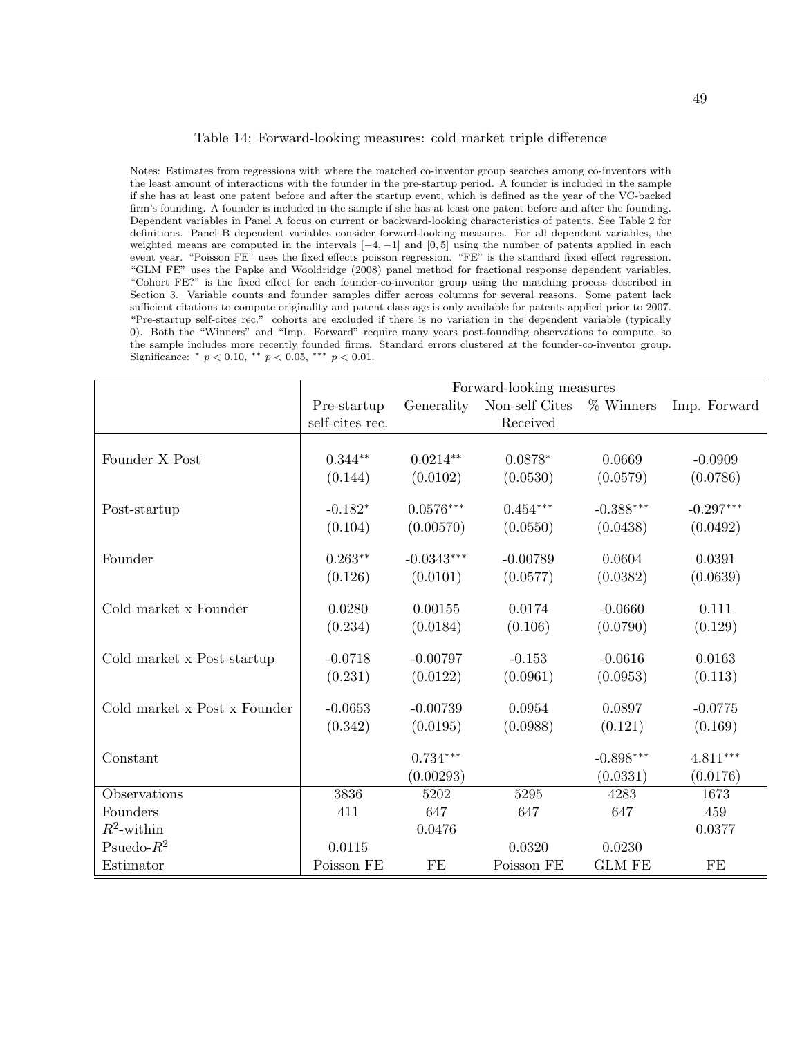Table 14: Forward-looking measures: cold market triple difference

Notes: Estimates from regressions with where the matched co-inventor group searches among co-inventors with the least amount of interactions with the founder in the pre-startup period. A founder is included in the sample if she has at least one patent before and after the startup event, which is defined as the year of the VC-backed firm's founding. A founder is included in the sample if she has at least one patent before and after the founding. Dependent variables in Panel A focus on current or backward-looking characteristics of patents. See Table 2 for definitions. Panel B dependent variables consider forward-looking measures. For all dependent variables, the weighted means are computed in the intervals $[-4, -1]$ and $[0, 5]$ using the number of patents applied in each event year. "Poisson FE" uses the fixed effects poisson regression. "FE" is the standard fixed effect regression. "GLM FE" uses the Papke and Wooldridge (2008) panel method for fractional response dependent variables. "Cohort FE?" is the fixed effect for each founder-co-inventor group using the matching process described in Section 3. Variable counts and founder samples differ across columns for several reasons. Some patent lack sufficient citations to compute originality and patent class age is only available for patents applied prior to 2007. "Pre-startup self-cites rec." cohorts are excluded if there is no variation in the dependent variable (typically 0). Both the "Winners" and "Imp. Forward" require many years post-founding observations to compute, so the sample includes more recently founded firms. Standard errors clustered at the founder-co-inventor group. Significance: * $p < 0.10$, ** $p < 0.05$, *** $p < 0.01$.

| | Forward-looking measures | | | | |
|---|---|---|---|---|---|
| | Pre-startup self-cites rec. | Generality | Non-self Cites Received | % Winners | Imp. Forward |
| Founder X Post | 0.344** | 0.0214** | 0.0878* | 0.0669 | -0.0909 |
| | (0.144) | (0.0102) | (0.0530) | (0.0579) | (0.0786) |
| Post-startup | -0.182* | 0.0576*** | 0.454*** | -0.388*** | -0.297*** |
| | (0.104) | (0.00570) | (0.0550) | (0.0438) | (0.0492) |
| Founder | 0.263** | -0.0343*** | -0.00789 | 0.0604 | 0.0391 |
| | (0.126) | (0.0101) | (0.0577) | (0.0382) | (0.0639) |
| Cold market x Founder | 0.0280 | 0.00155 | 0.0174 | -0.0660 | 0.111 |
| | (0.234) | (0.0184) | (0.106) | (0.0790) | (0.129) |
| Cold market x Post-startup | -0.0718 | -0.00797 | -0.153 | -0.0616 | 0.0163 |
| | (0.231) | (0.0122) | (0.0961) | (0.0953) | (0.113) |
| Cold market x Post x Founder | -0.0653 | -0.00739 | 0.0954 | 0.0897 | -0.0775 |
| | (0.342) | (0.0195) | (0.0988) | (0.121) | (0.169) |
| Constant | | 0.734*** | | -0.898*** | 4.811*** |
| | | (0.00293) | | (0.0331) | (0.0176) |
| Observations | 3836 | 5202 | 5295 | 4283 | 1673 |
| Founders | 411 | 647 | 647 | 647 | 459 |
| $R^2$-within | | 0.0476 | | | 0.0377 |
| Psuedo-$R^2$ | 0.0115 | | 0.0320 | 0.0230 | |
| Estimator | Poisson FE | FE | Poisson FE | GLM FE | FE |